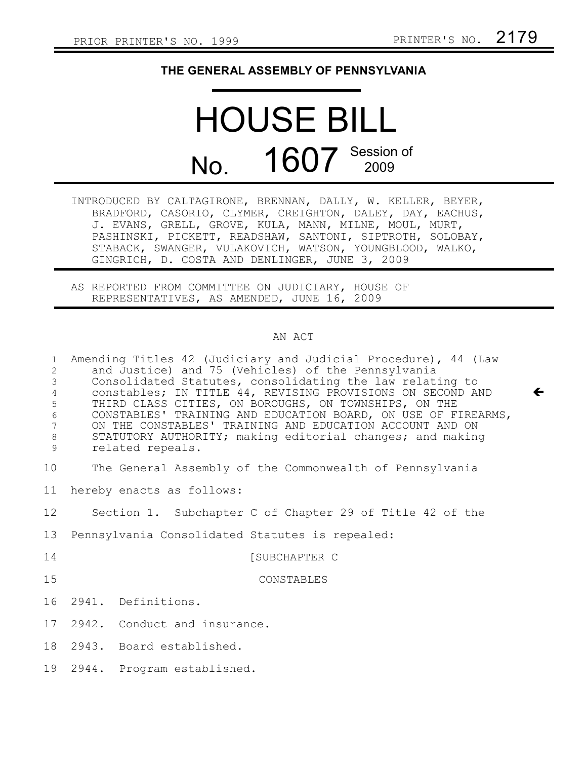PRIOR PRINTER'S NO. 1999 PRINTER'S NO. 2179

**THE GENERAL ASSEMBLY OF PENNSYLVANIA**

# HOUSE BILL

## No. 1607 Session of 2009

INTRODUCED BY CALTAGIRONE, BRENNAN, DALLY, W. KELLER, BEYER, BRADFORD, CASORIO, CLYMER, CREIGHTON, DALEY, DAY, EACHUS, J. EVANS, GRELL, GROVE, KULA, MANN, MILNE, MOUL, MURT, PASHINSKI, PICKETT, READSHAW, SANTONI, SIPTROTH, SOLOBAY, STABACK, SWANGER, VULAKOVICH, WATSON, YOUNGBLOOD, WALKO, GINGRICH, D. COSTA AND DENLINGER, JUNE 3, 2009

AS REPORTED FROM COMMITTEE ON JUDICIARY, HOUSE OF REPRESENTATIVES, AS AMENDED, JUNE 16, 2009

AN ACT

Amending Titles 42 (Judiciary and Judicial Procedure), 44 (Law and Justice) and 75 (Vehicles) of the Pennsylvania Consolidated Statutes, consolidating the law relating to constables; IN TITLE 44, REVISING PROVISIONS ON SECOND AND THIRD CLASS CITIES, ON BOROUGHS, ON TOWNSHIPS, ON THE CONSTABLES' TRAINING AND EDUCATION BOARD, ON USE OF FIREARMS, ON THE CONSTABLES' TRAINING AND EDUCATION ACCOUNT AND ON STATUTORY AUTHORITY; making editorial changes; and making related repeals.

The General Assembly of the Commonwealth of Pennsylvania hereby enacts as follows:

Section 1. Subchapter C of Chapter 29 of Title 42 of the Pennsylvania Consolidated Statutes is repealed:

[SUBCHAPTER C

CONSTABLES

2941. Definitions.

2942. Conduct and insurance.

2943. Board established.

2944. Program established.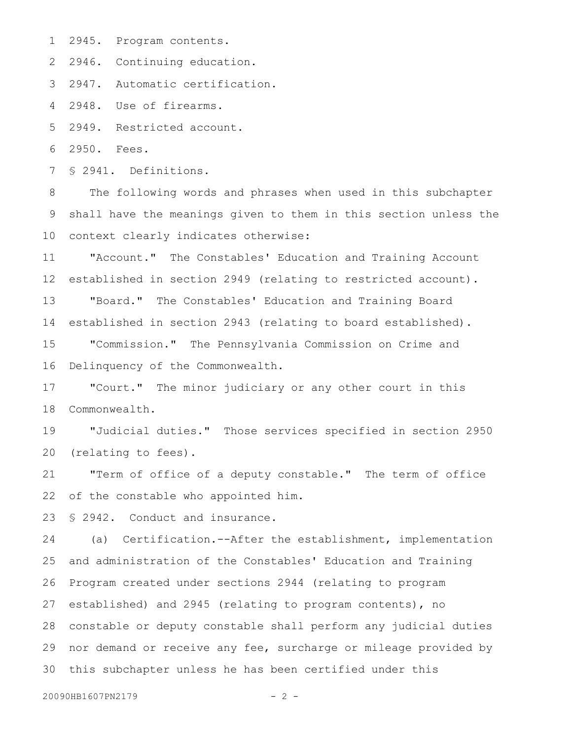2945. Program contents.

2946. Continuing education.

2947. Automatic certification.

2948. Use of firearms.

2949. Restricted account.

2950. Fees.

§ 2941. Definitions.

The following words and phrases when used in this subchapter shall have the meanings given to them in this section unless the context clearly indicates otherwise:

"Account." The Constables' Education and Training Account established in section 2949 (relating to restricted account).

"Board." The Constables' Education and Training Board established in section 2943 (relating to board established).

"Commission." The Pennsylvania Commission on Crime and Delinquency of the Commonwealth.

"Court." The minor judiciary or any other court in this Commonwealth.

"Judicial duties." Those services specified in section 2950 (relating to fees).

"Term of office of a deputy constable." The term of office of the constable who appointed him.

§ 2942. Conduct and insurance.

(a) Certification.--After the establishment, implementation and administration of the Constables' Education and Training Program created under sections 2944 (relating to program established) and 2945 (relating to program contents), no constable or deputy constable shall perform any judicial duties nor demand or receive any fee, surcharge or mileage provided by this subchapter unless he has been certified under this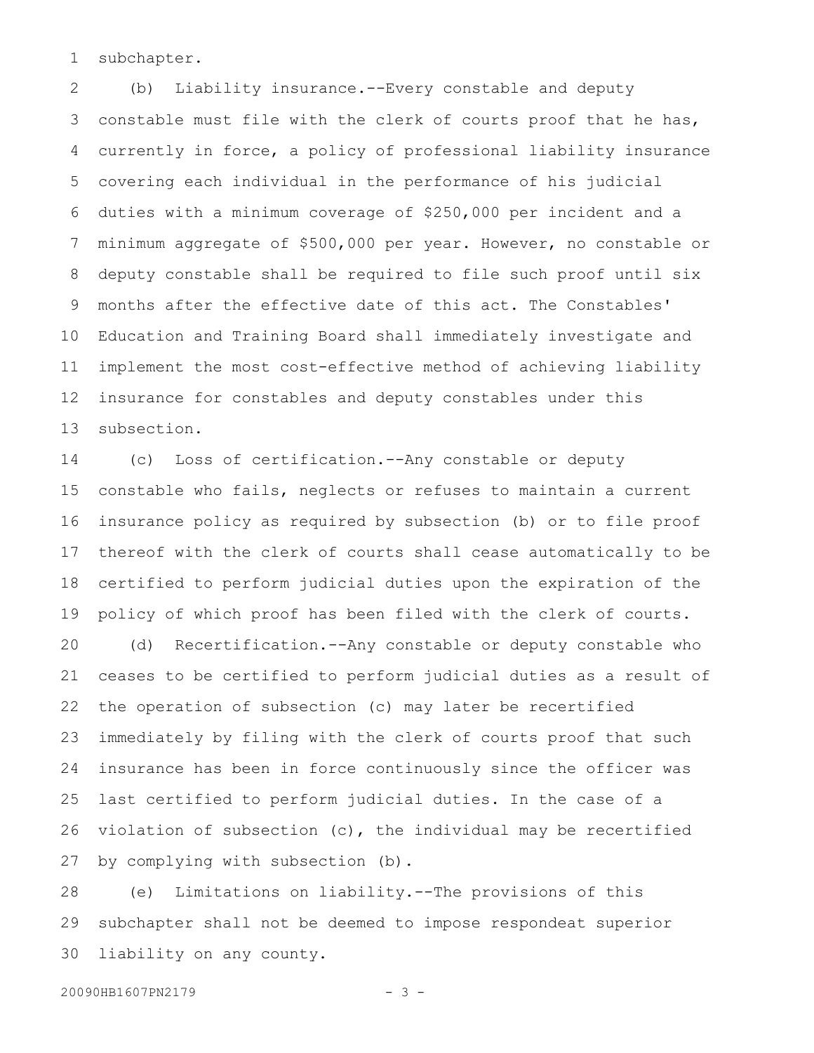subchapter.

(b) Liability insurance.--Every constable and deputy constable must file with the clerk of courts proof that he has, currently in force, a policy of professional liability insurance covering each individual in the performance of his judicial duties with a minimum coverage of $250,000 per incident and a minimum aggregate of $500,000 per year. However, no constable or deputy constable shall be required to file such proof until six months after the effective date of this act. The Constables' Education and Training Board shall immediately investigate and implement the most cost-effective method of achieving liability insurance for constables and deputy constables under this subsection.

(c) Loss of certification.--Any constable or deputy constable who fails, neglects or refuses to maintain a current insurance policy as required by subsection (b) or to file proof thereof with the clerk of courts shall cease automatically to be certified to perform judicial duties upon the expiration of the policy of which proof has been filed with the clerk of courts.

(d) Recertification.--Any constable or deputy constable who ceases to be certified to perform judicial duties as a result of the operation of subsection (c) may later be recertified immediately by filing with the clerk of courts proof that such insurance has been in force continuously since the officer was last certified to perform judicial duties. In the case of a violation of subsection (c), the individual may be recertified by complying with subsection (b).

(e) Limitations on liability.--The provisions of this subchapter shall not be deemed to impose respondeat superior liability on any county.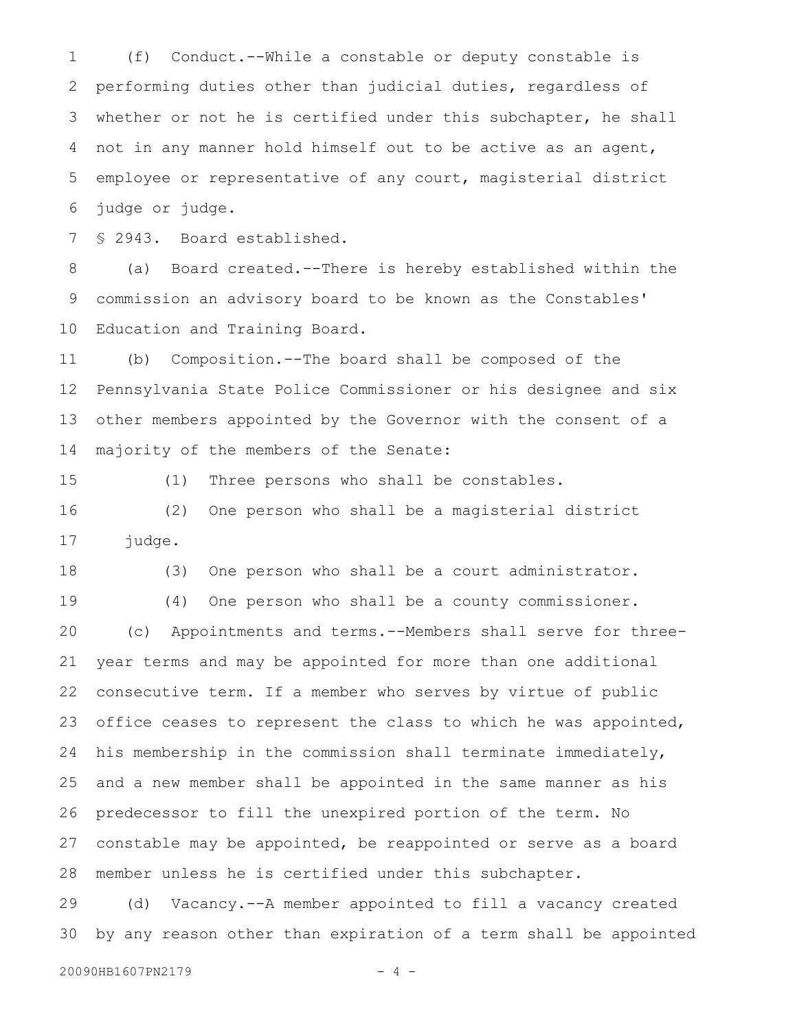(f) Conduct.--While a constable or deputy constable is performing duties other than judicial duties, regardless of whether or not he is certified under this subchapter, he shall not in any manner hold himself out to be active as an agent, employee or representative of any court, magisterial district judge or judge.

§ 2943. Board established.

(a) Board created.--There is hereby established within the commission an advisory board to be known as the Constables' Education and Training Board.

(b) Composition.--The board shall be composed of the Pennsylvania State Police Commissioner or his designee and six other members appointed by the Governor with the consent of a majority of the members of the Senate:

(1) Three persons who shall be constables.

(2) One person who shall be a magisterial district judge.

(3) One person who shall be a court administrator.

(4) One person who shall be a county commissioner.

(c) Appointments and terms.--Members shall serve for three-year terms and may be appointed for more than one additional consecutive term. If a member who serves by virtue of public office ceases to represent the class to which he was appointed, his membership in the commission shall terminate immediately, and a new member shall be appointed in the same manner as his predecessor to fill the unexpired portion of the term. No constable may be appointed, be reappointed or serve as a board member unless he is certified under this subchapter.

(d) Vacancy.--A member appointed to fill a vacancy created by any reason other than expiration of a term shall be appointed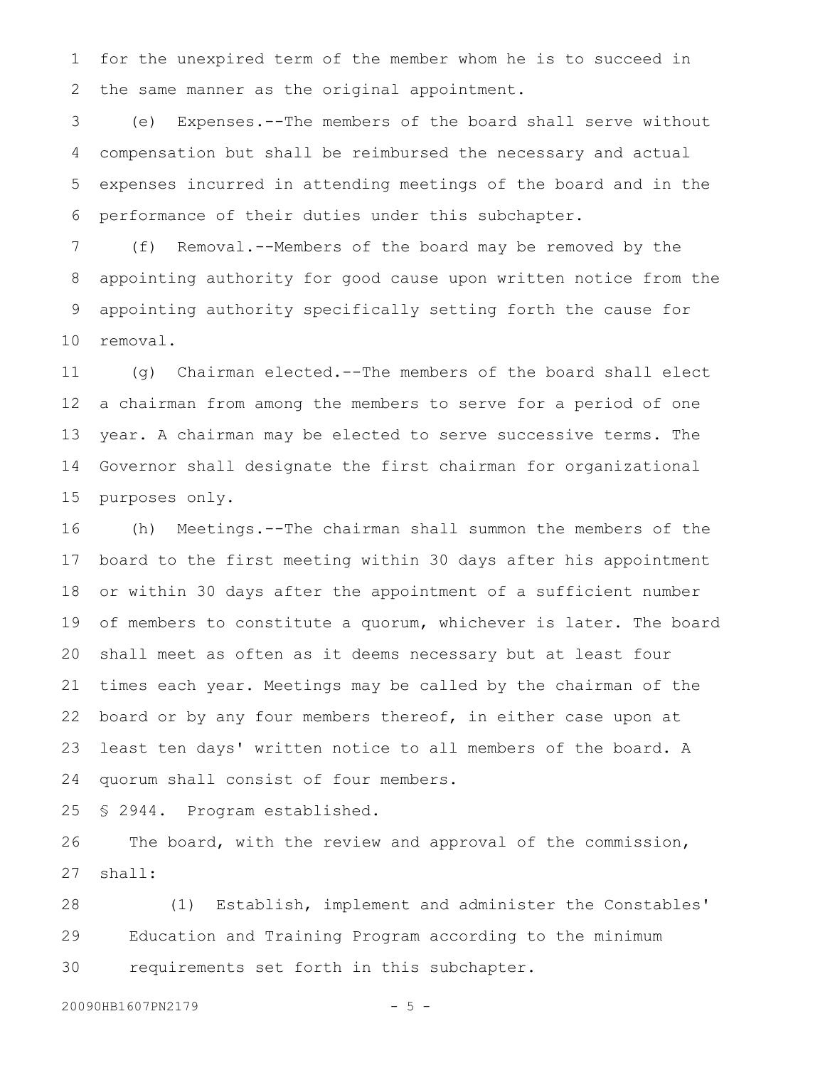for the unexpired term of the member whom he is to succeed in the same manner as the original appointment.

(e) Expenses.--The members of the board shall serve without compensation but shall be reimbursed the necessary and actual expenses incurred in attending meetings of the board and in the performance of their duties under this subchapter.

(f) Removal.--Members of the board may be removed by the appointing authority for good cause upon written notice from the appointing authority specifically setting forth the cause for removal.

(g) Chairman elected.--The members of the board shall elect a chairman from among the members to serve for a period of one year. A chairman may be elected to serve successive terms. The Governor shall designate the first chairman for organizational purposes only.

(h) Meetings.--The chairman shall summon the members of the board to the first meeting within 30 days after his appointment or within 30 days after the appointment of a sufficient number of members to constitute a quorum, whichever is later. The board shall meet as often as it deems necessary but at least four times each year. Meetings may be called by the chairman of the board or by any four members thereof, in either case upon at least ten days' written notice to all members of the board. A quorum shall consist of four members.

§ 2944. Program established.

The board, with the review and approval of the commission, shall:

(1) Establish, implement and administer the Constables' Education and Training Program according to the minimum requirements set forth in this subchapter.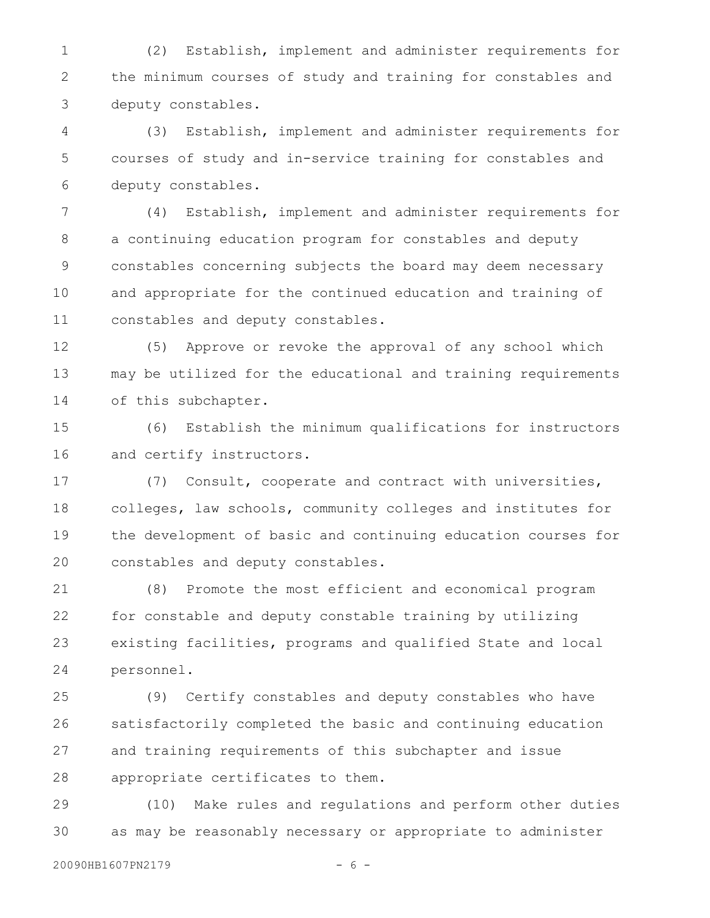(2) Establish, implement and administer requirements for the minimum courses of study and training for constables and deputy constables.

(3) Establish, implement and administer requirements for courses of study and in-service training for constables and deputy constables.

(4) Establish, implement and administer requirements for a continuing education program for constables and deputy constables concerning subjects the board may deem necessary and appropriate for the continued education and training of constables and deputy constables.

(5) Approve or revoke the approval of any school which may be utilized for the educational and training requirements of this subchapter.

(6) Establish the minimum qualifications for instructors and certify instructors.

(7) Consult, cooperate and contract with universities, colleges, law schools, community colleges and institutes for the development of basic and continuing education courses for constables and deputy constables.

(8) Promote the most efficient and economical program for constable and deputy constable training by utilizing existing facilities, programs and qualified State and local personnel.

(9) Certify constables and deputy constables who have satisfactorily completed the basic and continuing education and training requirements of this subchapter and issue appropriate certificates to them.

(10) Make rules and regulations and perform other duties as may be reasonably necessary or appropriate to administer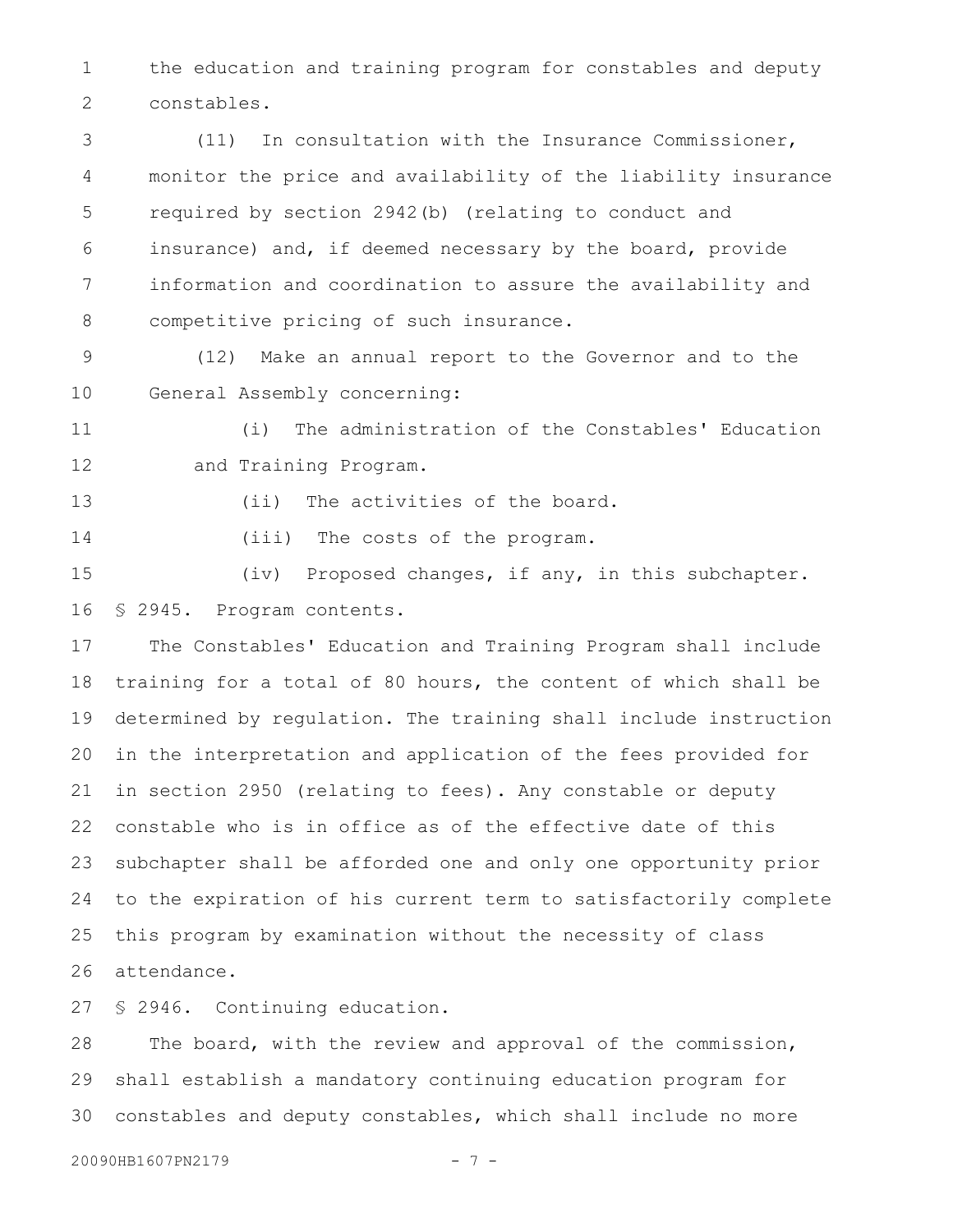the education and training program for constables and deputy constables.

(11) In consultation with the Insurance Commissioner, monitor the price and availability of the liability insurance required by section 2942(b) (relating to conduct and insurance) and, if deemed necessary by the board, provide information and coordination to assure the availability and competitive pricing of such insurance.

(12) Make an annual report to the Governor and to the General Assembly concerning:

(i) The administration of the Constables' Education and Training Program.

(ii) The activities of the board.

(iii) The costs of the program.

(iv) Proposed changes, if any, in this subchapter.

§ 2945. Program contents.

The Constables' Education and Training Program shall include training for a total of 80 hours, the content of which shall be determined by regulation. The training shall include instruction in the interpretation and application of the fees provided for in section 2950 (relating to fees). Any constable or deputy constable who is in office as of the effective date of this subchapter shall be afforded one and only one opportunity prior to the expiration of his current term to satisfactorily complete this program by examination without the necessity of class attendance.

§ 2946. Continuing education.

The board, with the review and approval of the commission, shall establish a mandatory continuing education program for constables and deputy constables, which shall include no more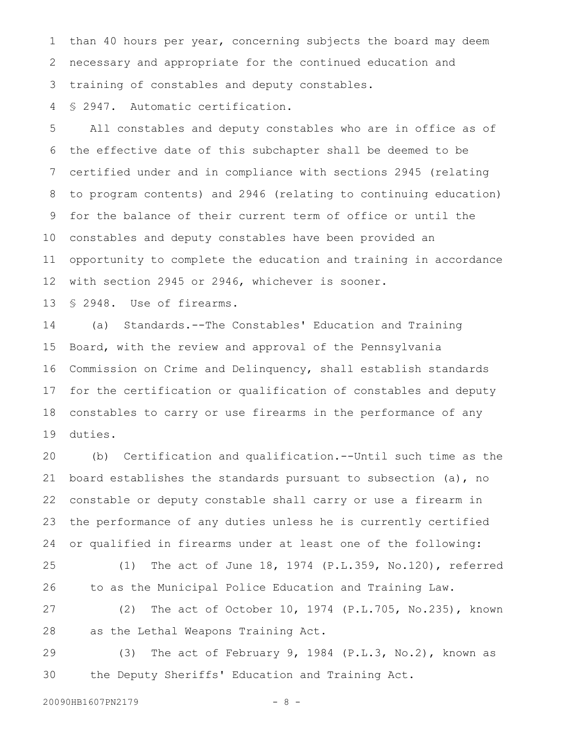than 40 hours per year, concerning subjects the board may deem necessary and appropriate for the continued education and training of constables and deputy constables.

§ 2947. Automatic certification.

All constables and deputy constables who are in office as of the effective date of this subchapter shall be deemed to be certified under and in compliance with sections 2945 (relating to program contents) and 2946 (relating to continuing education) for the balance of their current term of office or until the constables and deputy constables have been provided an opportunity to complete the education and training in accordance with section 2945 or 2946, whichever is sooner.

§ 2948. Use of firearms.

(a) Standards.--The Constables' Education and Training Board, with the review and approval of the Pennsylvania Commission on Crime and Delinquency, shall establish standards for the certification or qualification of constables and deputy constables to carry or use firearms in the performance of any duties.

(b) Certification and qualification.--Until such time as the board establishes the standards pursuant to subsection (a), no constable or deputy constable shall carry or use a firearm in the performance of any duties unless he is currently certified or qualified in firearms under at least one of the following:

(1) The act of June 18, 1974 (P.L.359, No.120), referred to as the Municipal Police Education and Training Law.

(2) The act of October 10, 1974 (P.L.705, No.235), known as the Lethal Weapons Training Act.

(3) The act of February 9, 1984 (P.L.3, No.2), known as the Deputy Sheriffs' Education and Training Act.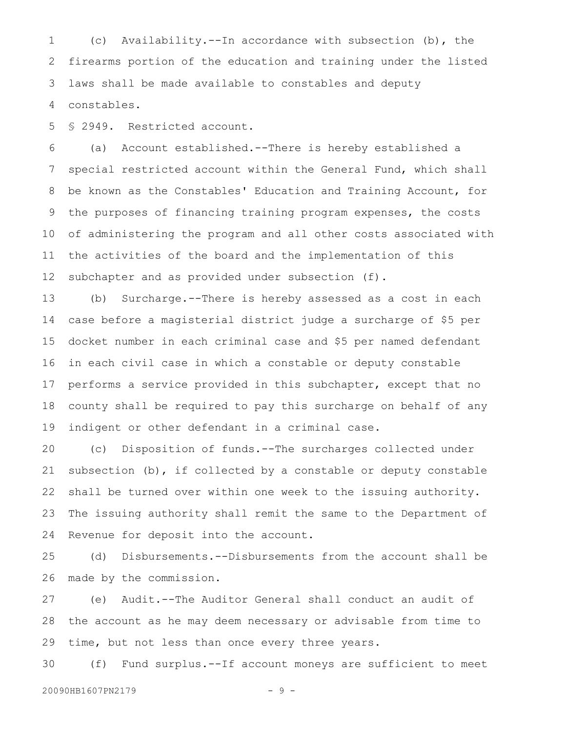(c) Availability.--In accordance with subsection (b), the firearms portion of the education and training under the listed laws shall be made available to constables and deputy constables.

§ 2949. Restricted account.

(a) Account established.--There is hereby established a special restricted account within the General Fund, which shall be known as the Constables' Education and Training Account, for the purposes of financing training program expenses, the costs of administering the program and all other costs associated with the activities of the board and the implementation of this subchapter and as provided under subsection (f).

(b) Surcharge.--There is hereby assessed as a cost in each case before a magisterial district judge a surcharge of $5 per docket number in each criminal case and $5 per named defendant in each civil case in which a constable or deputy constable performs a service provided in this subchapter, except that no county shall be required to pay this surcharge on behalf of any indigent or other defendant in a criminal case.

(c) Disposition of funds.--The surcharges collected under subsection (b), if collected by a constable or deputy constable shall be turned over within one week to the issuing authority. The issuing authority shall remit the same to the Department of Revenue for deposit into the account.

(d) Disbursements.--Disbursements from the account shall be made by the commission.

(e) Audit.--The Auditor General shall conduct an audit of the account as he may deem necessary or advisable from time to time, but not less than once every three years.

(f) Fund surplus.--If account moneys are sufficient to meet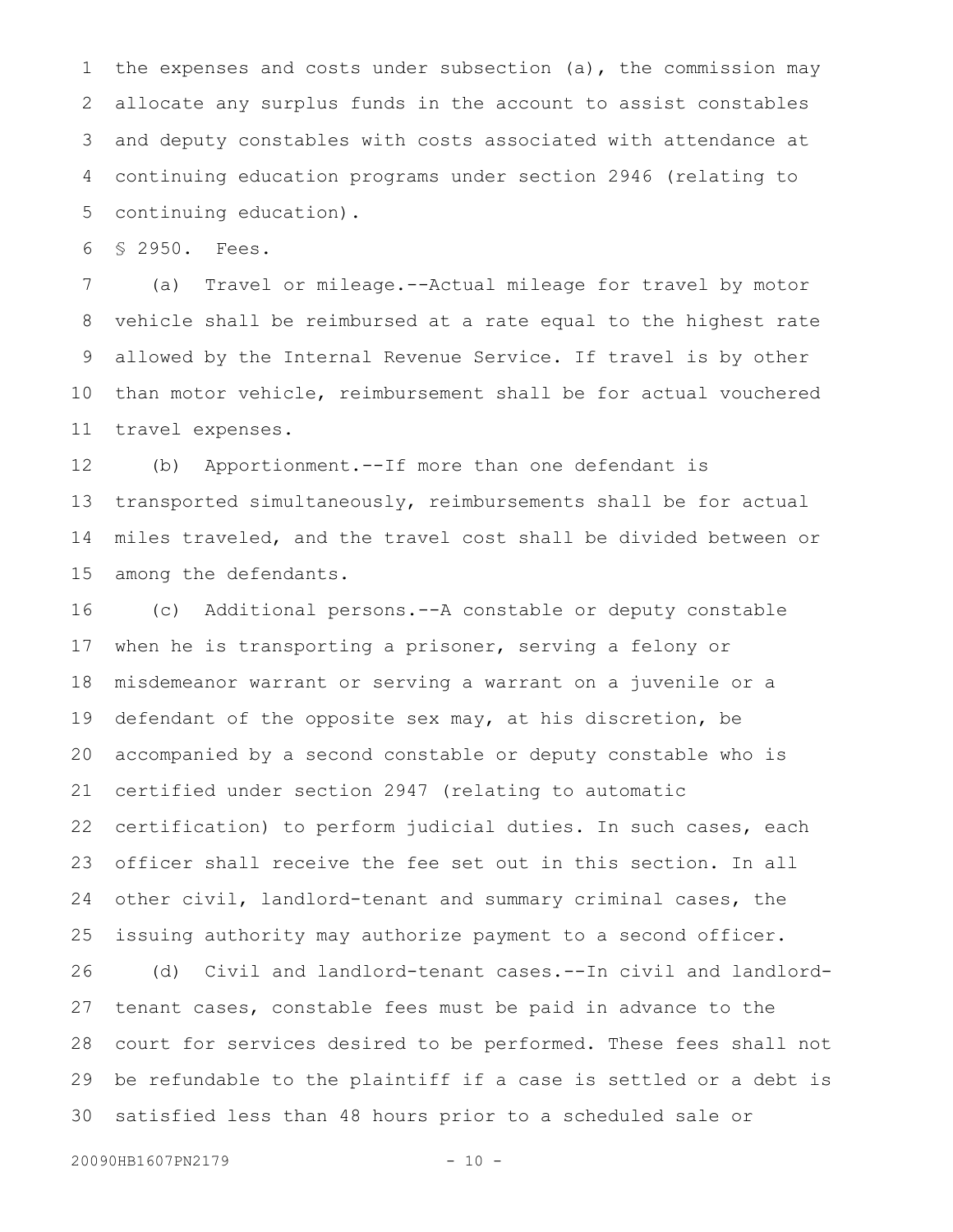the expenses and costs under subsection (a), the commission may allocate any surplus funds in the account to assist constables and deputy constables with costs associated with attendance at continuing education programs under section 2946 (relating to continuing education).

§ 2950. Fees.

(a) Travel or mileage.--Actual mileage for travel by motor vehicle shall be reimbursed at a rate equal to the highest rate allowed by the Internal Revenue Service. If travel is by other than motor vehicle, reimbursement shall be for actual vouchered travel expenses.

(b) Apportionment.--If more than one defendant is transported simultaneously, reimbursements shall be for actual miles traveled, and the travel cost shall be divided between or among the defendants.

(c) Additional persons.--A constable or deputy constable when he is transporting a prisoner, serving a felony or misdemeanor warrant or serving a warrant on a juvenile or a defendant of the opposite sex may, at his discretion, be accompanied by a second constable or deputy constable who is certified under section 2947 (relating to automatic certification) to perform judicial duties. In such cases, each officer shall receive the fee set out in this section. In all other civil, landlord-tenant and summary criminal cases, the issuing authority may authorize payment to a second officer.

(d) Civil and landlord-tenant cases.--In civil and landlord-tenant cases, constable fees must be paid in advance to the court for services desired to be performed. These fees shall not be refundable to the plaintiff if a case is settled or a debt is satisfied less than 48 hours prior to a scheduled sale or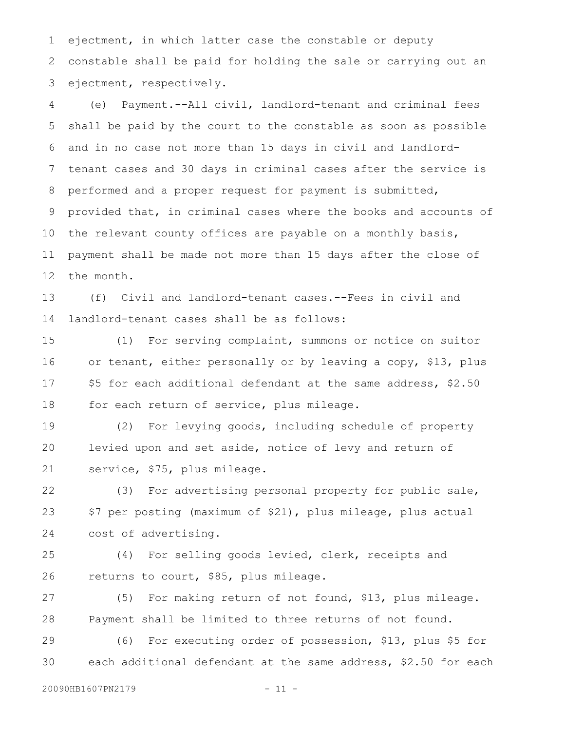ejectment, in which latter case the constable or deputy constable shall be paid for holding the sale or carrying out an ejectment, respectively.

(e) Payment.--All civil, landlord-tenant and criminal fees shall be paid by the court to the constable as soon as possible and in no case not more than 15 days in civil and landlord-tenant cases and 30 days in criminal cases after the service is performed and a proper request for payment is submitted, provided that, in criminal cases where the books and accounts of the relevant county offices are payable on a monthly basis, payment shall be made not more than 15 days after the close of the month.

(f) Civil and landlord-tenant cases.--Fees in civil and landlord-tenant cases shall be as follows:

(1) For serving complaint, summons or notice on suitor or tenant, either personally or by leaving a copy, $13, plus $5 for each additional defendant at the same address, $2.50 for each return of service, plus mileage.

(2) For levying goods, including schedule of property levied upon and set aside, notice of levy and return of service, $75, plus mileage.

(3) For advertising personal property for public sale, $7 per posting (maximum of $21), plus mileage, plus actual cost of advertising.

(4) For selling goods levied, clerk, receipts and returns to court, $85, plus mileage.

(5) For making return of not found, $13, plus mileage. Payment shall be limited to three returns of not found.

(6) For executing order of possession, $13, plus $5 for each additional defendant at the same address, $2.50 for each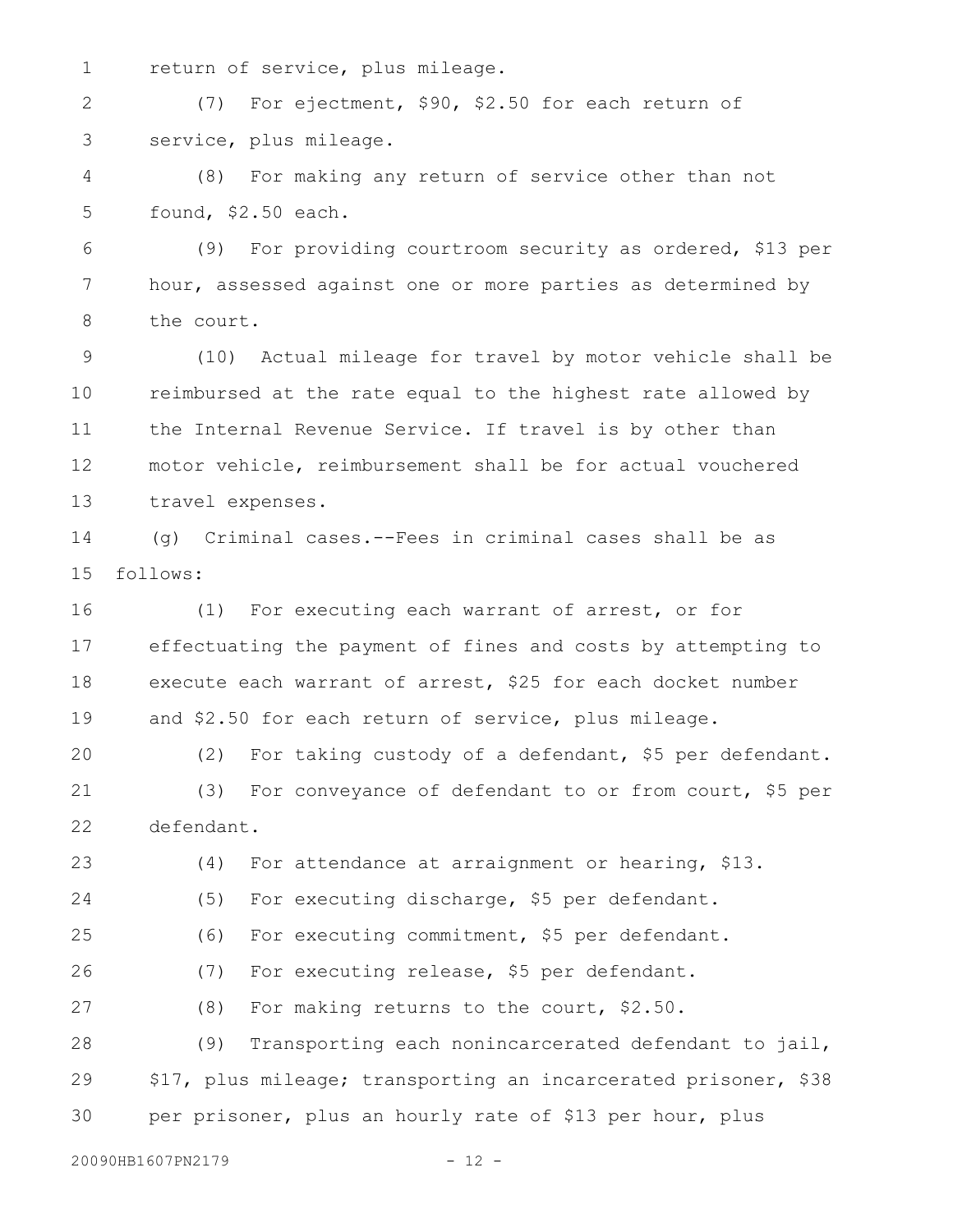return of service, plus mileage.

(7) For ejectment, $90, $2.50 for each return of service, plus mileage.

(8) For making any return of service other than not found, $2.50 each.

(9) For providing courtroom security as ordered, $13 per hour, assessed against one or more parties as determined by the court.

(10) Actual mileage for travel by motor vehicle shall be reimbursed at the rate equal to the highest rate allowed by the Internal Revenue Service. If travel is by other than motor vehicle, reimbursement shall be for actual vouchered travel expenses.

(g) Criminal cases.--Fees in criminal cases shall be as follows:

(1) For executing each warrant of arrest, or for effectuating the payment of fines and costs by attempting to execute each warrant of arrest, $25 for each docket number and $2.50 for each return of service, plus mileage.

(2) For taking custody of a defendant, $5 per defendant.

(3) For conveyance of defendant to or from court, $5 per defendant.

(4) For attendance at arraignment or hearing, $13.

(5) For executing discharge, $5 per defendant.

(6) For executing commitment, $5 per defendant.

(7) For executing release, $5 per defendant.

(8) For making returns to the court, $2.50.

(9) Transporting each nonincarcerated defendant to jail, $17, plus mileage; transporting an incarcerated prisoner, $38 per prisoner, plus an hourly rate of $13 per hour, plus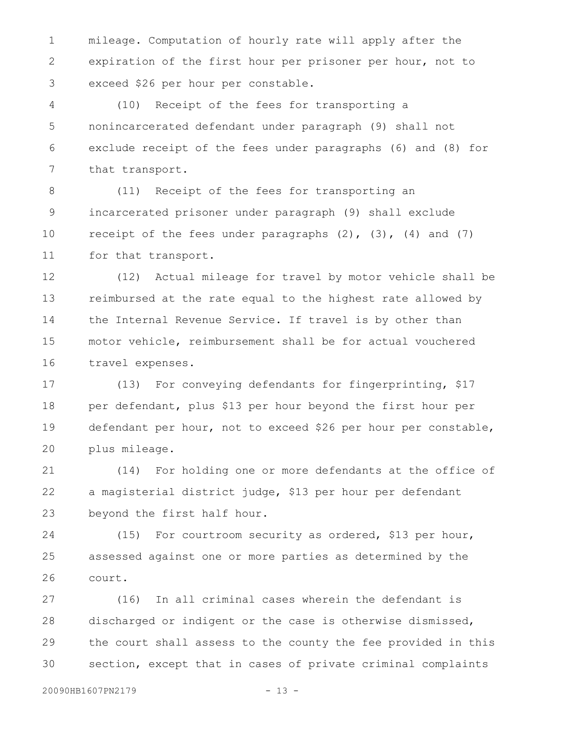mileage. Computation of hourly rate will apply after the expiration of the first hour per prisoner per hour, not to exceed $26 per hour per constable.

(10) Receipt of the fees for transporting a nonincarcerated defendant under paragraph (9) shall not exclude receipt of the fees under paragraphs (6) and (8) for that transport.

(11) Receipt of the fees for transporting an incarcerated prisoner under paragraph (9) shall exclude receipt of the fees under paragraphs (2), (3), (4) and (7) for that transport.

(12) Actual mileage for travel by motor vehicle shall be reimbursed at the rate equal to the highest rate allowed by the Internal Revenue Service. If travel is by other than motor vehicle, reimbursement shall be for actual vouchered travel expenses.

(13) For conveying defendants for fingerprinting, $17 per defendant, plus $13 per hour beyond the first hour per defendant per hour, not to exceed $26 per hour per constable, plus mileage.

(14) For holding one or more defendants at the office of a magisterial district judge, $13 per hour per defendant beyond the first half hour.

(15) For courtroom security as ordered, $13 per hour, assessed against one or more parties as determined by the court.

(16) In all criminal cases wherein the defendant is discharged or indigent or the case is otherwise dismissed, the court shall assess to the county the fee provided in this section, except that in cases of private criminal complaints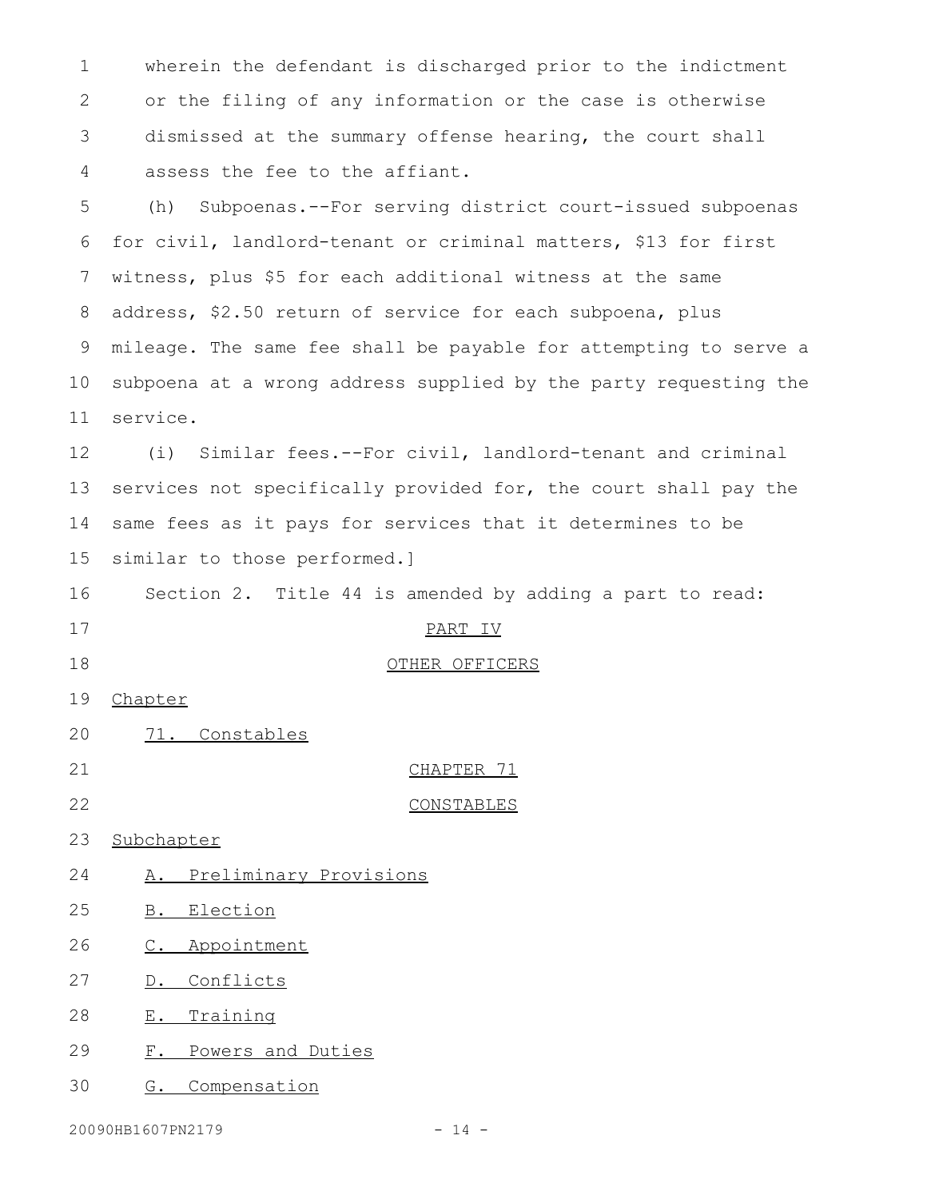wherein the defendant is discharged prior to the indictment or the filing of any information or the case is otherwise dismissed at the summary offense hearing, the court shall assess the fee to the affiant.

(h) Subpoenas.--For serving district court-issued subpoenas for civil, landlord-tenant or criminal matters, $13 for first witness, plus $5 for each additional witness at the same address, $2.50 return of service for each subpoena, plus mileage. The same fee shall be payable for attempting to serve a subpoena at a wrong address supplied by the party requesting the service.

(i) Similar fees.--For civil, landlord-tenant and criminal services not specifically provided for, the court shall pay the same fees as it pays for services that it determines to be similar to those performed.]

Section 2. Title 44 is amended by adding a part to read:

PART IV

OTHER OFFICERS

Chapter

71. Constables

CHAPTER 71

CONSTABLES

Subchapter

A. Preliminary Provisions

B. Election

C. Appointment

D. Conflicts

E. Training

F. Powers and Duties

G. Compensation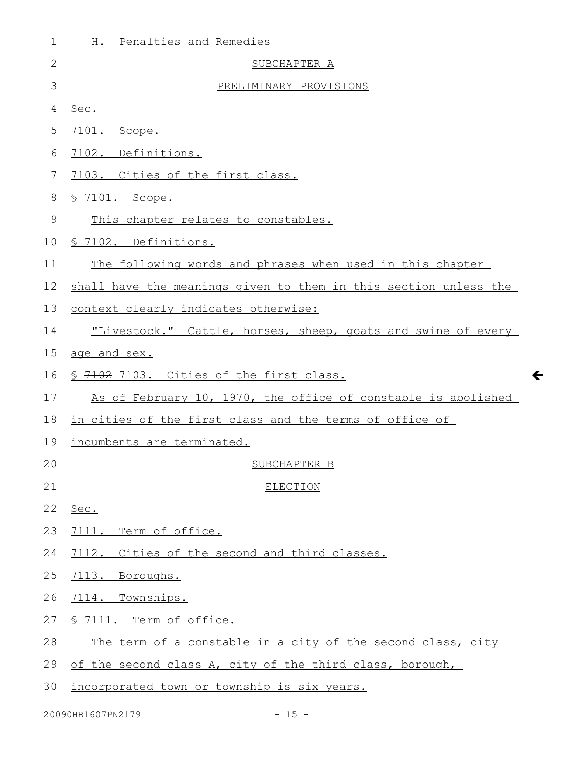H. Penalties and Remedies

SUBCHAPTER A

PRELIMINARY PROVISIONS

Sec.

7101. Scope.

7102. Definitions.

7103. Cities of the first class.

§ 7101. Scope.

This chapter relates to constables.

§ 7102. Definitions.

The following words and phrases when used in this chapter shall have the meanings given to them in this section unless the context clearly indicates otherwise:

"Livestock." Cattle, horses, sheep, goats and swine of every age and sex.

§ ~~7102~~ 7103. Cities of the first class.

As of February 10, 1970, the office of constable is abolished in cities of the first class and the terms of office of incumbents are terminated.

SUBCHAPTER B

ELECTION

Sec.

7111. Term of office.

7112. Cities of the second and third classes.

7113. Boroughs.

7114. Townships.

§ 7111. Term of office.

The term of a constable in a city of the second class, city of the second class A, city of the third class, borough, incorporated town or township is six years.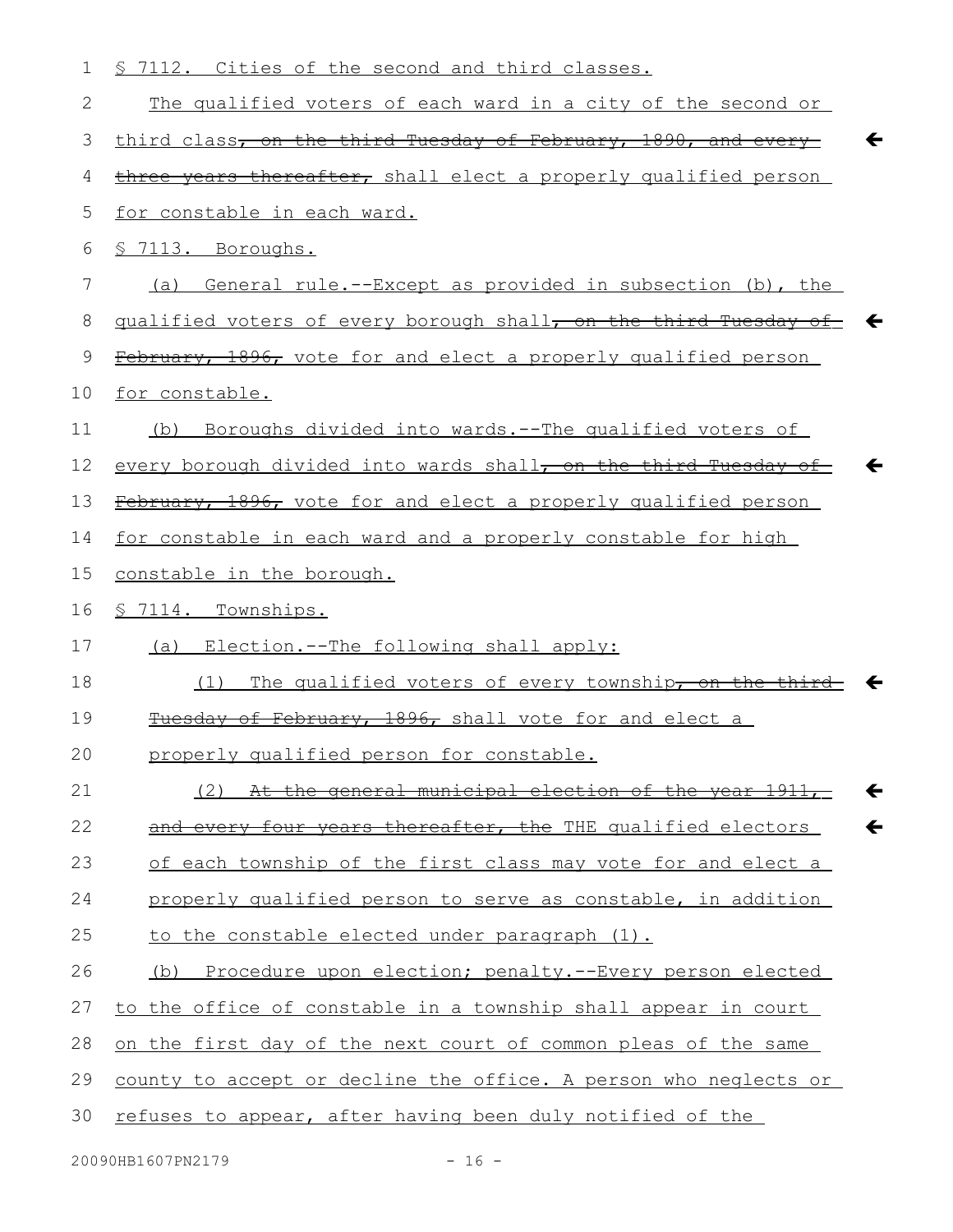§ 7112. Cities of the second and third classes.

The qualified voters of each ward in a city of the second or third class~~, on the third Tuesday of February, 1890, and every three years thereafter,~~ shall elect a properly qualified person for constable in each ward.

§ 7113. Boroughs.

(a) General rule.--Except as provided in subsection (b), the qualified voters of every borough shall~~, on the third Tuesday of February, 1896,~~ vote for and elect a properly qualified person for constable.

(b) Boroughs divided into wards.--The qualified voters of every borough divided into wards shall~~, on the third Tuesday of February, 1896,~~ vote for and elect a properly qualified person for constable in each ward and a properly constable for high constable in the borough.

§ 7114. Townships.

(a) Election.--The following shall apply:

(1) The qualified voters of every township~~, on the third Tuesday of February, 1896,~~ shall vote for and elect a properly qualified person for constable.

(2) ~~At the general municipal election of the year 1911, and every four years thereafter, the~~ THE qualified electors of each township of the first class may vote for and elect a properly qualified person to serve as constable, in addition to the constable elected under paragraph (1).

(b) Procedure upon election; penalty.--Every person elected to the office of constable in a township shall appear in court on the first day of the next court of common pleas of the same county to accept or decline the office. A person who neglects or refuses to appear, after having been duly notified of the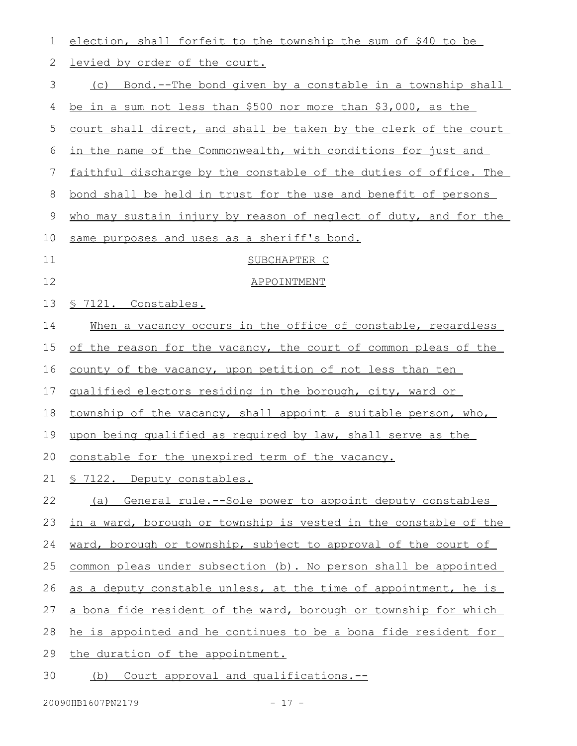election, shall forfeit to the township the sum of $40 to be levied by order of the court.

(c) Bond.--The bond given by a constable in a township shall be in a sum not less than $500 nor more than $3,000, as the court shall direct, and shall be taken by the clerk of the court in the name of the Commonwealth, with conditions for just and faithful discharge by the constable of the duties of office. The bond shall be held in trust for the use and benefit of persons who may sustain injury by reason of neglect of duty, and for the same purposes and uses as a sheriff's bond.

SUBCHAPTER C

APPOINTMENT

§ 7121. Constables.

When a vacancy occurs in the office of constable, regardless of the reason for the vacancy, the court of common pleas of the county of the vacancy, upon petition of not less than ten qualified electors residing in the borough, city, ward or township of the vacancy, shall appoint a suitable person, who, upon being qualified as required by law, shall serve as the constable for the unexpired term of the vacancy.

§ 7122. Deputy constables.

(a) General rule.--Sole power to appoint deputy constables in a ward, borough or township is vested in the constable of the ward, borough or township, subject to approval of the court of common pleas under subsection (b). No person shall be appointed as a deputy constable unless, at the time of appointment, he is a bona fide resident of the ward, borough or township for which he is appointed and he continues to be a bona fide resident for the duration of the appointment.

(b) Court approval and qualifications.--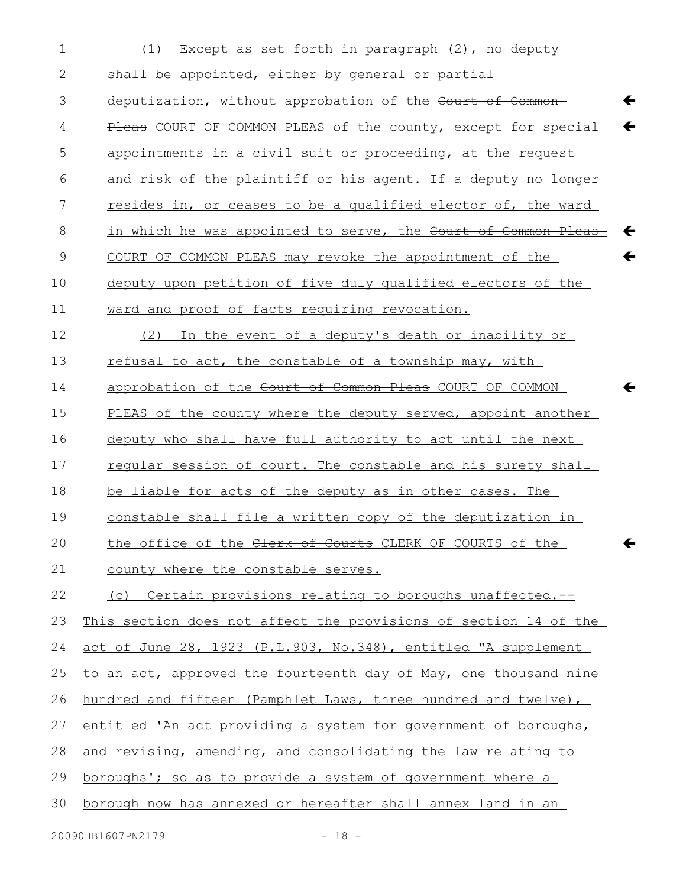(1) Except as set forth in paragraph (2), no deputy shall be appointed, either by general or partial deputization, without approbation of the ~~Court of Common Pleas~~ COURT OF COMMON PLEAS of the county, except for special appointments in a civil suit or proceeding, at the request and risk of the plaintiff or his agent. If a deputy no longer resides in, or ceases to be a qualified elector of, the ward in which he was appointed to serve, the ~~Court of Common Pleas~~ COURT OF COMMON PLEAS may revoke the appointment of the deputy upon petition of five duly qualified electors of the ward and proof of facts requiring revocation.

(2) In the event of a deputy's death or inability or refusal to act, the constable of a township may, with approbation of the ~~Court of Common Pleas~~ COURT OF COMMON PLEAS of the county where the deputy served, appoint another deputy who shall have full authority to act until the next regular session of court. The constable and his surety shall be liable for acts of the deputy as in other cases. The constable shall file a written copy of the deputization in the office of the ~~Clerk of Courts~~ CLERK OF COURTS of the county where the constable serves.

(c) Certain provisions relating to boroughs unaffected.--This section does not affect the provisions of section 14 of the act of June 28, 1923 (P.L.903, No.348), entitled "A supplement to an act, approved the fourteenth day of May, one thousand nine hundred and fifteen (Pamphlet Laws, three hundred and twelve), entitled 'An act providing a system for government of boroughs, and revising, amending, and consolidating the law relating to boroughs'; so as to provide a system of government where a borough now has annexed or hereafter shall annex land in an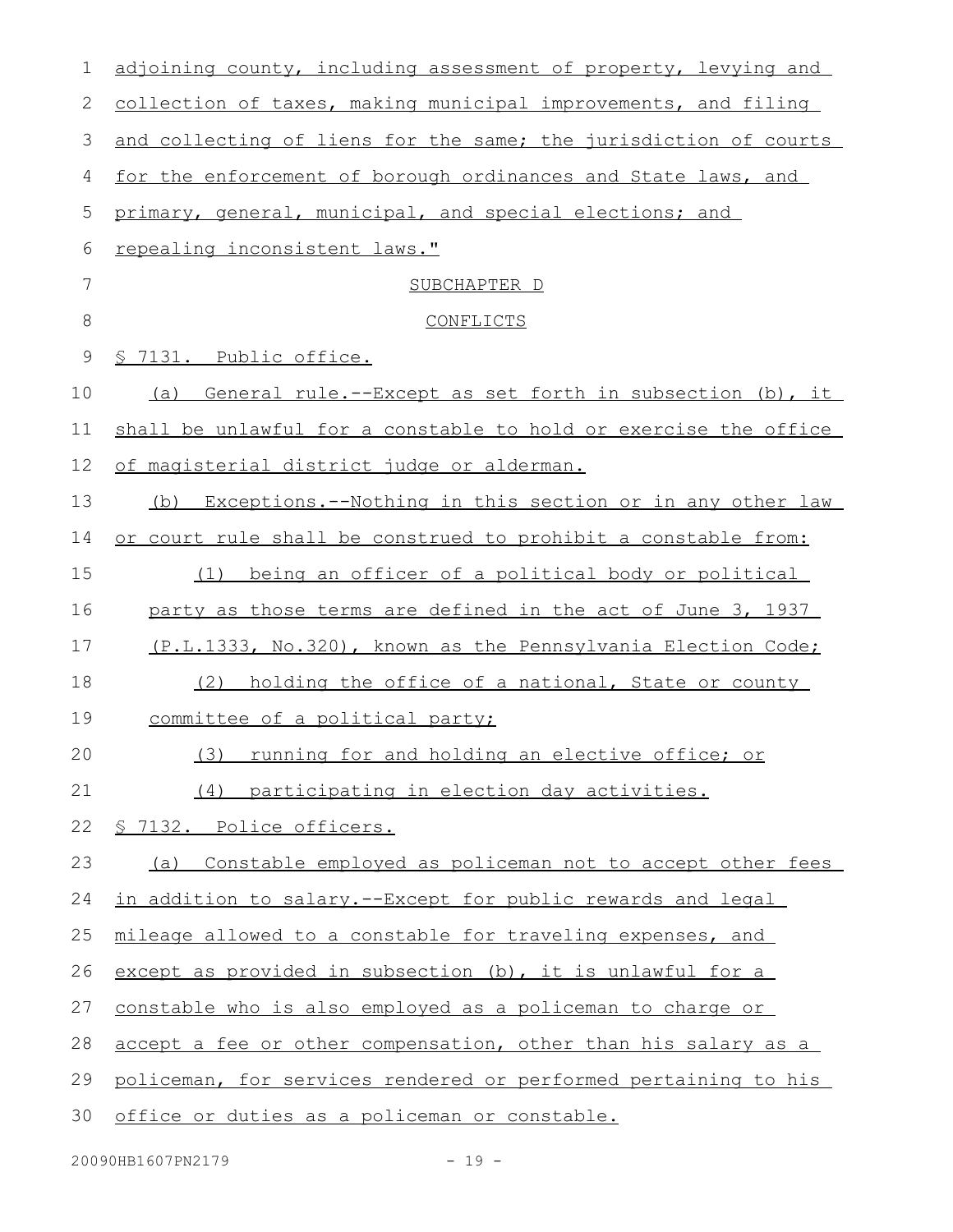adjoining county, including assessment of property, levying and collection of taxes, making municipal improvements, and filing and collecting of liens for the same; the jurisdiction of courts for the enforcement of borough ordinances and State laws, and primary, general, municipal, and special elections; and repealing inconsistent laws."

SUBCHAPTER D

CONFLICTS

§ 7131. Public office.

(a) General rule.--Except as set forth in subsection (b), it shall be unlawful for a constable to hold or exercise the office of magisterial district judge or alderman.

(b) Exceptions.--Nothing in this section or in any other law or court rule shall be construed to prohibit a constable from:

(1) being an officer of a political body or political party as those terms are defined in the act of June 3, 1937 (P.L.1333, No.320), known as the Pennsylvania Election Code;

(2) holding the office of a national, State or county committee of a political party;

(3) running for and holding an elective office; or

(4) participating in election day activities.

§ 7132. Police officers.

(a) Constable employed as policeman not to accept other fees in addition to salary.--Except for public rewards and legal mileage allowed to a constable for traveling expenses, and except as provided in subsection (b), it is unlawful for a constable who is also employed as a policeman to charge or accept a fee or other compensation, other than his salary as a policeman, for services rendered or performed pertaining to his office or duties as a policeman or constable.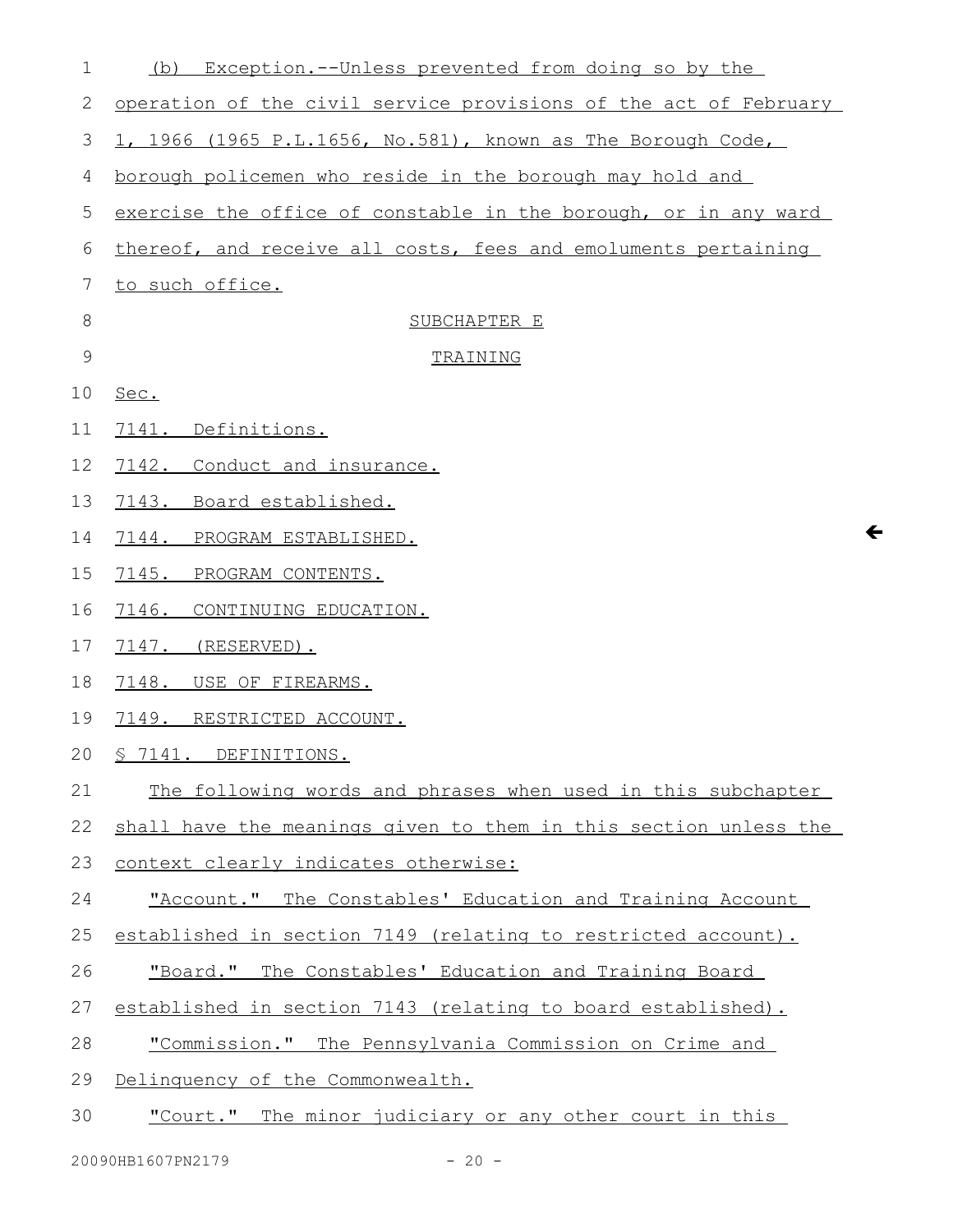(b) Exception.--Unless prevented from doing so by the operation of the civil service provisions of the act of February 1, 1966 (1965 P.L.1656, No.581), known as The Borough Code, borough policemen who reside in the borough may hold and exercise the office of constable in the borough, or in any ward thereof, and receive all costs, fees and emoluments pertaining to such office.

SUBCHAPTER E

TRAINING

Sec.

7141. Definitions.

7142. Conduct and insurance.

7143. Board established.

7144. PROGRAM ESTABLISHED.

7145. PROGRAM CONTENTS.

7146. CONTINUING EDUCATION.

7147. (RESERVED).

7148. USE OF FIREARMS.

7149. RESTRICTED ACCOUNT.

§ 7141. DEFINITIONS.

The following words and phrases when used in this subchapter shall have the meanings given to them in this section unless the context clearly indicates otherwise:

"Account." The Constables' Education and Training Account established in section 7149 (relating to restricted account).

"Board." The Constables' Education and Training Board established in section 7143 (relating to board established).

"Commission." The Pennsylvania Commission on Crime and Delinquency of the Commonwealth.

"Court." The minor judiciary or any other court in this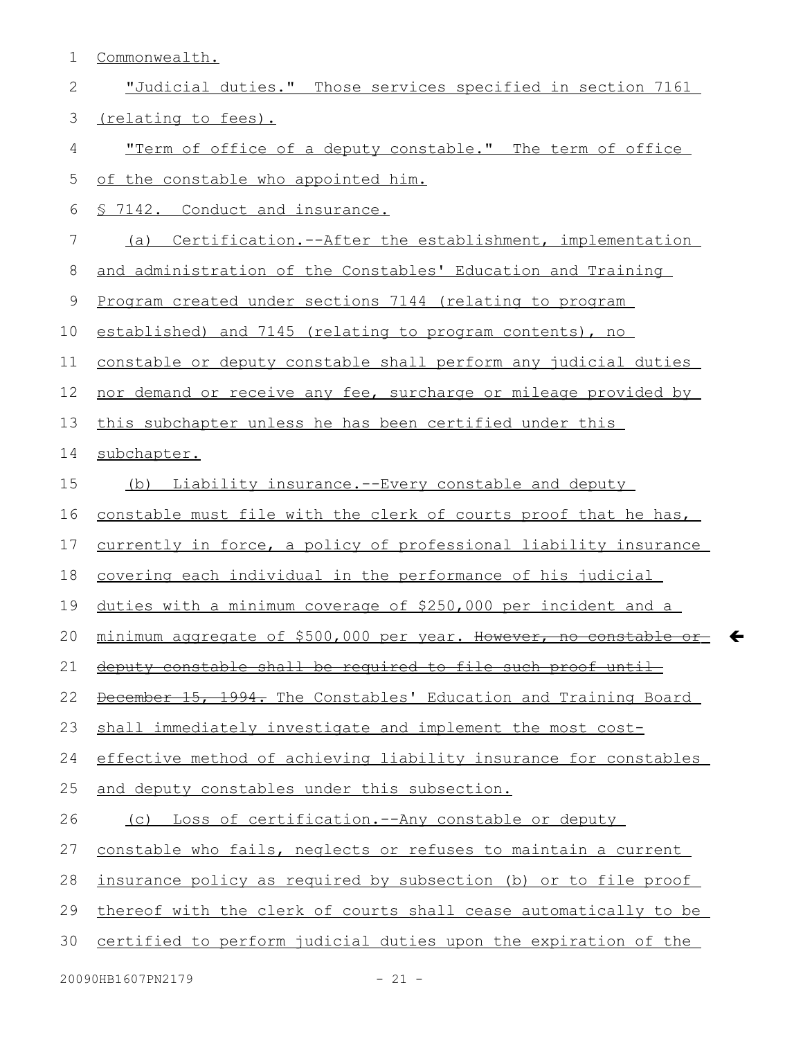Commonwealth.

"Judicial duties." Those services specified in section 7161 (relating to fees).

"Term of office of a deputy constable." The term of office of the constable who appointed him.

§ 7142. Conduct and insurance.

(a) Certification.--After the establishment, implementation and administration of the Constables' Education and Training Program created under sections 7144 (relating to program established) and 7145 (relating to program contents), no constable or deputy constable shall perform any judicial duties nor demand or receive any fee, surcharge or mileage provided by this subchapter unless he has been certified under this subchapter.

(b) Liability insurance.--Every constable and deputy constable must file with the clerk of courts proof that he has, currently in force, a policy of professional liability insurance covering each individual in the performance of his judicial duties with a minimum coverage of $250,000 per incident and a minimum aggregate of $500,000 per year. ~~However, no constable or deputy constable shall be required to file such proof until December 15, 1994.~~ The Constables' Education and Training Board shall immediately investigate and implement the most cost-effective method of achieving liability insurance for constables and deputy constables under this subsection.

(c) Loss of certification.--Any constable or deputy constable who fails, neglects or refuses to maintain a current insurance policy as required by subsection (b) or to file proof thereof with the clerk of courts shall cease automatically to be certified to perform judicial duties upon the expiration of the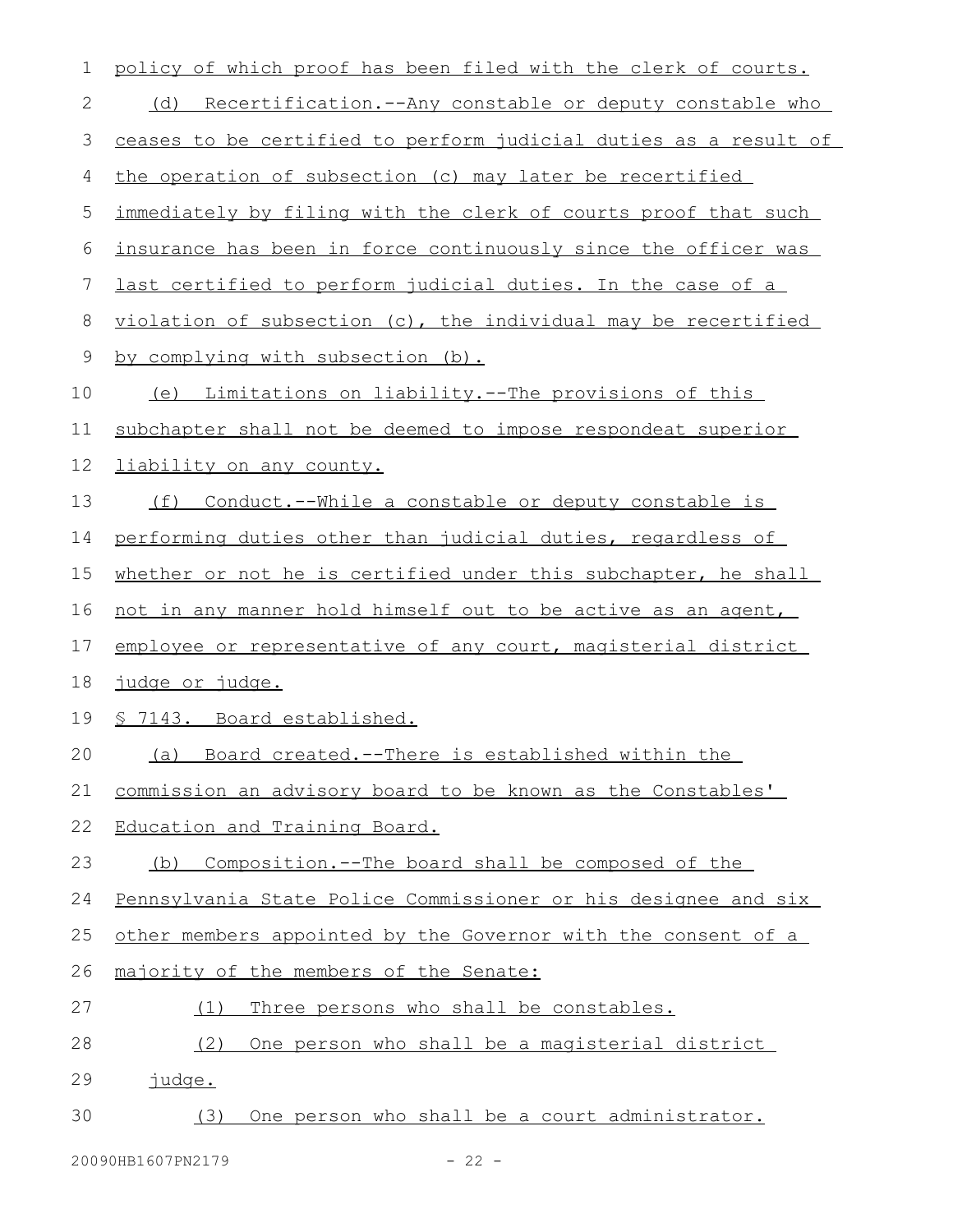policy of which proof has been filed with the clerk of courts.

(d) Recertification.--Any constable or deputy constable who ceases to be certified to perform judicial duties as a result of the operation of subsection (c) may later be recertified immediately by filing with the clerk of courts proof that such insurance has been in force continuously since the officer was last certified to perform judicial duties. In the case of a violation of subsection (c), the individual may be recertified by complying with subsection (b).

(e) Limitations on liability.--The provisions of this subchapter shall not be deemed to impose respondeat superior liability on any county.

(f) Conduct.--While a constable or deputy constable is performing duties other than judicial duties, regardless of whether or not he is certified under this subchapter, he shall not in any manner hold himself out to be active as an agent, employee or representative of any court, magisterial district judge or judge.

§ 7143. Board established.

(a) Board created.--There is established within the commission an advisory board to be known as the Constables' Education and Training Board.

(b) Composition.--The board shall be composed of the Pennsylvania State Police Commissioner or his designee and six other members appointed by the Governor with the consent of a majority of the members of the Senate:

(1) Three persons who shall be constables.

(2) One person who shall be a magisterial district judge.

(3) One person who shall be a court administrator.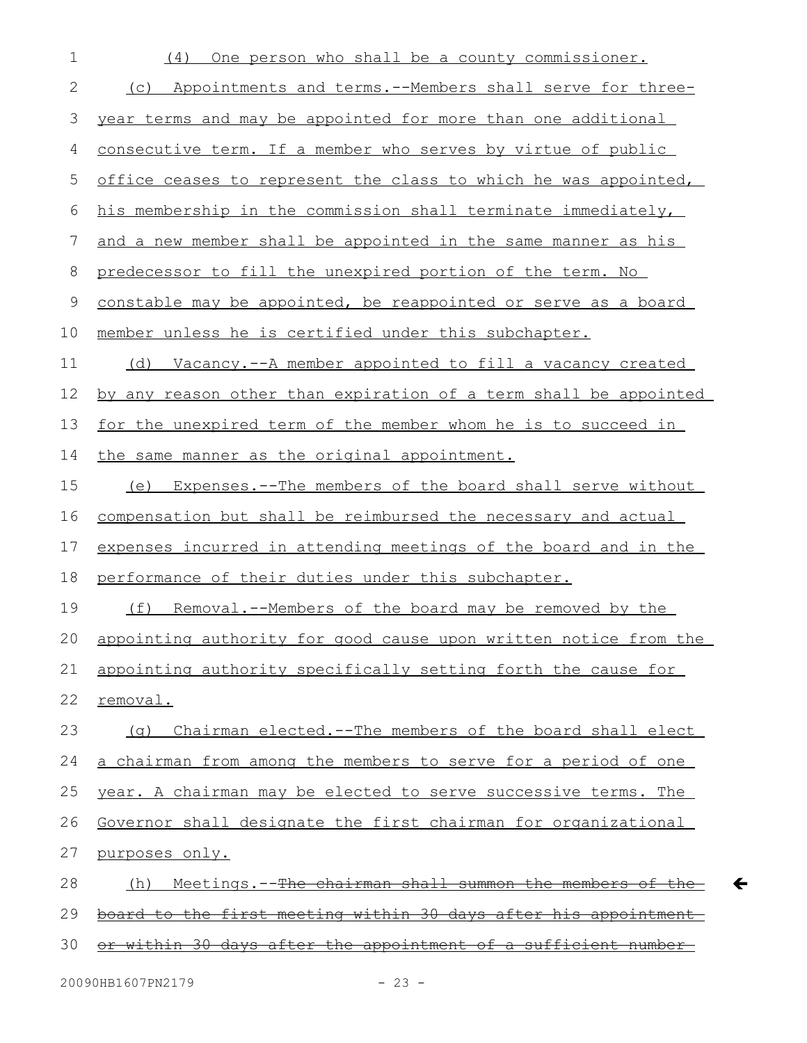(4) One person who shall be a county commissioner.

(c) Appointments and terms.--Members shall serve for three-year terms and may be appointed for more than one additional consecutive term. If a member who serves by virtue of public office ceases to represent the class to which he was appointed, his membership in the commission shall terminate immediately, and a new member shall be appointed in the same manner as his predecessor to fill the unexpired portion of the term. No constable may be appointed, be reappointed or serve as a board member unless he is certified under this subchapter.

(d) Vacancy.--A member appointed to fill a vacancy created by any reason other than expiration of a term shall be appointed for the unexpired term of the member whom he is to succeed in the same manner as the original appointment.

(e) Expenses.--The members of the board shall serve without compensation but shall be reimbursed the necessary and actual expenses incurred in attending meetings of the board and in the performance of their duties under this subchapter.

(f) Removal.--Members of the board may be removed by the appointing authority for good cause upon written notice from the appointing authority specifically setting forth the cause for removal.

(g) Chairman elected.--The members of the board shall elect a chairman from among the members to serve for a period of one year. A chairman may be elected to serve successive terms. The Governor shall designate the first chairman for organizational purposes only.

(h) Meetings.--~~The chairman shall summon the members of the board to the first meeting within 30 days after his appointment or within 30 days after the appointment of a sufficient number~~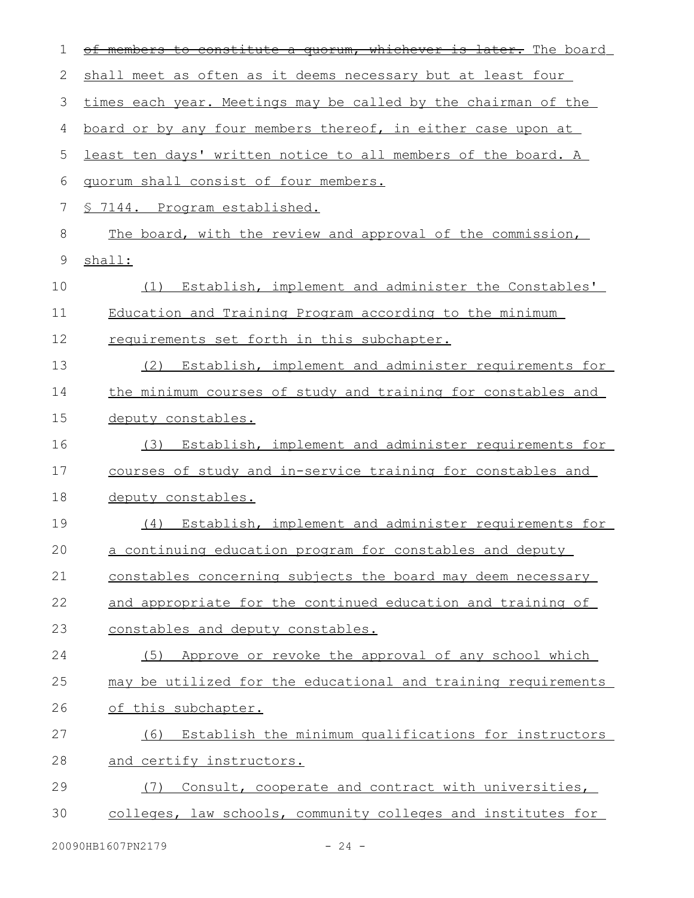~~of members to constitute a quorum, whichever is later.~~ The board shall meet as often as it deems necessary but at least four times each year. Meetings may be called by the chairman of the board or by any four members thereof, in either case upon at least ten days' written notice to all members of the board. A quorum shall consist of four members.

§ 7144. Program established.

The board, with the review and approval of the commission, shall:

(1) Establish, implement and administer the Constables' Education and Training Program according to the minimum requirements set forth in this subchapter.

(2) Establish, implement and administer requirements for the minimum courses of study and training for constables and deputy constables.

(3) Establish, implement and administer requirements for courses of study and in-service training for constables and deputy constables.

(4) Establish, implement and administer requirements for a continuing education program for constables and deputy constables concerning subjects the board may deem necessary and appropriate for the continued education and training of constables and deputy constables.

(5) Approve or revoke the approval of any school which may be utilized for the educational and training requirements of this subchapter.

(6) Establish the minimum qualifications for instructors and certify instructors.

(7) Consult, cooperate and contract with universities, colleges, law schools, community colleges and institutes for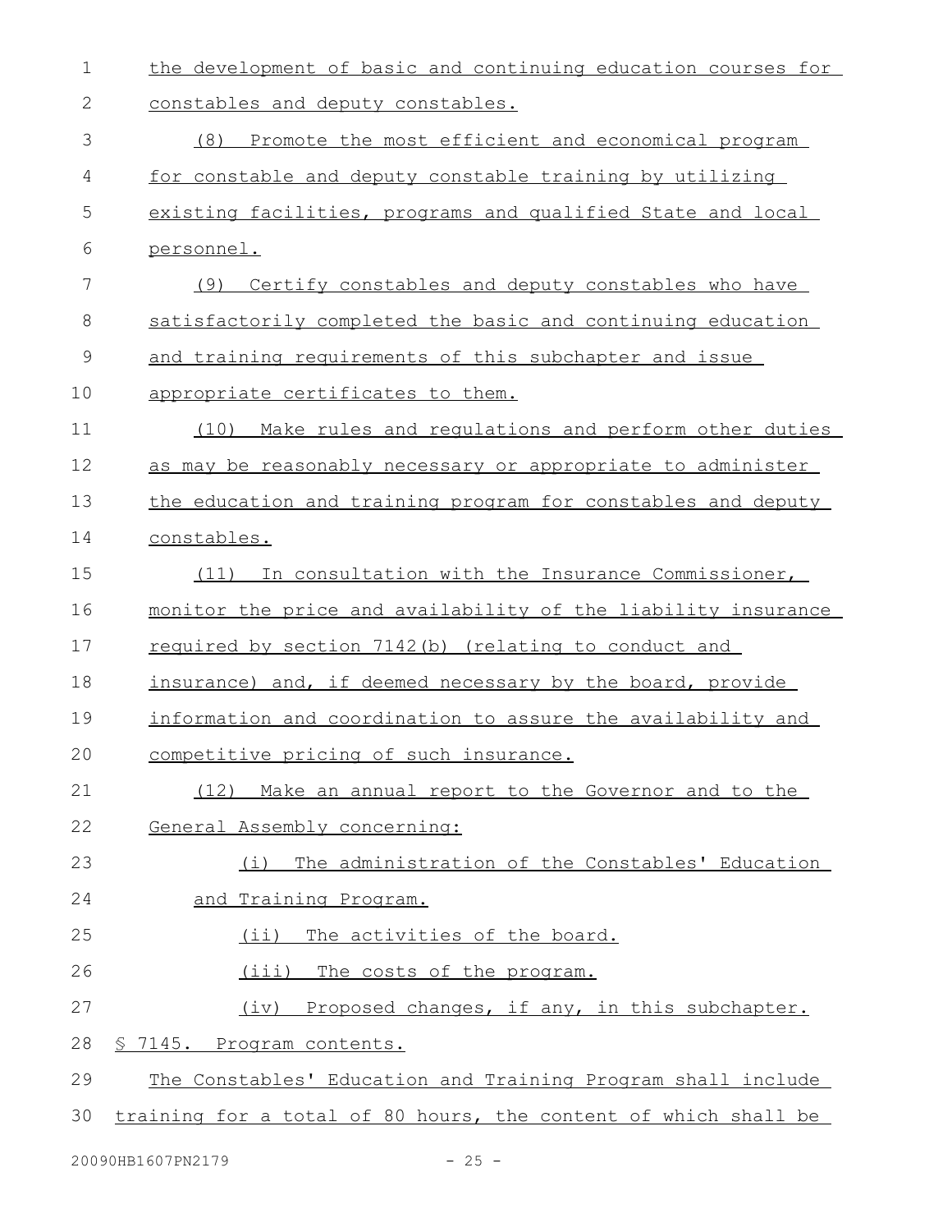the development of basic and continuing education courses for constables and deputy constables.

(8) Promote the most efficient and economical program for constable and deputy constable training by utilizing existing facilities, programs and qualified State and local personnel.

(9) Certify constables and deputy constables who have satisfactorily completed the basic and continuing education and training requirements of this subchapter and issue appropriate certificates to them.

(10) Make rules and regulations and perform other duties as may be reasonably necessary or appropriate to administer the education and training program for constables and deputy constables.

(11) In consultation with the Insurance Commissioner, monitor the price and availability of the liability insurance required by section 7142(b) (relating to conduct and insurance) and, if deemed necessary by the board, provide information and coordination to assure the availability and competitive pricing of such insurance.

(12) Make an annual report to the Governor and to the General Assembly concerning:

(i) The administration of the Constables' Education and Training Program.

(ii) The activities of the board.

(iii) The costs of the program.

(iv) Proposed changes, if any, in this subchapter.

§ 7145. Program contents.

The Constables' Education and Training Program shall include training for a total of 80 hours, the content of which shall be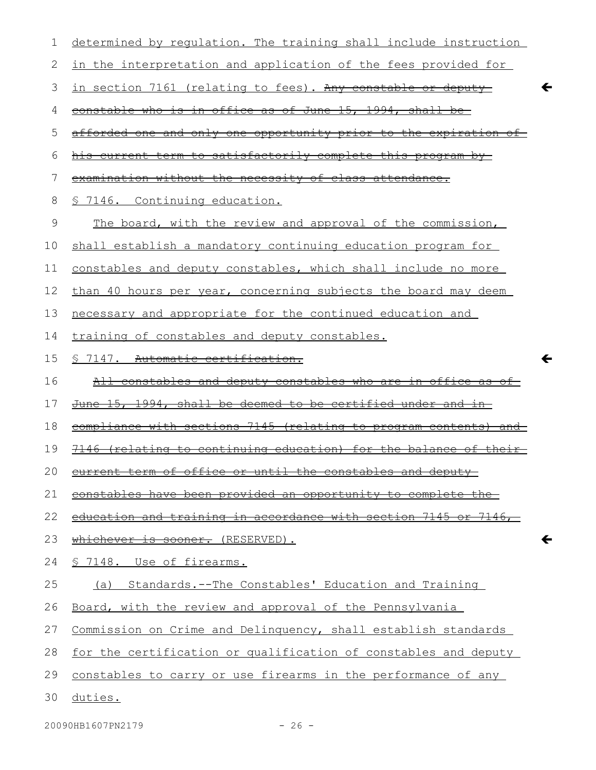determined by regulation. The training shall include instruction in the interpretation and application of the fees provided for in section 7161 (relating to fees). ~~Any constable or deputy constable who is in office as of June 15, 1994, shall be afforded one and only one opportunity prior to the expiration of his current term to satisfactorily complete this program by examination without the necessity of class attendance.~~

§ 7146. Continuing education.

The board, with the review and approval of the commission, shall establish a mandatory continuing education program for constables and deputy constables, which shall include no more than 40 hours per year, concerning subjects the board may deem necessary and appropriate for the continued education and training of constables and deputy constables.

§ 7147. ~~Automatic certification.~~

~~All constables and deputy constables who are in office as of June 15, 1994, shall be deemed to be certified under and in compliance with sections 7145 (relating to program contents) and 7146 (relating to continuing education) for the balance of their current term of office or until the constables and deputy constables have been provided an opportunity to complete the education and training in accordance with section 7145 or 7146, whichever is sooner.~~ (RESERVED).

§ 7148. Use of firearms.

(a) Standards.--The Constables' Education and Training Board, with the review and approval of the Pennsylvania Commission on Crime and Delinquency, shall establish standards for the certification or qualification of constables and deputy constables to carry or use firearms in the performance of any duties.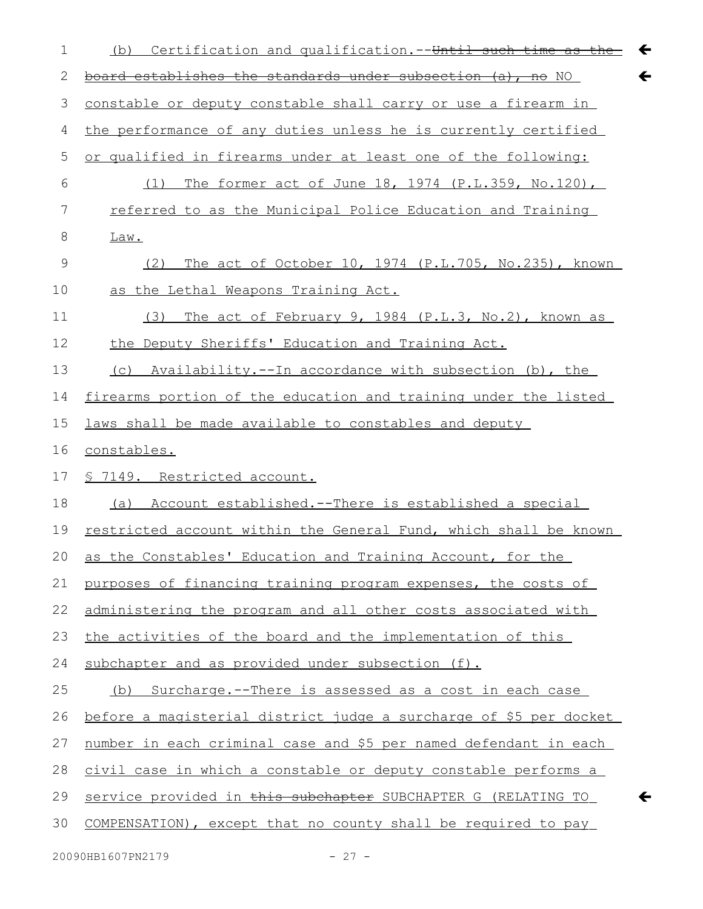(b) Certification and qualification.--~~Until such time as the board establishes the standards under subsection (a), no~~ NO constable or deputy constable shall carry or use a firearm in the performance of any duties unless he is currently certified or qualified in firearms under at least one of the following:

(1) The former act of June 18, 1974 (P.L.359, No.120), referred to as the Municipal Police Education and Training Law.

(2) The act of October 10, 1974 (P.L.705, No.235), known as the Lethal Weapons Training Act.

(3) The act of February 9, 1984 (P.L.3, No.2), known as the Deputy Sheriffs' Education and Training Act.

(c) Availability.--In accordance with subsection (b), the firearms portion of the education and training under the listed laws shall be made available to constables and deputy constables.

§ 7149. Restricted account.

(a) Account established.--There is established a special restricted account within the General Fund, which shall be known as the Constables' Education and Training Account, for the purposes of financing training program expenses, the costs of administering the program and all other costs associated with the activities of the board and the implementation of this subchapter and as provided under subsection (f).

(b) Surcharge.--There is assessed as a cost in each case before a magisterial district judge a surcharge of $5 per docket number in each criminal case and $5 per named defendant in each civil case in which a constable or deputy constable performs a service provided in ~~this subchapter~~ SUBCHAPTER G (RELATING TO COMPENSATION), except that no county shall be required to pay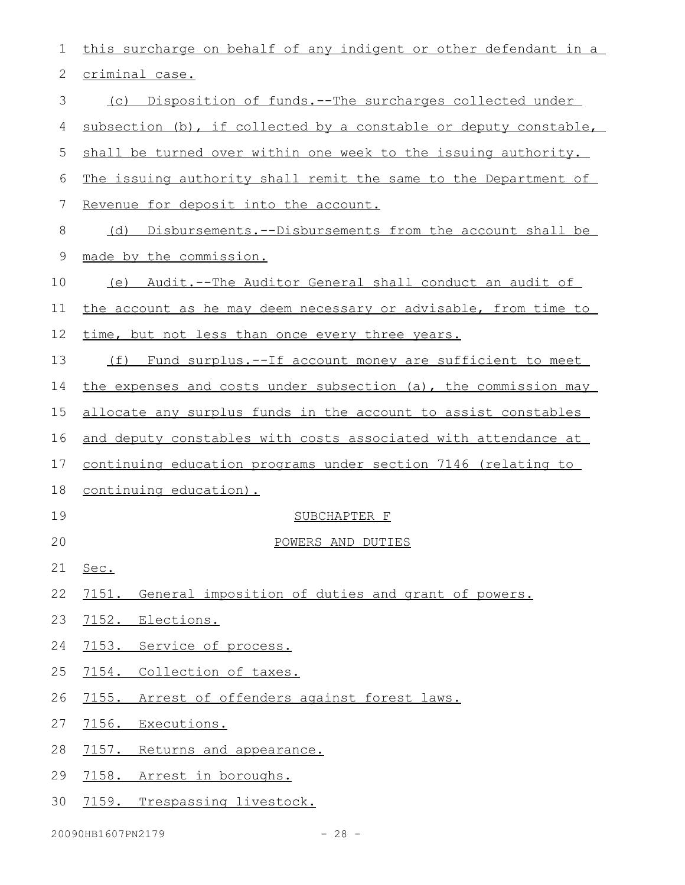this surcharge on behalf of any indigent or other defendant in a criminal case.

(c) Disposition of funds.--The surcharges collected under subsection (b), if collected by a constable or deputy constable, shall be turned over within one week to the issuing authority. The issuing authority shall remit the same to the Department of Revenue for deposit into the account.

(d) Disbursements.--Disbursements from the account shall be made by the commission.

(e) Audit.--The Auditor General shall conduct an audit of the account as he may deem necessary or advisable, from time to time, but not less than once every three years.

(f) Fund surplus.--If account money are sufficient to meet the expenses and costs under subsection (a), the commission may allocate any surplus funds in the account to assist constables and deputy constables with costs associated with attendance at continuing education programs under section 7146 (relating to continuing education).

SUBCHAPTER F

POWERS AND DUTIES

Sec.

7151. General imposition of duties and grant of powers.

7152. Elections.

7153. Service of process.

7154. Collection of taxes.

7155. Arrest of offenders against forest laws.

7156. Executions.

7157. Returns and appearance.

7158. Arrest in boroughs.

7159. Trespassing livestock.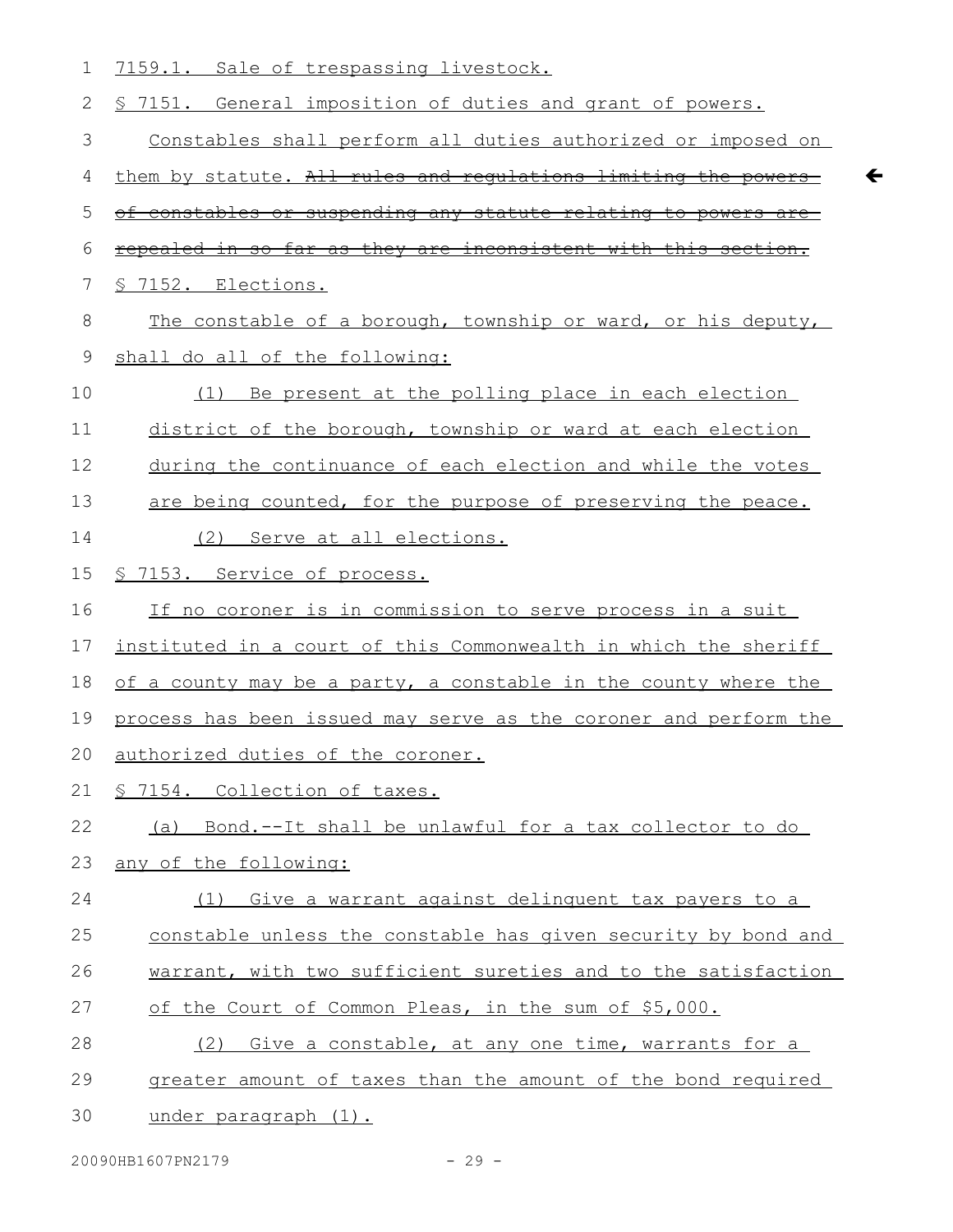7159.1. Sale of trespassing livestock.

§ 7151. General imposition of duties and grant of powers.

Constables shall perform all duties authorized or imposed on them by statute. ~~All rules and regulations limiting the powers of constables or suspending any statute relating to powers are repealed in so far as they are inconsistent with this section.~~

§ 7152. Elections.

The constable of a borough, township or ward, or his deputy, shall do all of the following:

(1) Be present at the polling place in each election district of the borough, township or ward at each election during the continuance of each election and while the votes are being counted, for the purpose of preserving the peace.

(2) Serve at all elections.

§ 7153. Service of process.

If no coroner is in commission to serve process in a suit instituted in a court of this Commonwealth in which the sheriff of a county may be a party, a constable in the county where the process has been issued may serve as the coroner and perform the authorized duties of the coroner.

§ 7154. Collection of taxes.

(a) Bond.--It shall be unlawful for a tax collector to do any of the following:

(1) Give a warrant against delinquent tax payers to a constable unless the constable has given security by bond and warrant, with two sufficient sureties and to the satisfaction of the Court of Common Pleas, in the sum of $5,000.

(2) Give a constable, at any one time, warrants for a greater amount of taxes than the amount of the bond required under paragraph (1).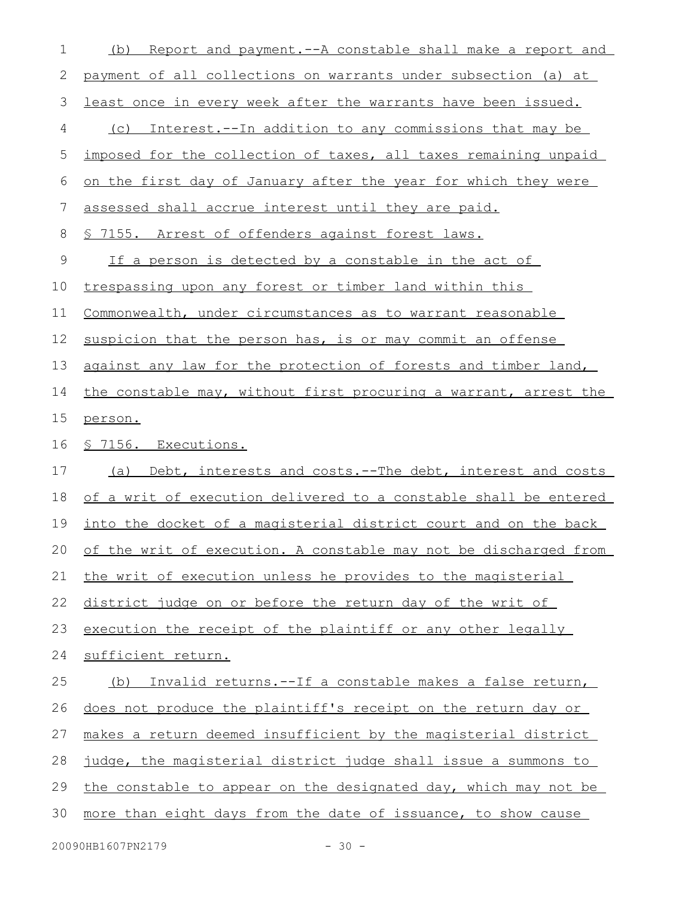(b) Report and payment.--A constable shall make a report and payment of all collections on warrants under subsection (a) at least once in every week after the warrants have been issued.

(c) Interest.--In addition to any commissions that may be imposed for the collection of taxes, all taxes remaining unpaid on the first day of January after the year for which they were assessed shall accrue interest until they are paid.

§ 7155. Arrest of offenders against forest laws.

If a person is detected by a constable in the act of trespassing upon any forest or timber land within this Commonwealth, under circumstances as to warrant reasonable suspicion that the person has, is or may commit an offense against any law for the protection of forests and timber land, the constable may, without first procuring a warrant, arrest the person.

§ 7156. Executions.

(a) Debt, interests and costs.--The debt, interest and costs of a writ of execution delivered to a constable shall be entered into the docket of a magisterial district court and on the back of the writ of execution. A constable may not be discharged from the writ of execution unless he provides to the magisterial district judge on or before the return day of the writ of execution the receipt of the plaintiff or any other legally sufficient return.

(b) Invalid returns.--If a constable makes a false return, does not produce the plaintiff's receipt on the return day or makes a return deemed insufficient by the magisterial district judge, the magisterial district judge shall issue a summons to the constable to appear on the designated day, which may not be more than eight days from the date of issuance, to show cause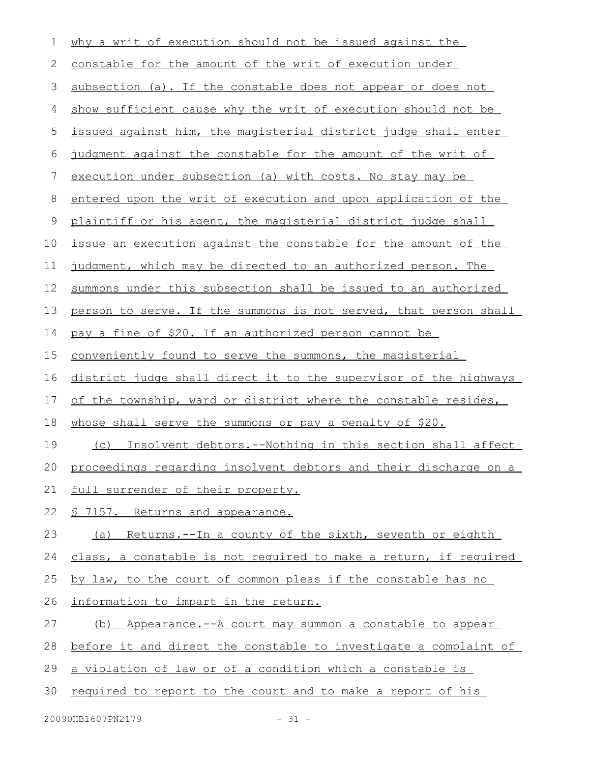why a writ of execution should not be issued against the constable for the amount of the writ of execution under subsection (a). If the constable does not appear or does not show sufficient cause why the writ of execution should not be issued against him, the magisterial district judge shall enter judgment against the constable for the amount of the writ of execution under subsection (a) with costs. No stay may be entered upon the writ of execution and upon application of the plaintiff or his agent, the magisterial district judge shall issue an execution against the constable for the amount of the judgment, which may be directed to an authorized person. The summons under this subsection shall be issued to an authorized person to serve. If the summons is not served, that person shall pay a fine of $20. If an authorized person cannot be conveniently found to serve the summons, the magisterial district judge shall direct it to the supervisor of the highways of the township, ward or district where the constable resides, whose shall serve the summons or pay a penalty of $20.

(c) Insolvent debtors.--Nothing in this section shall affect proceedings regarding insolvent debtors and their discharge on a full surrender of their property.

§ 7157. Returns and appearance.

(a) Returns.--In a county of the sixth, seventh or eighth class, a constable is not required to make a return, if required by law, to the court of common pleas if the constable has no information to impart in the return.

(b) Appearance.--A court may summon a constable to appear before it and direct the constable to investigate a complaint of a violation of law or of a condition which a constable is required to report to the court and to make a report of his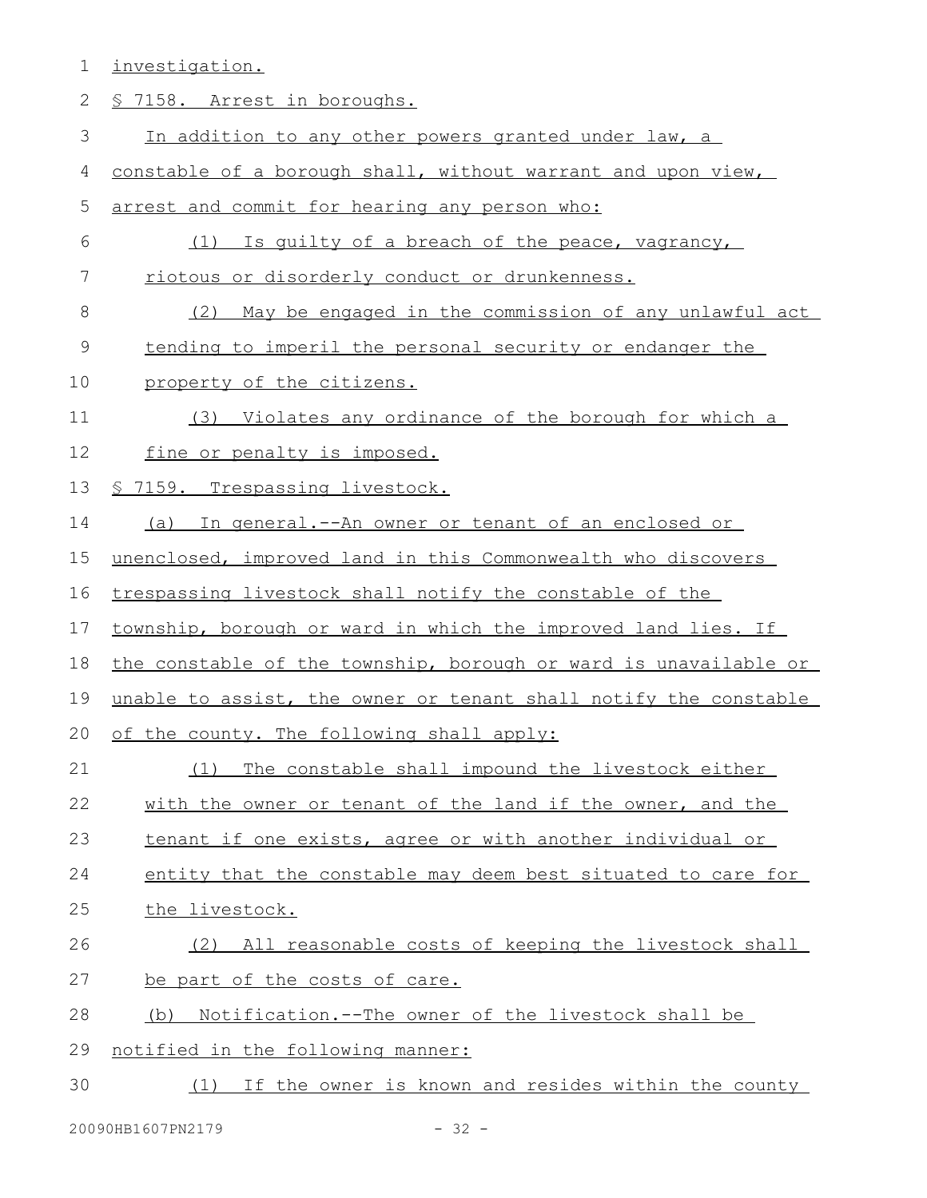investigation.

§ 7158. Arrest in boroughs.

In addition to any other powers granted under law, a constable of a borough shall, without warrant and upon view, arrest and commit for hearing any person who:

(1) Is guilty of a breach of the peace, vagrancy, riotous or disorderly conduct or drunkenness.

(2) May be engaged in the commission of any unlawful act tending to imperil the personal security or endanger the property of the citizens.

(3) Violates any ordinance of the borough for which a fine or penalty is imposed.

§ 7159. Trespassing livestock.

(a) In general.--An owner or tenant of an enclosed or unenclosed, improved land in this Commonwealth who discovers trespassing livestock shall notify the constable of the township, borough or ward in which the improved land lies. If the constable of the township, borough or ward is unavailable or unable to assist, the owner or tenant shall notify the constable of the county. The following shall apply:

(1) The constable shall impound the livestock either with the owner or tenant of the land if the owner, and the tenant if one exists, agree or with another individual or entity that the constable may deem best situated to care for the livestock.

(2) All reasonable costs of keeping the livestock shall be part of the costs of care.

(b) Notification.--The owner of the livestock shall be notified in the following manner:

(1) If the owner is known and resides within the county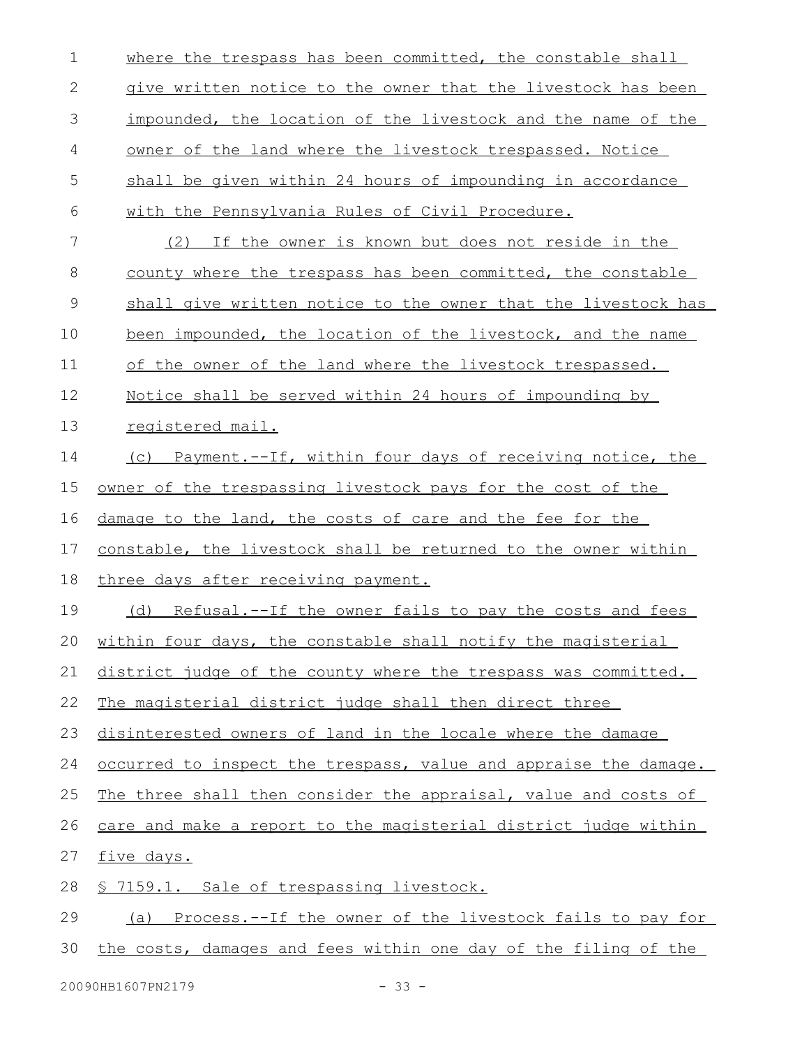where the trespass has been committed, the constable shall give written notice to the owner that the livestock has been impounded, the location of the livestock and the name of the owner of the land where the livestock trespassed. Notice shall be given within 24 hours of impounding in accordance with the Pennsylvania Rules of Civil Procedure.

(2) If the owner is known but does not reside in the county where the trespass has been committed, the constable shall give written notice to the owner that the livestock has been impounded, the location of the livestock, and the name of the owner of the land where the livestock trespassed. Notice shall be served within 24 hours of impounding by registered mail.

(c) Payment.--If, within four days of receiving notice, the owner of the trespassing livestock pays for the cost of the damage to the land, the costs of care and the fee for the constable, the livestock shall be returned to the owner within three days after receiving payment.

(d) Refusal.--If the owner fails to pay the costs and fees within four days, the constable shall notify the magisterial district judge of the county where the trespass was committed. The magisterial district judge shall then direct three disinterested owners of land in the locale where the damage occurred to inspect the trespass, value and appraise the damage. The three shall then consider the appraisal, value and costs of care and make a report to the magisterial district judge within five days.

§ 7159.1. Sale of trespassing livestock.

(a) Process.--If the owner of the livestock fails to pay for the costs, damages and fees within one day of the filing of the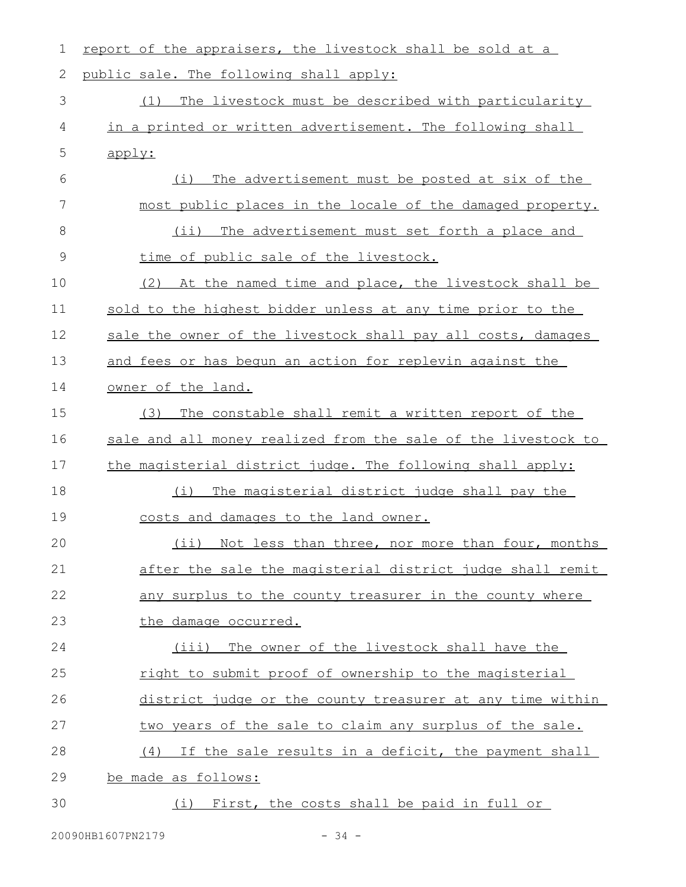report of the appraisers, the livestock shall be sold at a public sale. The following shall apply:

(1) The livestock must be described with particularity in a printed or written advertisement. The following shall apply:

(i) The advertisement must be posted at six of the most public places in the locale of the damaged property.

(ii) The advertisement must set forth a place and time of public sale of the livestock.

(2) At the named time and place, the livestock shall be sold to the highest bidder unless at any time prior to the sale the owner of the livestock shall pay all costs, damages and fees or has begun an action for replevin against the owner of the land.

(3) The constable shall remit a written report of the sale and all money realized from the sale of the livestock to the magisterial district judge. The following shall apply:

(i) The magisterial district judge shall pay the costs and damages to the land owner.

(ii) Not less than three, nor more than four, months after the sale the magisterial district judge shall remit any surplus to the county treasurer in the county where the damage occurred.

(iii) The owner of the livestock shall have the right to submit proof of ownership to the magisterial district judge or the county treasurer at any time within two years of the sale to claim any surplus of the sale.

(4) If the sale results in a deficit, the payment shall be made as follows:

(i) First, the costs shall be paid in full or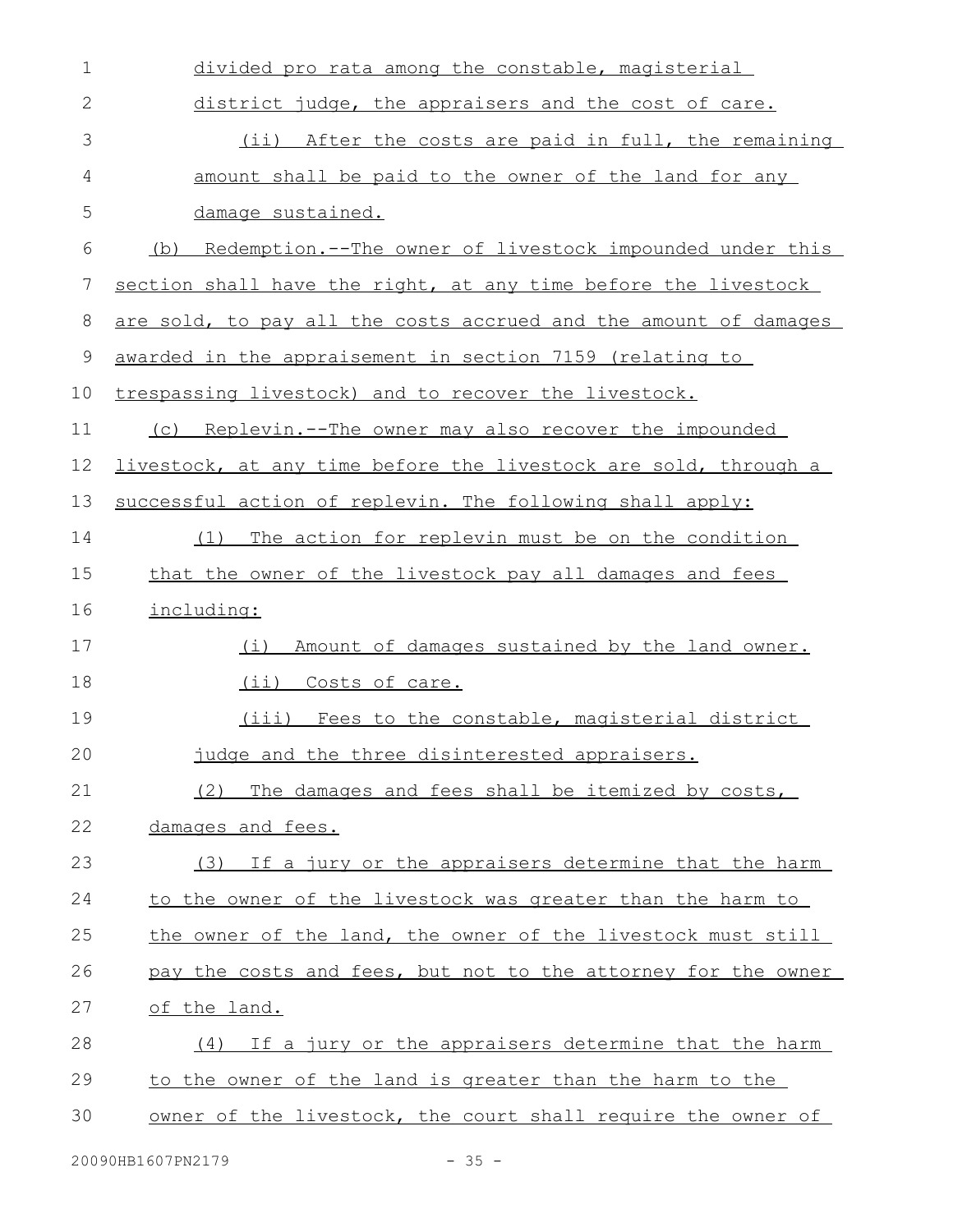divided pro rata among the constable, magisterial district judge, the appraisers and the cost of care.

(ii) After the costs are paid in full, the remaining amount shall be paid to the owner of the land for any damage sustained.

(b) Redemption.--The owner of livestock impounded under this section shall have the right, at any time before the livestock are sold, to pay all the costs accrued and the amount of damages awarded in the appraisement in section 7159 (relating to trespassing livestock) and to recover the livestock.

(c) Replevin.--The owner may also recover the impounded livestock, at any time before the livestock are sold, through a successful action of replevin. The following shall apply:

(1) The action for replevin must be on the condition that the owner of the livestock pay all damages and fees including:

(i) Amount of damages sustained by the land owner.

(ii) Costs of care.

(iii) Fees to the constable, magisterial district judge and the three disinterested appraisers.

(2) The damages and fees shall be itemized by costs, damages and fees.

(3) If a jury or the appraisers determine that the harm to the owner of the livestock was greater than the harm to the owner of the land, the owner of the livestock must still pay the costs and fees, but not to the attorney for the owner of the land.

(4) If a jury or the appraisers determine that the harm to the owner of the land is greater than the harm to the owner of the livestock, the court shall require the owner of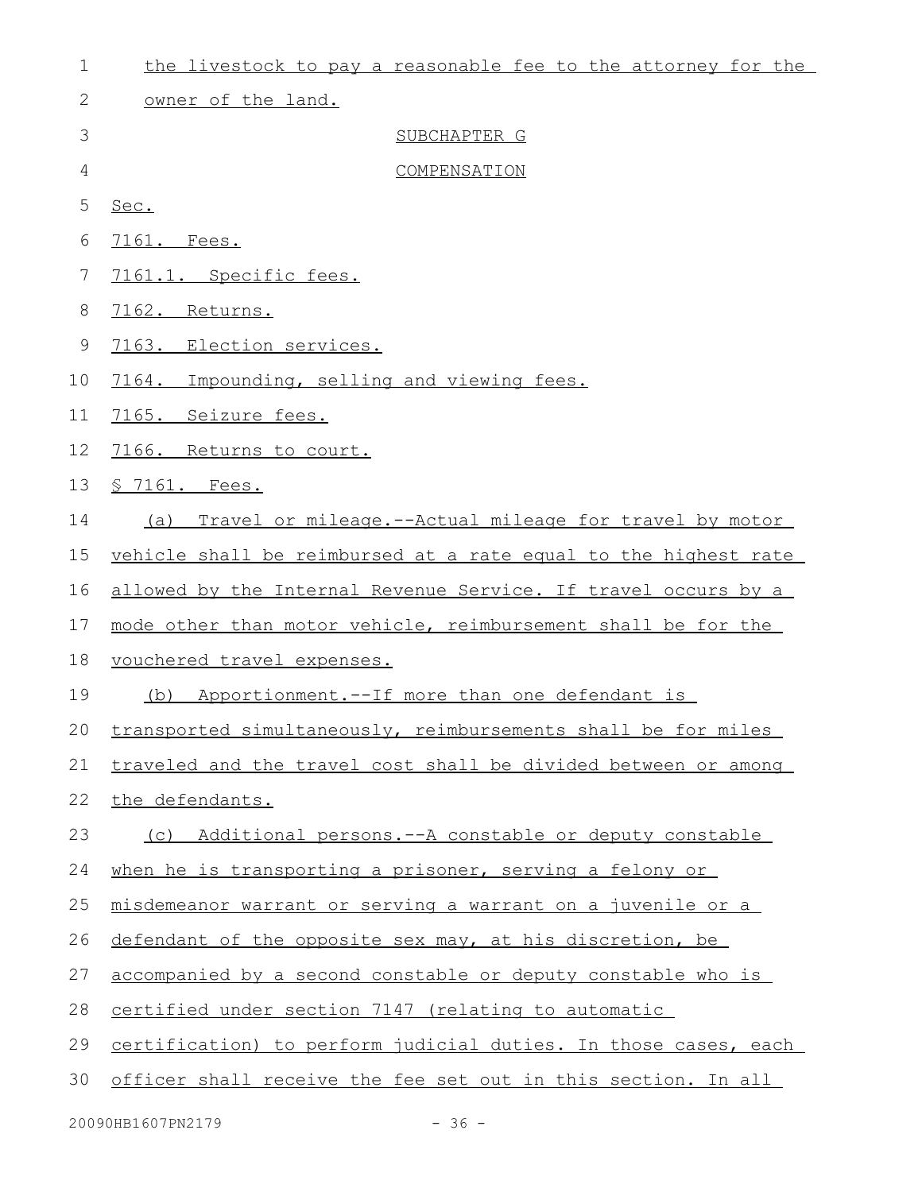the livestock to pay a reasonable fee to the attorney for the owner of the land.

SUBCHAPTER G

COMPENSATION

Sec.

7161. Fees.

7161.1. Specific fees.

7162. Returns.

7163. Election services.

7164. Impounding, selling and viewing fees.

7165. Seizure fees.

7166. Returns to court.

§ 7161. Fees.

(a) Travel or mileage.--Actual mileage for travel by motor vehicle shall be reimbursed at a rate equal to the highest rate allowed by the Internal Revenue Service. If travel occurs by a mode other than motor vehicle, reimbursement shall be for the vouchered travel expenses.

(b) Apportionment.--If more than one defendant is transported simultaneously, reimbursements shall be for miles traveled and the travel cost shall be divided between or among the defendants.

(c) Additional persons.--A constable or deputy constable when he is transporting a prisoner, serving a felony or misdemeanor warrant or serving a warrant on a juvenile or a defendant of the opposite sex may, at his discretion, be accompanied by a second constable or deputy constable who is certified under section 7147 (relating to automatic certification) to perform judicial duties. In those cases, each officer shall receive the fee set out in this section. In all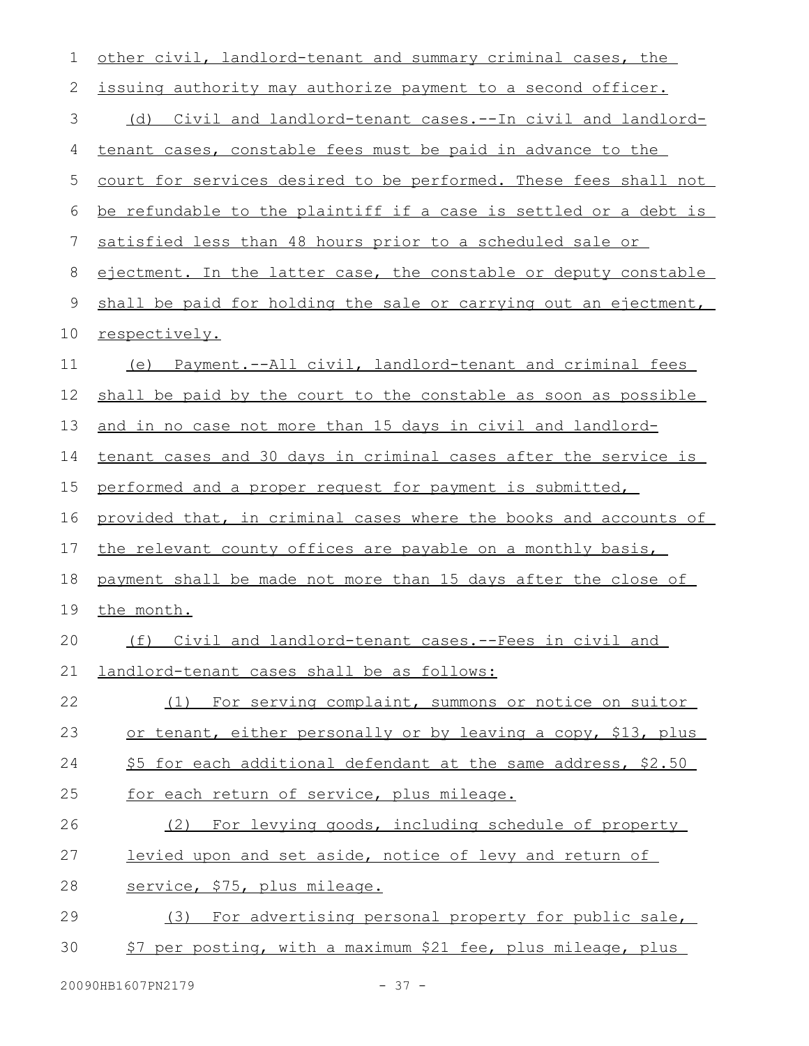other civil, landlord-tenant and summary criminal cases, the issuing authority may authorize payment to a second officer.

(d) Civil and landlord-tenant cases.--In civil and landlord-tenant cases, constable fees must be paid in advance to the court for services desired to be performed. These fees shall not be refundable to the plaintiff if a case is settled or a debt is satisfied less than 48 hours prior to a scheduled sale or ejectment. In the latter case, the constable or deputy constable shall be paid for holding the sale or carrying out an ejectment, respectively.

(e) Payment.--All civil, landlord-tenant and criminal fees shall be paid by the court to the constable as soon as possible and in no case not more than 15 days in civil and landlord-tenant cases and 30 days in criminal cases after the service is performed and a proper request for payment is submitted, provided that, in criminal cases where the books and accounts of the relevant county offices are payable on a monthly basis, payment shall be made not more than 15 days after the close of the month.

(f) Civil and landlord-tenant cases.--Fees in civil and landlord-tenant cases shall be as follows:

(1) For serving complaint, summons or notice on suitor or tenant, either personally or by leaving a copy, $13, plus $5 for each additional defendant at the same address, $2.50 for each return of service, plus mileage.

(2) For levying goods, including schedule of property levied upon and set aside, notice of levy and return of service, $75, plus mileage.

(3) For advertising personal property for public sale, $7 per posting, with a maximum $21 fee, plus mileage, plus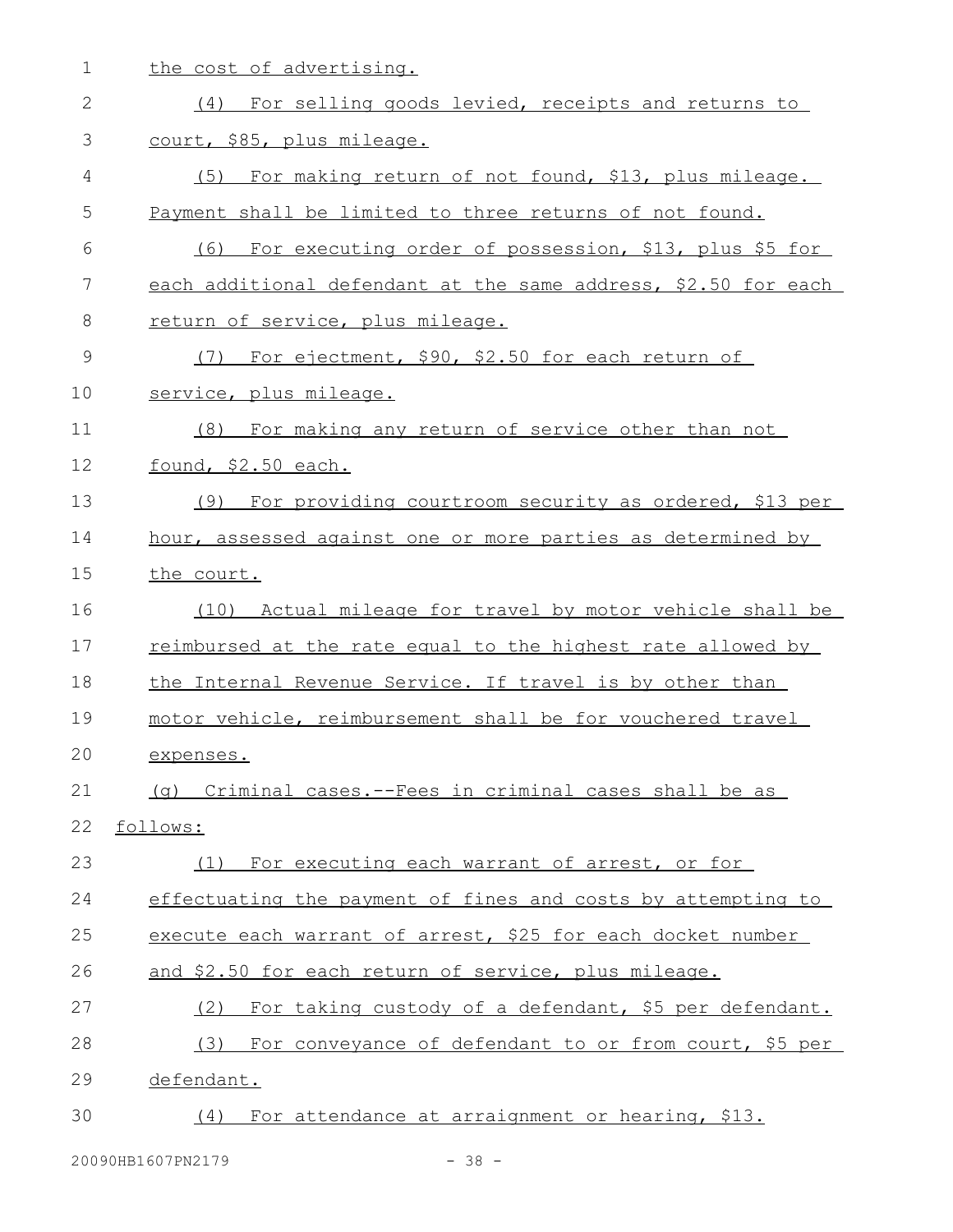the cost of advertising.

(4) For selling goods levied, receipts and returns to court, $85, plus mileage.

(5) For making return of not found, $13, plus mileage. Payment shall be limited to three returns of not found.

(6) For executing order of possession, $13, plus $5 for each additional defendant at the same address, $2.50 for each return of service, plus mileage.

(7) For ejectment, $90, $2.50 for each return of service, plus mileage.

(8) For making any return of service other than not found, $2.50 each.

(9) For providing courtroom security as ordered, $13 per hour, assessed against one or more parties as determined by the court.

(10) Actual mileage for travel by motor vehicle shall be reimbursed at the rate equal to the highest rate allowed by the Internal Revenue Service. If travel is by other than motor vehicle, reimbursement shall be for vouchered travel expenses.

(g) Criminal cases.--Fees in criminal cases shall be as follows:

(1) For executing each warrant of arrest, or for effectuating the payment of fines and costs by attempting to execute each warrant of arrest, $25 for each docket number and $2.50 for each return of service, plus mileage.

(2) For taking custody of a defendant, $5 per defendant.

(3) For conveyance of defendant to or from court, $5 per defendant.

(4) For attendance at arraignment or hearing, $13.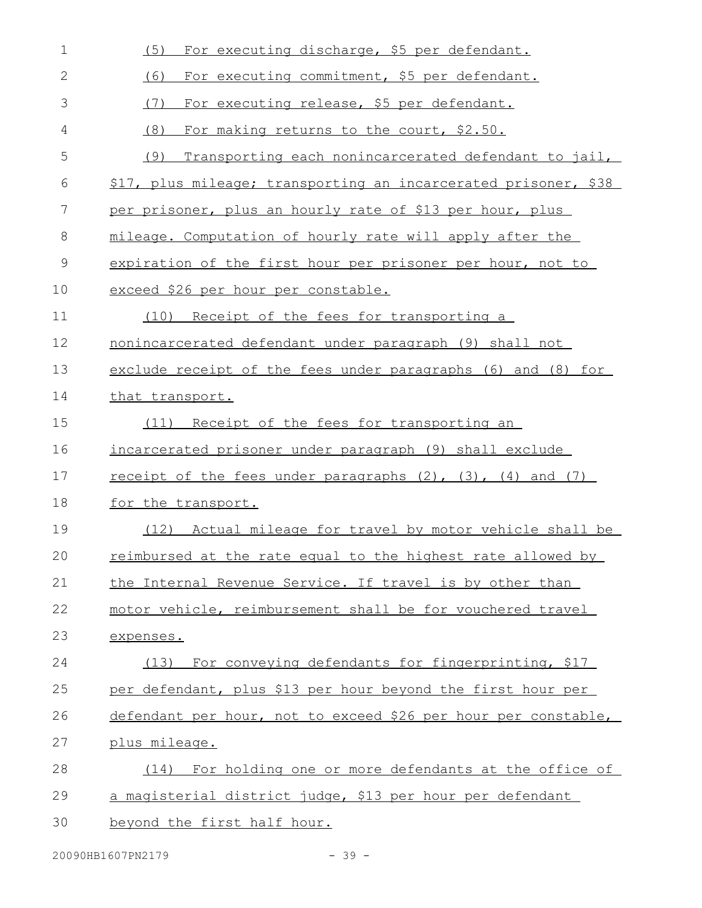(5) For executing discharge, $5 per defendant.

(6) For executing commitment, $5 per defendant.

(7) For executing release, $5 per defendant.

(8) For making returns to the court, $2.50.

(9) Transporting each nonincarcerated defendant to jail, $17, plus mileage; transporting an incarcerated prisoner, $38 per prisoner, plus an hourly rate of $13 per hour, plus mileage. Computation of hourly rate will apply after the expiration of the first hour per prisoner per hour, not to exceed $26 per hour per constable.

(10) Receipt of the fees for transporting a nonincarcerated defendant under paragraph (9) shall not exclude receipt of the fees under paragraphs (6) and (8) for that transport.

(11) Receipt of the fees for transporting an incarcerated prisoner under paragraph (9) shall exclude receipt of the fees under paragraphs (2), (3), (4) and (7) for the transport.

(12) Actual mileage for travel by motor vehicle shall be reimbursed at the rate equal to the highest rate allowed by the Internal Revenue Service. If travel is by other than motor vehicle, reimbursement shall be for vouchered travel expenses.

(13) For conveying defendants for fingerprinting, $17 per defendant, plus $13 per hour beyond the first hour per defendant per hour, not to exceed $26 per hour per constable, plus mileage.

(14) For holding one or more defendants at the office of a magisterial district judge, $13 per hour per defendant beyond the first half hour.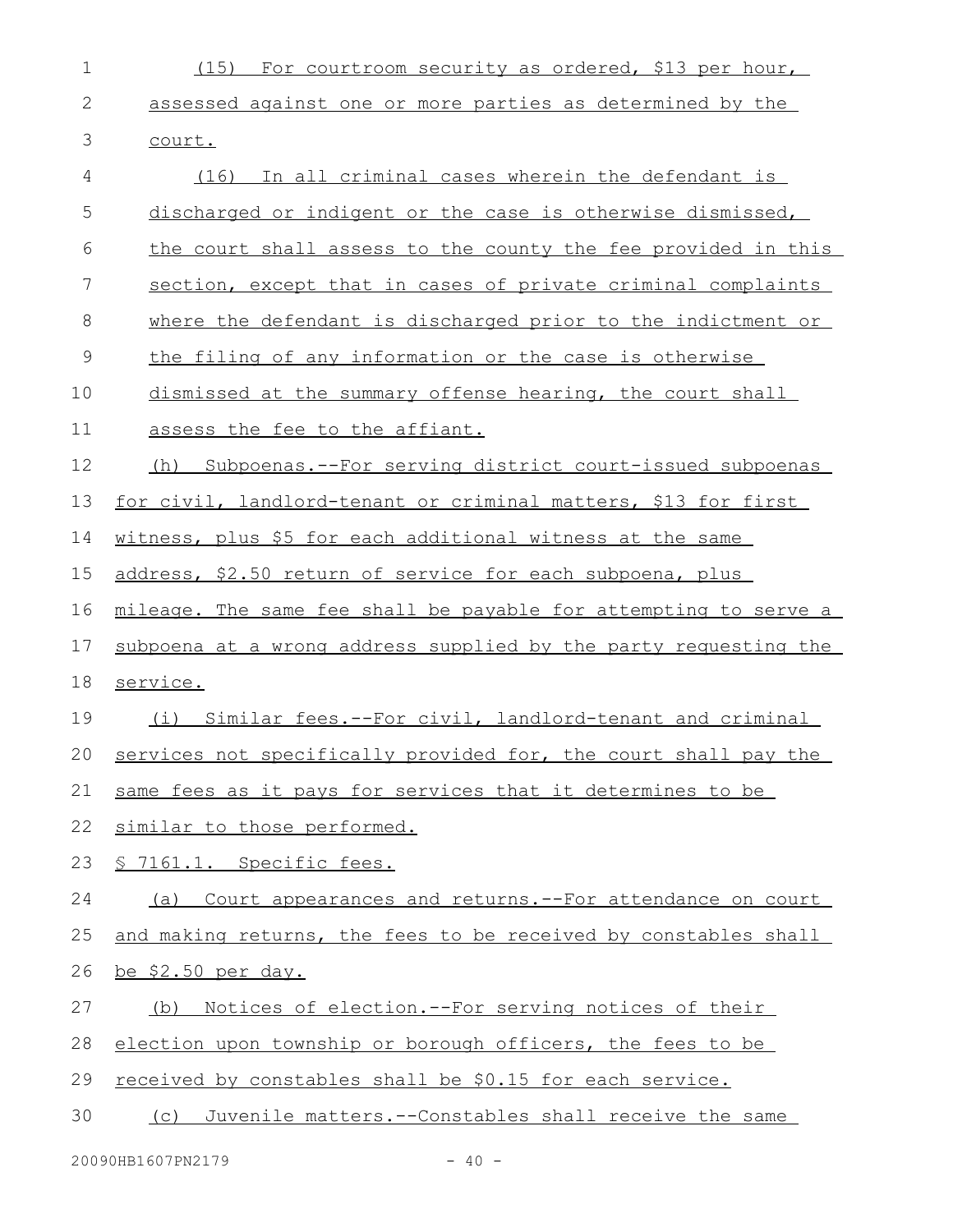(15) For courtroom security as ordered, $13 per hour, assessed against one or more parties as determined by the court.

(16) In all criminal cases wherein the defendant is discharged or indigent or the case is otherwise dismissed, the court shall assess to the county the fee provided in this section, except that in cases of private criminal complaints where the defendant is discharged prior to the indictment or the filing of any information or the case is otherwise dismissed at the summary offense hearing, the court shall assess the fee to the affiant.

(h) Subpoenas.--For serving district court-issued subpoenas for civil, landlord-tenant or criminal matters, $13 for first witness, plus $5 for each additional witness at the same address, $2.50 return of service for each subpoena, plus mileage. The same fee shall be payable for attempting to serve a subpoena at a wrong address supplied by the party requesting the service.

(i) Similar fees.--For civil, landlord-tenant and criminal services not specifically provided for, the court shall pay the same fees as it pays for services that it determines to be similar to those performed.

§ 7161.1. Specific fees.

(a) Court appearances and returns.--For attendance on court and making returns, the fees to be received by constables shall be $2.50 per day.

(b) Notices of election.--For serving notices of their election upon township or borough officers, the fees to be received by constables shall be $0.15 for each service.

(c) Juvenile matters.--Constables shall receive the same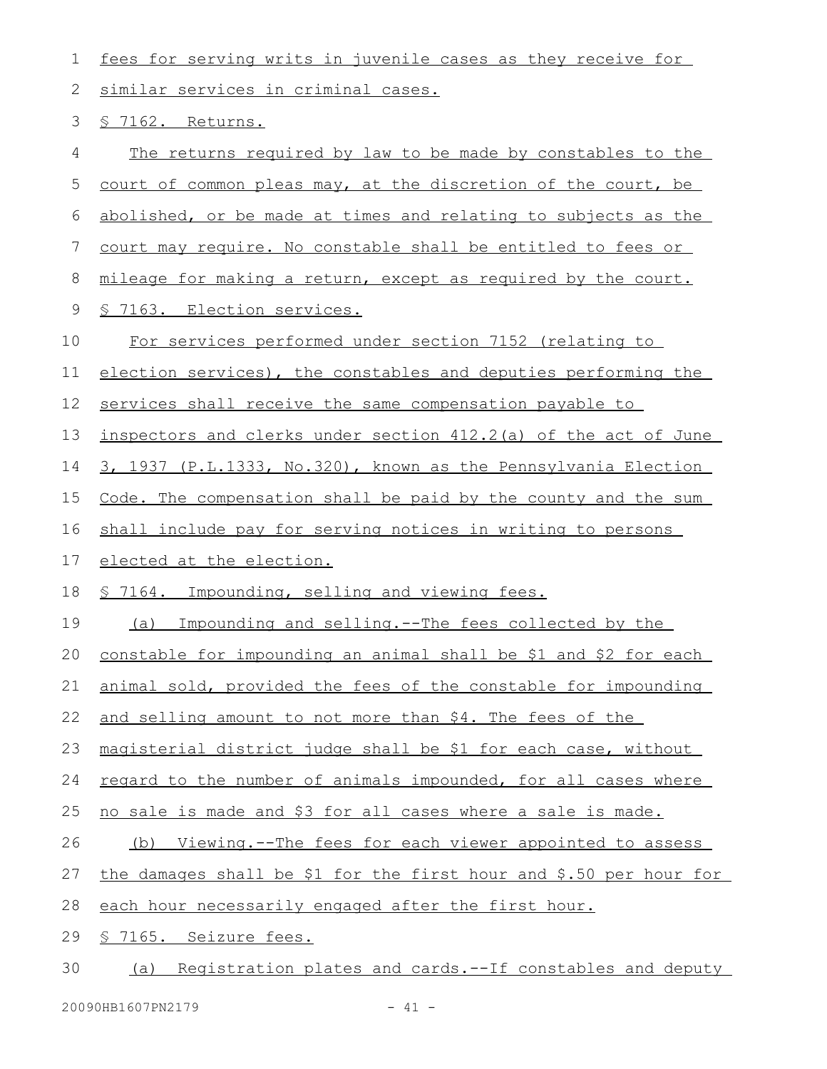fees for serving writs in juvenile cases as they receive for similar services in criminal cases.

§ 7162. Returns.

The returns required by law to be made by constables to the court of common pleas may, at the discretion of the court, be abolished, or be made at times and relating to subjects as the court may require. No constable shall be entitled to fees or mileage for making a return, except as required by the court.

§ 7163. Election services.

For services performed under section 7152 (relating to election services), the constables and deputies performing the services shall receive the same compensation payable to inspectors and clerks under section 412.2(a) of the act of June 3, 1937 (P.L.1333, No.320), known as the Pennsylvania Election Code. The compensation shall be paid by the county and the sum shall include pay for serving notices in writing to persons elected at the election.

§ 7164. Impounding, selling and viewing fees.

(a) Impounding and selling.--The fees collected by the constable for impounding an animal shall be $1 and $2 for each animal sold, provided the fees of the constable for impounding and selling amount to not more than $4. The fees of the magisterial district judge shall be $1 for each case, without regard to the number of animals impounded, for all cases where no sale is made and $3 for all cases where a sale is made.

(b) Viewing.--The fees for each viewer appointed to assess the damages shall be $1 for the first hour and $.50 per hour for each hour necessarily engaged after the first hour.

§ 7165. Seizure fees.

(a) Registration plates and cards.--If constables and deputy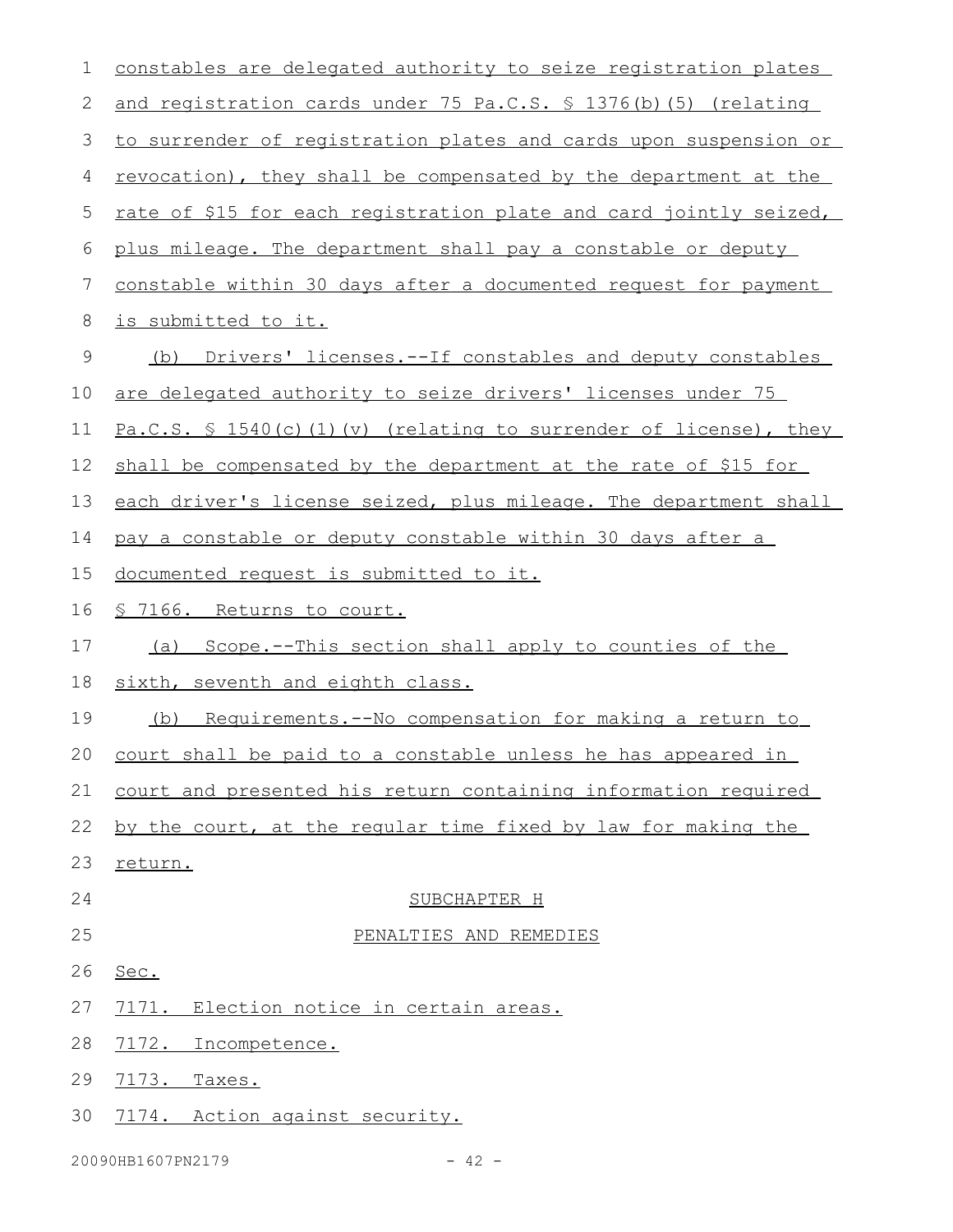constables are delegated authority to seize registration plates and registration cards under 75 Pa.C.S. § 1376(b)(5) (relating to surrender of registration plates and cards upon suspension or revocation), they shall be compensated by the department at the rate of $15 for each registration plate and card jointly seized, plus mileage. The department shall pay a constable or deputy constable within 30 days after a documented request for payment is submitted to it.

(b) Drivers' licenses.--If constables and deputy constables are delegated authority to seize drivers' licenses under 75 Pa.C.S. § 1540(c)(1)(v) (relating to surrender of license), they shall be compensated by the department at the rate of $15 for each driver's license seized, plus mileage. The department shall pay a constable or deputy constable within 30 days after a documented request is submitted to it.

§ 7166. Returns to court.

(a) Scope.--This section shall apply to counties of the sixth, seventh and eighth class.

(b) Requirements.--No compensation for making a return to court shall be paid to a constable unless he has appeared in court and presented his return containing information required by the court, at the regular time fixed by law for making the return.

SUBCHAPTER H

PENALTIES AND REMEDIES

Sec.

7171. Election notice in certain areas.

7172. Incompetence.

7173. Taxes.

7174. Action against security.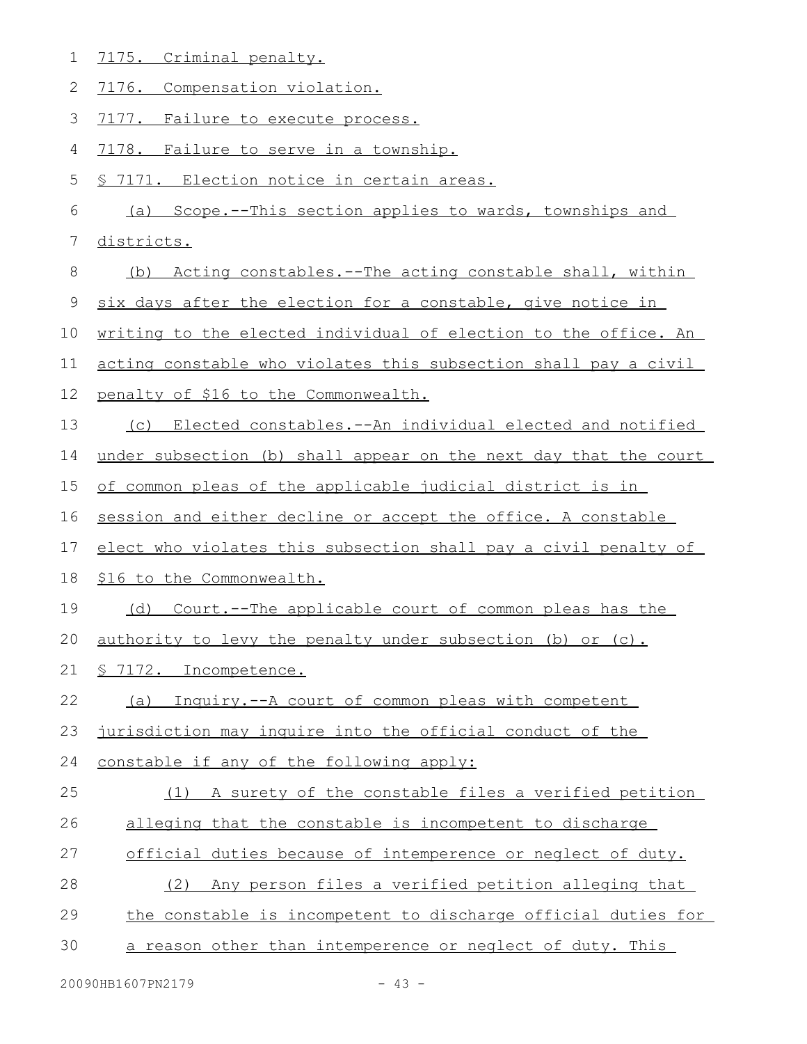7175. Criminal penalty.

7176. Compensation violation.

7177. Failure to execute process.

7178. Failure to serve in a township.

§ 7171. Election notice in certain areas.

(a) Scope.--This section applies to wards, townships and districts.

(b) Acting constables.--The acting constable shall, within six days after the election for a constable, give notice in writing to the elected individual of election to the office. An acting constable who violates this subsection shall pay a civil penalty of $16 to the Commonwealth.

(c) Elected constables.--An individual elected and notified under subsection (b) shall appear on the next day that the court of common pleas of the applicable judicial district is in session and either decline or accept the office. A constable elect who violates this subsection shall pay a civil penalty of $16 to the Commonwealth.

(d) Court.--The applicable court of common pleas has the authority to levy the penalty under subsection (b) or (c).

§ 7172. Incompetence.

(a) Inquiry.--A court of common pleas with competent jurisdiction may inquire into the official conduct of the constable if any of the following apply:

(1) A surety of the constable files a verified petition alleging that the constable is incompetent to discharge official duties because of intemperence or neglect of duty.

(2) Any person files a verified petition alleging that the constable is incompetent to discharge official duties for a reason other than intemperence or neglect of duty. This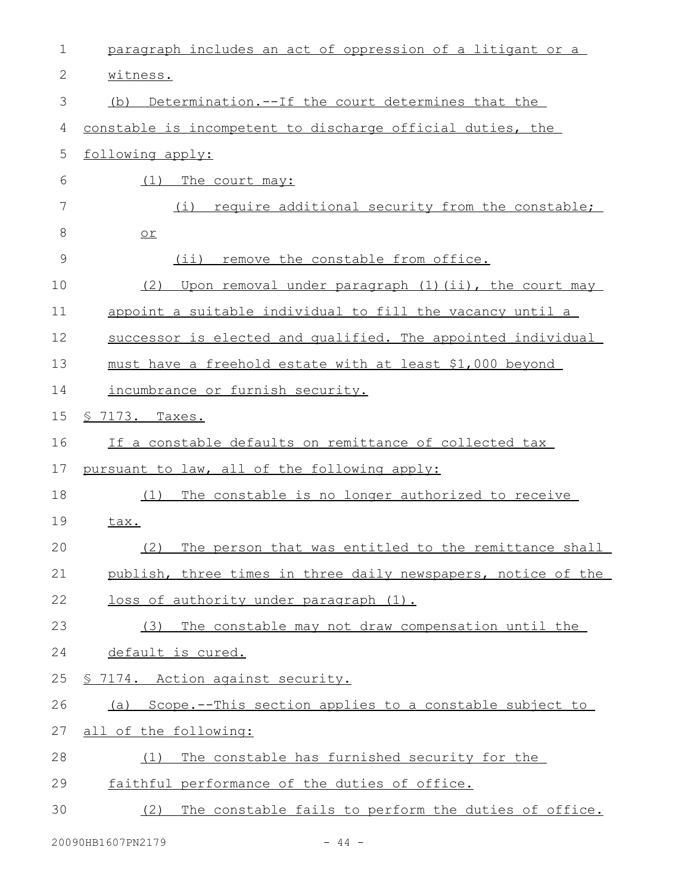paragraph includes an act of oppression of a litigant or a witness.

(b) Determination.--If the court determines that the constable is incompetent to discharge official duties, the following apply:

(1) The court may:

(i) require additional security from the constable; or

(ii) remove the constable from office.

(2) Upon removal under paragraph (1)(ii), the court may appoint a suitable individual to fill the vacancy until a successor is elected and qualified. The appointed individual must have a freehold estate with at least $1,000 beyond incumbrance or furnish security.

§ 7173. Taxes.

If a constable defaults on remittance of collected tax pursuant to law, all of the following apply:

(1) The constable is no longer authorized to receive tax.

(2) The person that was entitled to the remittance shall publish, three times in three daily newspapers, notice of the loss of authority under paragraph (1).

(3) The constable may not draw compensation until the default is cured.

§ 7174. Action against security.

(a) Scope.--This section applies to a constable subject to all of the following:

(1) The constable has furnished security for the faithful performance of the duties of office.

(2) The constable fails to perform the duties of office.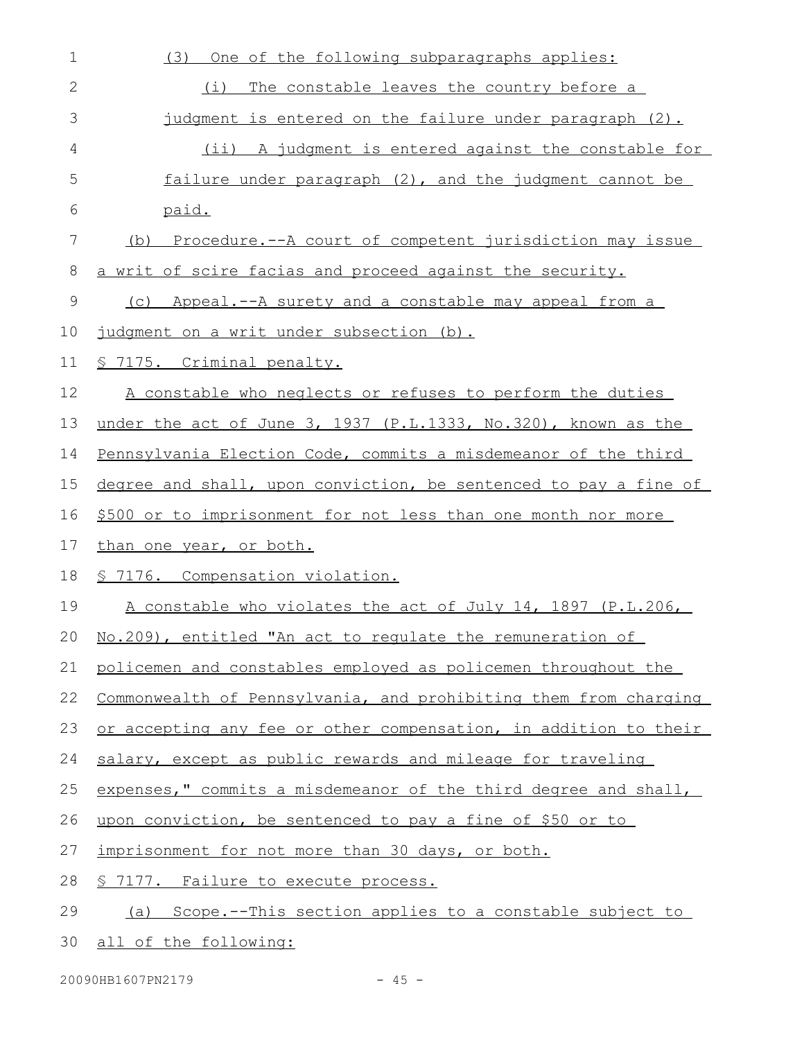(3) One of the following subparagraphs applies:

(i) The constable leaves the country before a judgment is entered on the failure under paragraph (2).

(ii) A judgment is entered against the constable for failure under paragraph (2), and the judgment cannot be paid.

(b) Procedure.--A court of competent jurisdiction may issue a writ of scire facias and proceed against the security.

(c) Appeal.--A surety and a constable may appeal from a judgment on a writ under subsection (b).

§ 7175. Criminal penalty.

A constable who neglects or refuses to perform the duties under the act of June 3, 1937 (P.L.1333, No.320), known as the Pennsylvania Election Code, commits a misdemeanor of the third degree and shall, upon conviction, be sentenced to pay a fine of $500 or to imprisonment for not less than one month nor more than one year, or both.

§ 7176. Compensation violation.

A constable who violates the act of July 14, 1897 (P.L.206, No.209), entitled "An act to regulate the remuneration of policemen and constables employed as policemen throughout the Commonwealth of Pennsylvania, and prohibiting them from charging or accepting any fee or other compensation, in addition to their salary, except as public rewards and mileage for traveling expenses," commits a misdemeanor of the third degree and shall, upon conviction, be sentenced to pay a fine of $50 or to imprisonment for not more than 30 days, or both.

§ 7177. Failure to execute process.

(a) Scope.--This section applies to a constable subject to all of the following: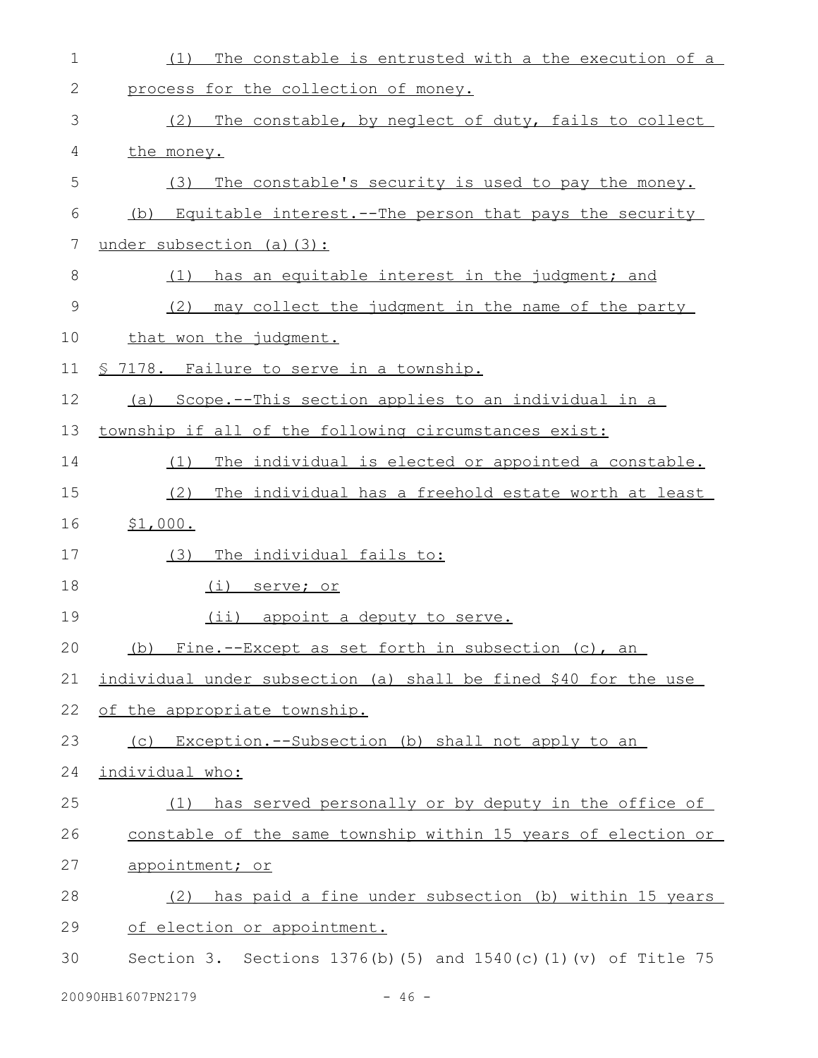(1) The constable is entrusted with a the execution of a process for the collection of money.

(2) The constable, by neglect of duty, fails to collect the money.

(3) The constable's security is used to pay the money.

(b) Equitable interest.--The person that pays the security under subsection (a)(3):

(1) has an equitable interest in the judgment; and

(2) may collect the judgment in the name of the party that won the judgment.

§ 7178. Failure to serve in a township.

(a) Scope.--This section applies to an individual in a township if all of the following circumstances exist:

(1) The individual is elected or appointed a constable.

(2) The individual has a freehold estate worth at least $1,000.

(3) The individual fails to:

(i) serve; or

(ii) appoint a deputy to serve.

(b) Fine.--Except as set forth in subsection (c), an individual under subsection (a) shall be fined $40 for the use of the appropriate township.

(c) Exception.--Subsection (b) shall not apply to an individual who:

(1) has served personally or by deputy in the office of constable of the same township within 15 years of election or appointment; or

(2) has paid a fine under subsection (b) within 15 years of election or appointment.

Section 3. Sections 1376(b)(5) and 1540(c)(1)(v) of Title 75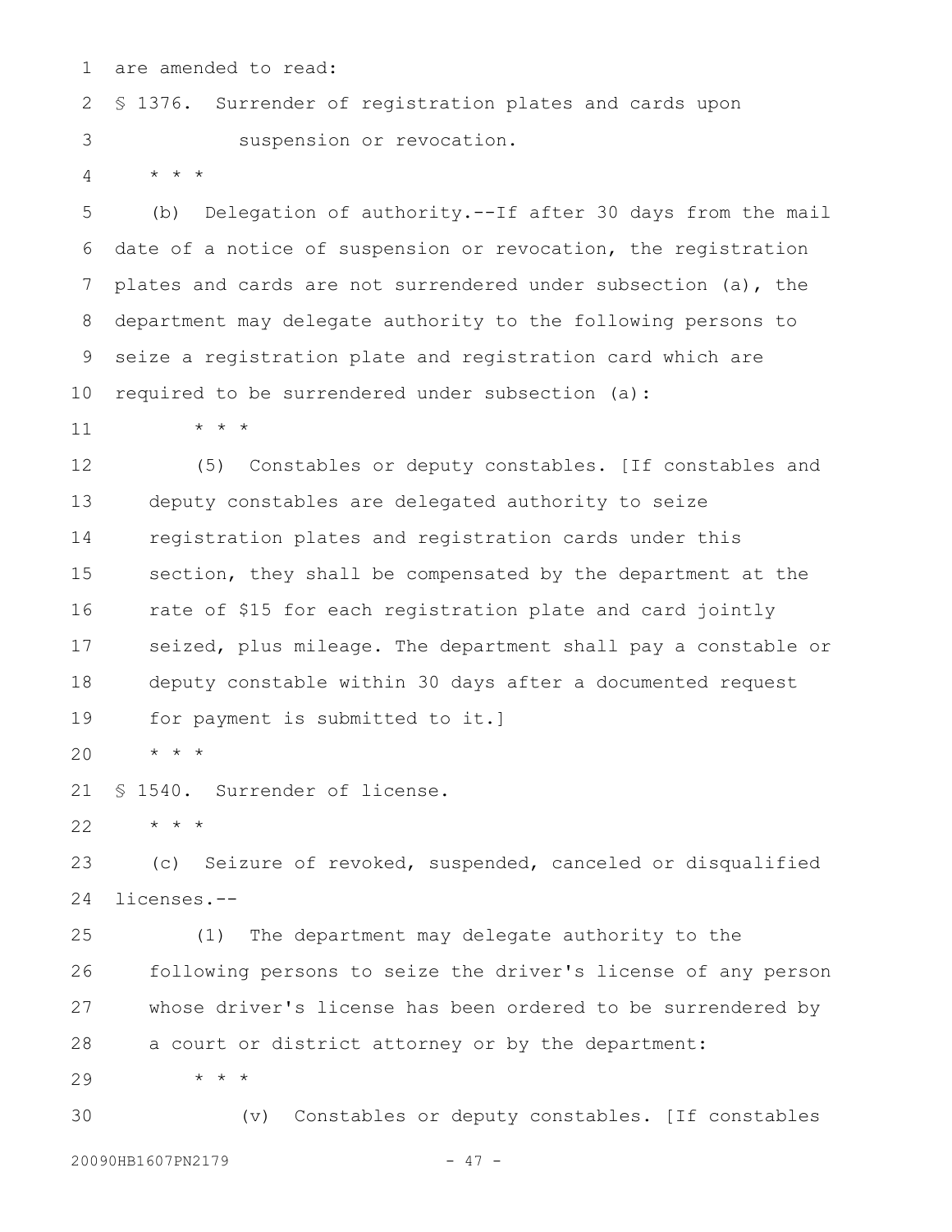are amended to read:

§ 1376. Surrender of registration plates and cards upon suspension or revocation.

* * *

(b) Delegation of authority.--If after 30 days from the mail date of a notice of suspension or revocation, the registration plates and cards are not surrendered under subsection (a), the department may delegate authority to the following persons to seize a registration plate and registration card which are required to be surrendered under subsection (a):

* * *

(5) Constables or deputy constables. [If constables and deputy constables are delegated authority to seize registration plates and registration cards under this section, they shall be compensated by the department at the rate of $15 for each registration plate and card jointly seized, plus mileage. The department shall pay a constable or deputy constable within 30 days after a documented request for payment is submitted to it.]

* * *

§ 1540. Surrender of license.

* * *

(c) Seizure of revoked, suspended, canceled or disqualified licenses.--

(1) The department may delegate authority to the following persons to seize the driver's license of any person whose driver's license has been ordered to be surrendered by a court or district attorney or by the department:

* * *

(v) Constables or deputy constables. [If constables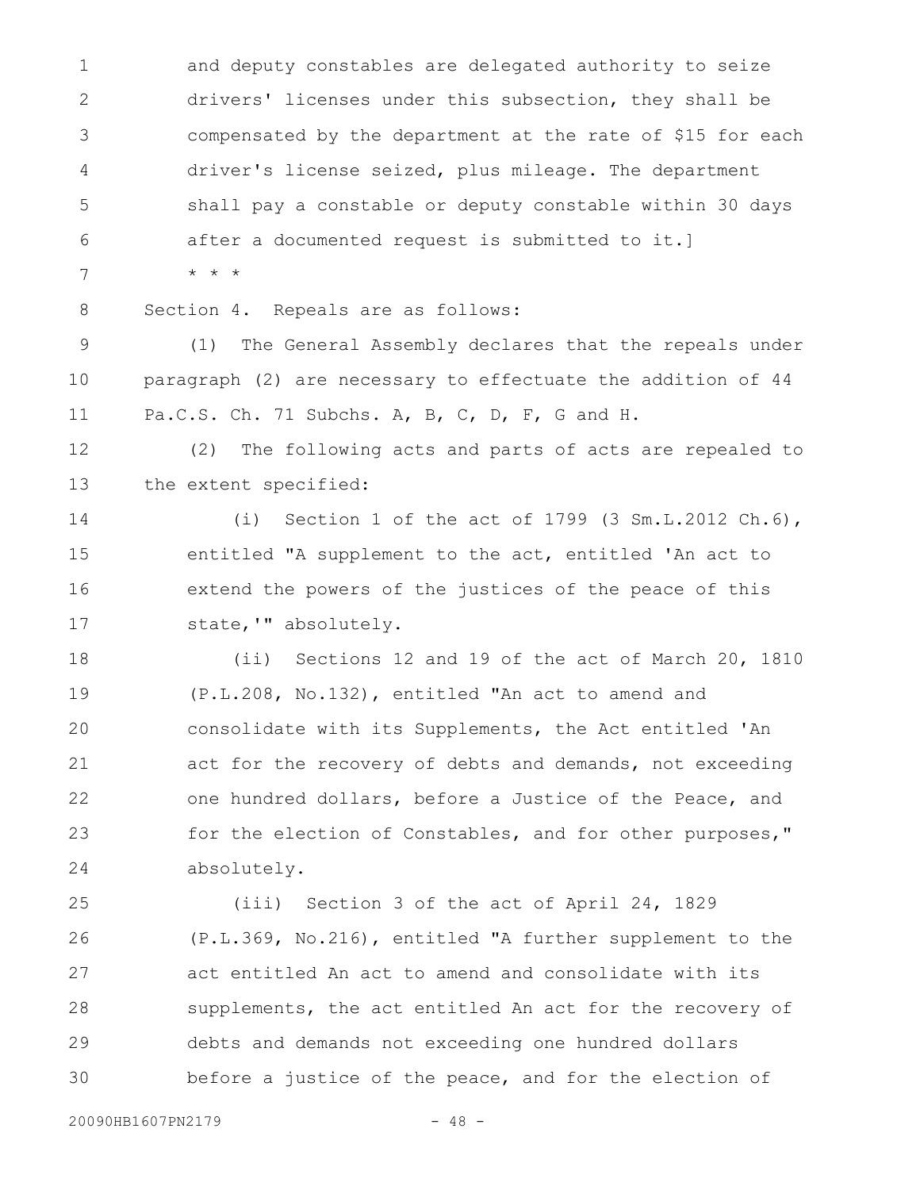and deputy constables are delegated authority to seize drivers' licenses under this subsection, they shall be compensated by the department at the rate of $15 for each driver's license seized, plus mileage. The department shall pay a constable or deputy constable within 30 days after a documented request is submitted to it.]

* * *

Section 4. Repeals are as follows:

(1) The General Assembly declares that the repeals under paragraph (2) are necessary to effectuate the addition of 44 Pa.C.S. Ch. 71 Subchs. A, B, C, D, F, G and H.

(2) The following acts and parts of acts are repealed to the extent specified:

(i) Section 1 of the act of 1799 (3 Sm.L.2012 Ch.6), entitled "A supplement to the act, entitled 'An act to extend the powers of the justices of the peace of this state,'" absolutely.

(ii) Sections 12 and 19 of the act of March 20, 1810 (P.L.208, No.132), entitled "An act to amend and consolidate with its Supplements, the Act entitled 'An act for the recovery of debts and demands, not exceeding one hundred dollars, before a Justice of the Peace, and for the election of Constables, and for other purposes," absolutely.

(iii) Section 3 of the act of April 24, 1829 (P.L.369, No.216), entitled "A further supplement to the act entitled An act to amend and consolidate with its supplements, the act entitled An act for the recovery of debts and demands not exceeding one hundred dollars before a justice of the peace, and for the election of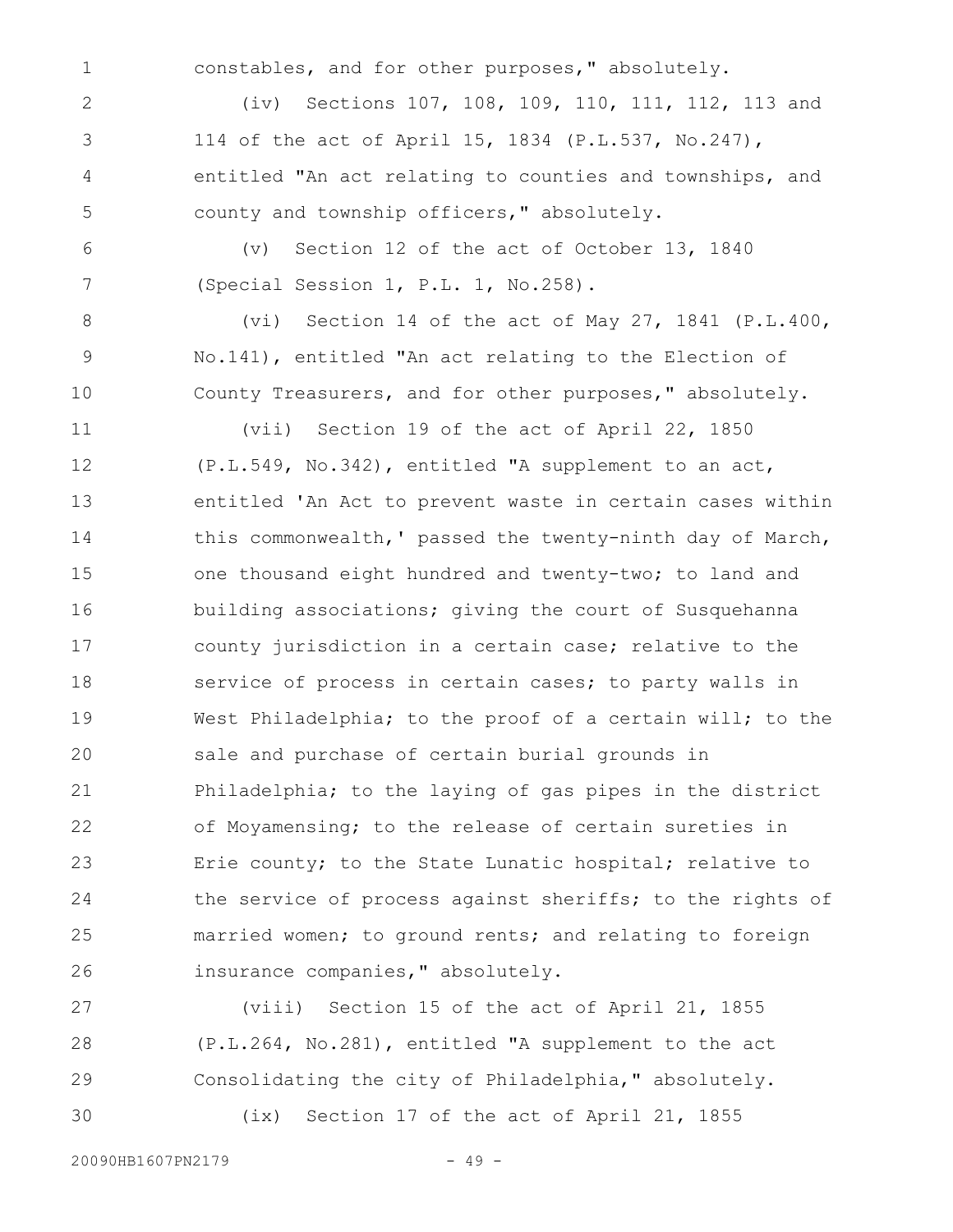constables, and for other purposes," absolutely.

(iv) Sections 107, 108, 109, 110, 111, 112, 113 and 114 of the act of April 15, 1834 (P.L.537, No.247), entitled "An act relating to counties and townships, and county and township officers," absolutely.

(v) Section 12 of the act of October 13, 1840 (Special Session 1, P.L. 1, No.258).

(vi) Section 14 of the act of May 27, 1841 (P.L.400, No.141), entitled "An act relating to the Election of County Treasurers, and for other purposes," absolutely.

(vii) Section 19 of the act of April 22, 1850 (P.L.549, No.342), entitled "A supplement to an act, entitled 'An Act to prevent waste in certain cases within this commonwealth,' passed the twenty-ninth day of March, one thousand eight hundred and twenty-two; to land and building associations; giving the court of Susquehanna county jurisdiction in a certain case; relative to the service of process in certain cases; to party walls in West Philadelphia; to the proof of a certain will; to the sale and purchase of certain burial grounds in Philadelphia; to the laying of gas pipes in the district of Moyamensing; to the release of certain sureties in Erie county; to the State Lunatic hospital; relative to the service of process against sheriffs; to the rights of married women; to ground rents; and relating to foreign insurance companies," absolutely.

(viii) Section 15 of the act of April 21, 1855 (P.L.264, No.281), entitled "A supplement to the act Consolidating the city of Philadelphia," absolutely.

(ix) Section 17 of the act of April 21, 1855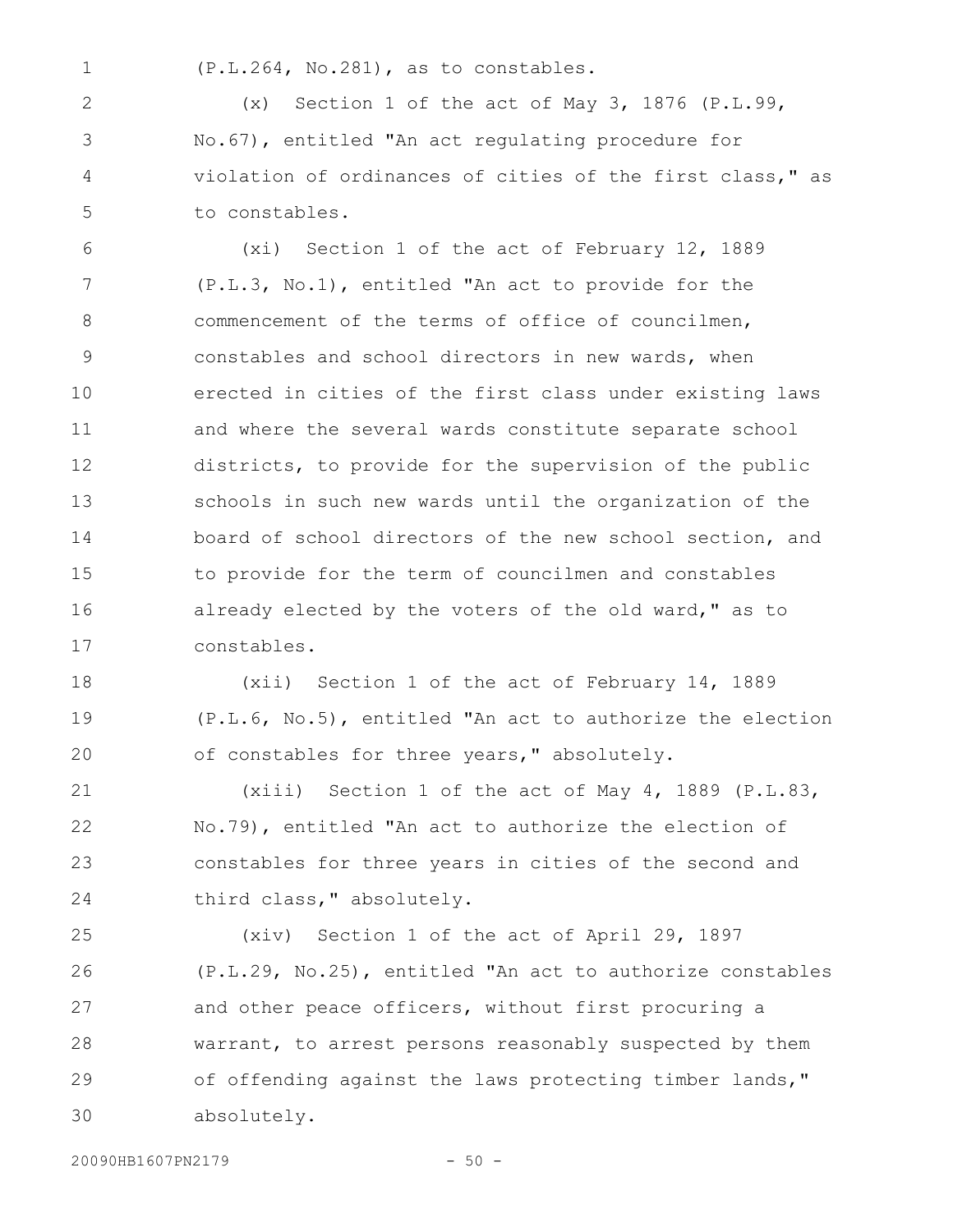(P.L.264, No.281), as to constables.

(x) Section 1 of the act of May 3, 1876 (P.L.99, No.67), entitled "An act regulating procedure for violation of ordinances of cities of the first class," as to constables.

(xi) Section 1 of the act of February 12, 1889 (P.L.3, No.1), entitled "An act to provide for the commencement of the terms of office of councilmen, constables and school directors in new wards, when erected in cities of the first class under existing laws and where the several wards constitute separate school districts, to provide for the supervision of the public schools in such new wards until the organization of the board of school directors of the new school section, and to provide for the term of councilmen and constables already elected by the voters of the old ward," as to constables.

(xii) Section 1 of the act of February 14, 1889 (P.L.6, No.5), entitled "An act to authorize the election of constables for three years," absolutely.

(xiii) Section 1 of the act of May 4, 1889 (P.L.83, No.79), entitled "An act to authorize the election of constables for three years in cities of the second and third class," absolutely.

(xiv) Section 1 of the act of April 29, 1897 (P.L.29, No.25), entitled "An act to authorize constables and other peace officers, without first procuring a warrant, to arrest persons reasonably suspected by them of offending against the laws protecting timber lands," absolutely.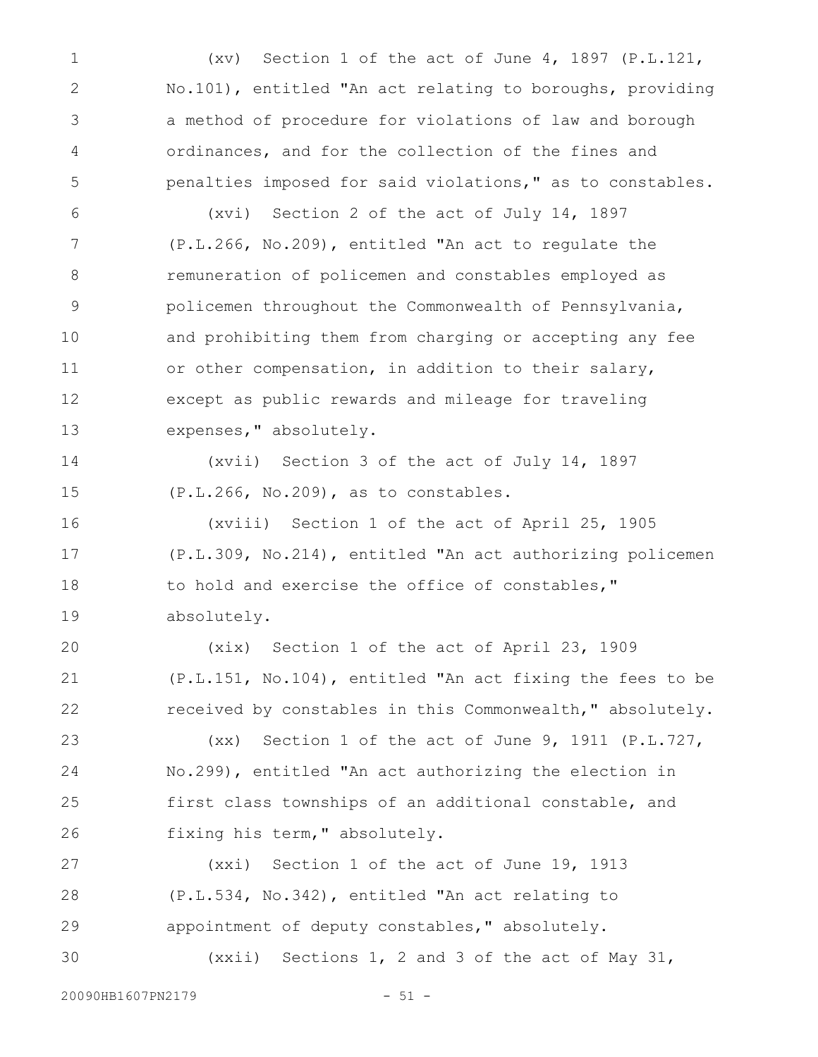(xv) Section 1 of the act of June 4, 1897 (P.L.121, No.101), entitled "An act relating to boroughs, providing a method of procedure for violations of law and borough ordinances, and for the collection of the fines and penalties imposed for said violations," as to constables.

(xvi) Section 2 of the act of July 14, 1897 (P.L.266, No.209), entitled "An act to regulate the remuneration of policemen and constables employed as policemen throughout the Commonwealth of Pennsylvania, and prohibiting them from charging or accepting any fee or other compensation, in addition to their salary, except as public rewards and mileage for traveling expenses," absolutely.

(xvii) Section 3 of the act of July 14, 1897 (P.L.266, No.209), as to constables.

(xviii) Section 1 of the act of April 25, 1905 (P.L.309, No.214), entitled "An act authorizing policemen to hold and exercise the office of constables," absolutely.

(xix) Section 1 of the act of April 23, 1909 (P.L.151, No.104), entitled "An act fixing the fees to be received by constables in this Commonwealth," absolutely.

(xx) Section 1 of the act of June 9, 1911 (P.L.727, No.299), entitled "An act authorizing the election in first class townships of an additional constable, and fixing his term," absolutely.

(xxi) Section 1 of the act of June 19, 1913 (P.L.534, No.342), entitled "An act relating to appointment of deputy constables," absolutely.

(xxii) Sections 1, 2 and 3 of the act of May 31,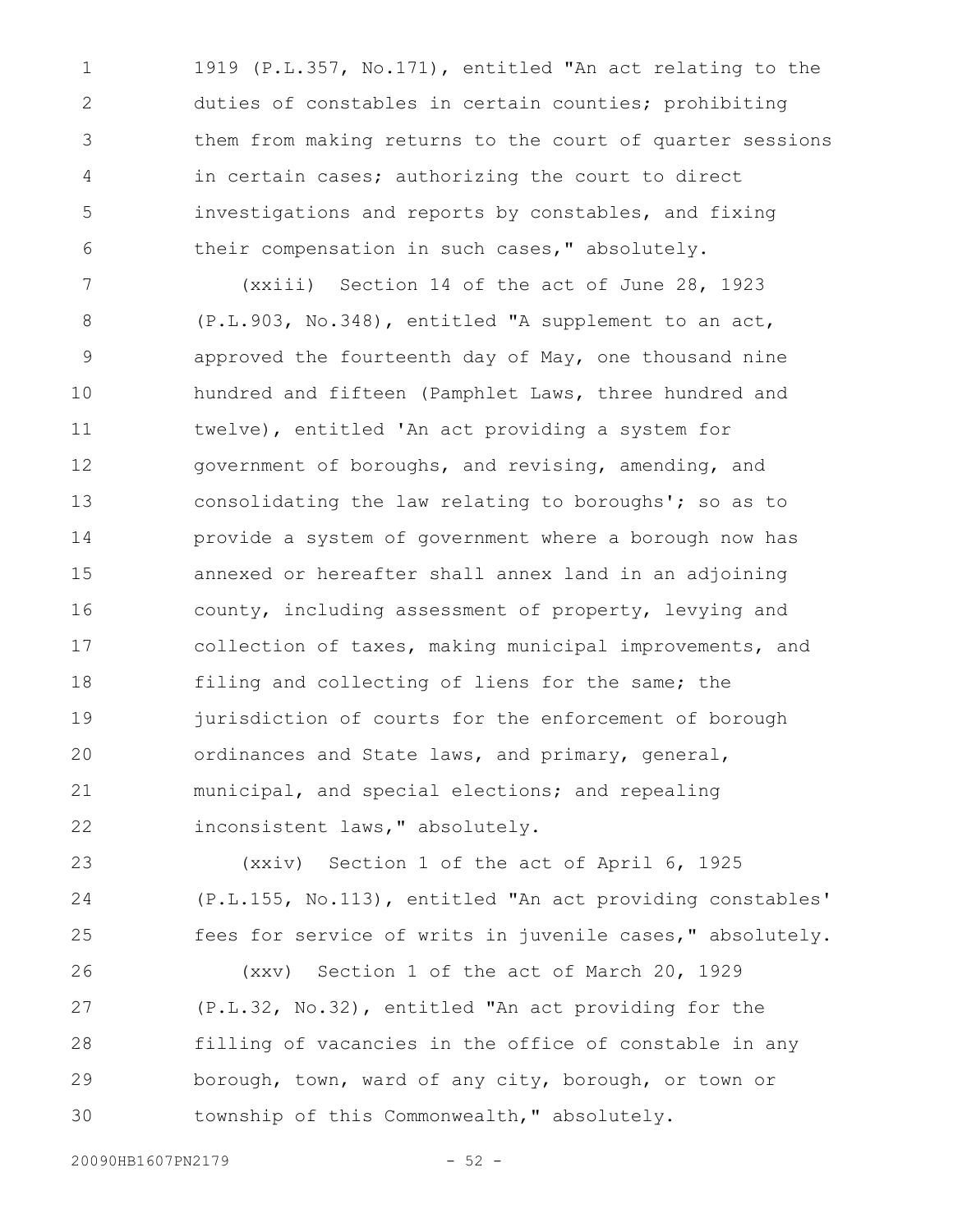1919 (P.L.357, No.171), entitled "An act relating to the duties of constables in certain counties; prohibiting them from making returns to the court of quarter sessions in certain cases; authorizing the court to direct investigations and reports by constables, and fixing their compensation in such cases," absolutely.

(xxiii) Section 14 of the act of June 28, 1923 (P.L.903, No.348), entitled "A supplement to an act, approved the fourteenth day of May, one thousand nine hundred and fifteen (Pamphlet Laws, three hundred and twelve), entitled 'An act providing a system for government of boroughs, and revising, amending, and consolidating the law relating to boroughs'; so as to provide a system of government where a borough now has annexed or hereafter shall annex land in an adjoining county, including assessment of property, levying and collection of taxes, making municipal improvements, and filing and collecting of liens for the same; the jurisdiction of courts for the enforcement of borough ordinances and State laws, and primary, general, municipal, and special elections; and repealing inconsistent laws," absolutely.

(xxiv) Section 1 of the act of April 6, 1925 (P.L.155, No.113), entitled "An act providing constables' fees for service of writs in juvenile cases," absolutely.

(xxv) Section 1 of the act of March 20, 1929 (P.L.32, No.32), entitled "An act providing for the filling of vacancies in the office of constable in any borough, town, ward of any city, borough, or town or township of this Commonwealth," absolutely.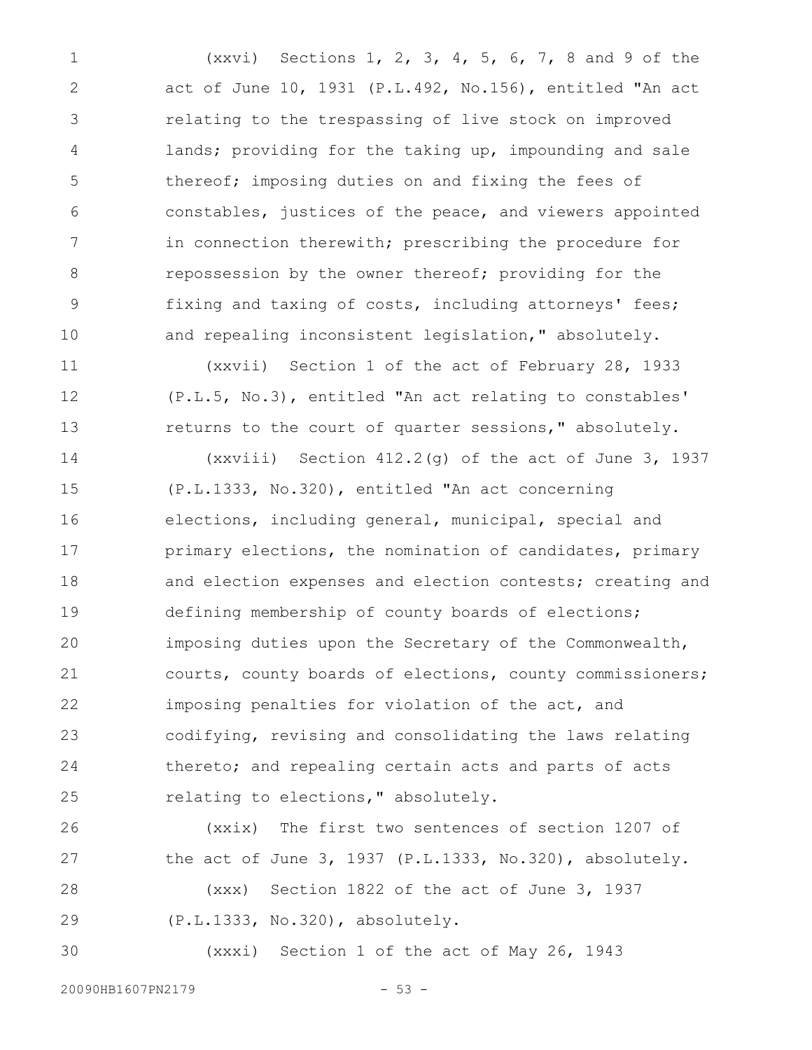(xxvi) Sections 1, 2, 3, 4, 5, 6, 7, 8 and 9 of the act of June 10, 1931 (P.L.492, No.156), entitled "An act relating to the trespassing of live stock on improved lands; providing for the taking up, impounding and sale thereof; imposing duties on and fixing the fees of constables, justices of the peace, and viewers appointed in connection therewith; prescribing the procedure for repossession by the owner thereof; providing for the fixing and taxing of costs, including attorneys' fees; and repealing inconsistent legislation," absolutely.

(xxvii) Section 1 of the act of February 28, 1933 (P.L.5, No.3), entitled "An act relating to constables' returns to the court of quarter sessions," absolutely.

(xxviii) Section 412.2(g) of the act of June 3, 1937 (P.L.1333, No.320), entitled "An act concerning elections, including general, municipal, special and primary elections, the nomination of candidates, primary and election expenses and election contests; creating and defining membership of county boards of elections; imposing duties upon the Secretary of the Commonwealth, courts, county boards of elections, county commissioners; imposing penalties for violation of the act, and codifying, revising and consolidating the laws relating thereto; and repealing certain acts and parts of acts relating to elections," absolutely.

(xxix) The first two sentences of section 1207 of the act of June 3, 1937 (P.L.1333, No.320), absolutely.

(xxx) Section 1822 of the act of June 3, 1937 (P.L.1333, No.320), absolutely.

(xxxi) Section 1 of the act of May 26, 1943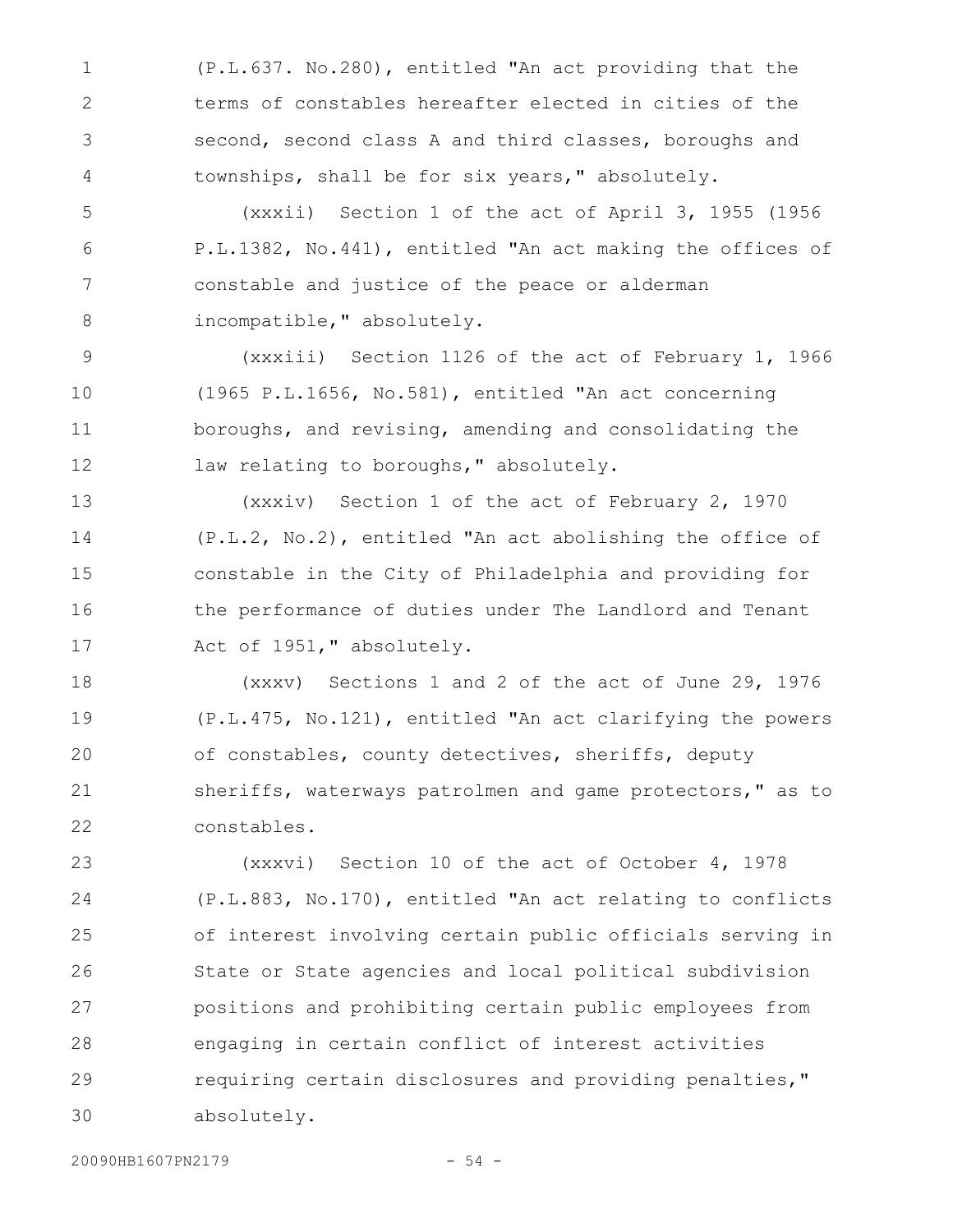(P.L.637. No.280), entitled "An act providing that the terms of constables hereafter elected in cities of the second, second class A and third classes, boroughs and townships, shall be for six years," absolutely.

(xxxii) Section 1 of the act of April 3, 1955 (1956 P.L.1382, No.441), entitled "An act making the offices of constable and justice of the peace or alderman incompatible," absolutely.

(xxxiii) Section 1126 of the act of February 1, 1966 (1965 P.L.1656, No.581), entitled "An act concerning boroughs, and revising, amending and consolidating the law relating to boroughs," absolutely.

(xxxiv) Section 1 of the act of February 2, 1970 (P.L.2, No.2), entitled "An act abolishing the office of constable in the City of Philadelphia and providing for the performance of duties under The Landlord and Tenant Act of 1951," absolutely.

(xxxv) Sections 1 and 2 of the act of June 29, 1976 (P.L.475, No.121), entitled "An act clarifying the powers of constables, county detectives, sheriffs, deputy sheriffs, waterways patrolmen and game protectors," as to constables.

(xxxvi) Section 10 of the act of October 4, 1978 (P.L.883, No.170), entitled "An act relating to conflicts of interest involving certain public officials serving in State or State agencies and local political subdivision positions and prohibiting certain public employees from engaging in certain conflict of interest activities requiring certain disclosures and providing penalties," absolutely.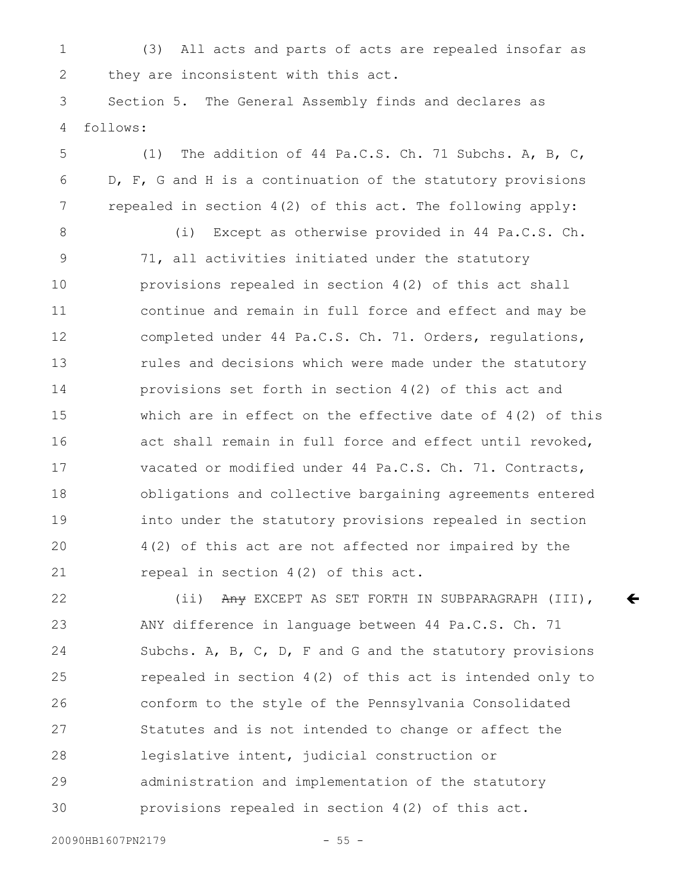(3) All acts and parts of acts are repealed insofar as they are inconsistent with this act.

Section 5. The General Assembly finds and declares as follows:

(1) The addition of 44 Pa.C.S. Ch. 71 Subchs. A, B, C, D, F, G and H is a continuation of the statutory provisions repealed in section 4(2) of this act. The following apply:

(i) Except as otherwise provided in 44 Pa.C.S. Ch. 71, all activities initiated under the statutory provisions repealed in section 4(2) of this act shall continue and remain in full force and effect and may be completed under 44 Pa.C.S. Ch. 71. Orders, regulations, rules and decisions which were made under the statutory provisions set forth in section 4(2) of this act and which are in effect on the effective date of 4(2) of this act shall remain in full force and effect until revoked, vacated or modified under 44 Pa.C.S. Ch. 71. Contracts, obligations and collective bargaining agreements entered into under the statutory provisions repealed in section 4(2) of this act are not affected nor impaired by the repeal in section 4(2) of this act.

(ii) ~~Any~~ EXCEPT AS SET FORTH IN SUBPARAGRAPH (III), ANY difference in language between 44 Pa.C.S. Ch. 71 Subchs. A, B, C, D, F and G and the statutory provisions repealed in section 4(2) of this act is intended only to conform to the style of the Pennsylvania Consolidated Statutes and is not intended to change or affect the legislative intent, judicial construction or administration and implementation of the statutory provisions repealed in section 4(2) of this act.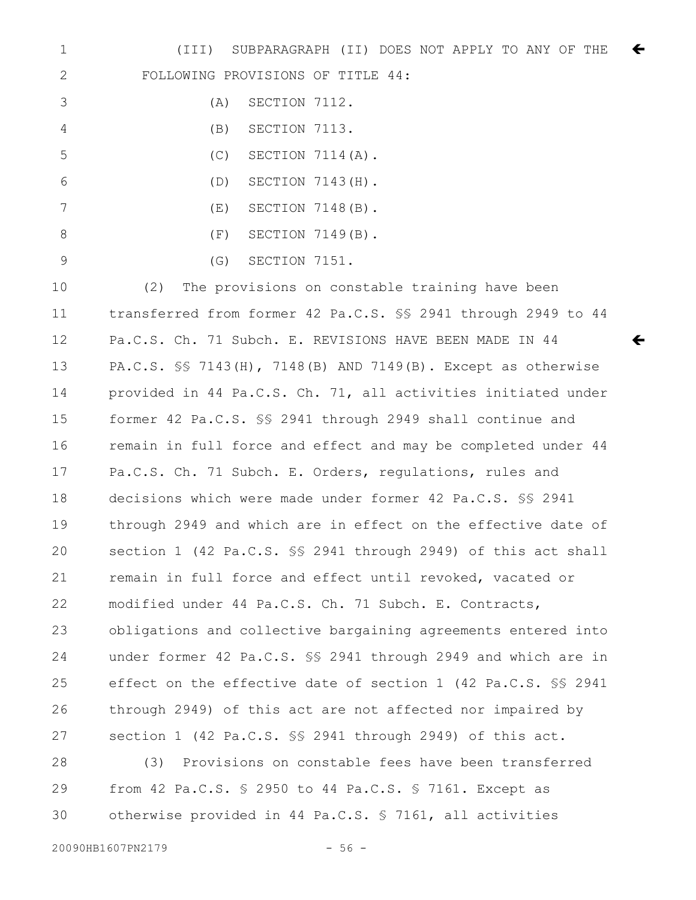(III) SUBPARAGRAPH (II) DOES NOT APPLY TO ANY OF THE FOLLOWING PROVISIONS OF TITLE 44:

(A) SECTION 7112.

(B) SECTION 7113.

(C) SECTION 7114(A).

(D) SECTION 7143(H).

(E) SECTION 7148(B).

(F) SECTION 7149(B).

(G) SECTION 7151.

(2) The provisions on constable training have been transferred from former 42 Pa.C.S. §§ 2941 through 2949 to 44 Pa.C.S. Ch. 71 Subch. E. REVISIONS HAVE BEEN MADE IN 44 PA.C.S. §§ 7143(H), 7148(B) AND 7149(B). Except as otherwise provided in 44 Pa.C.S. Ch. 71, all activities initiated under former 42 Pa.C.S. §§ 2941 through 2949 shall continue and remain in full force and effect and may be completed under 44 Pa.C.S. Ch. 71 Subch. E. Orders, regulations, rules and decisions which were made under former 42 Pa.C.S. §§ 2941 through 2949 and which are in effect on the effective date of section 1 (42 Pa.C.S. §§ 2941 through 2949) of this act shall remain in full force and effect until revoked, vacated or modified under 44 Pa.C.S. Ch. 71 Subch. E. Contracts, obligations and collective bargaining agreements entered into under former 42 Pa.C.S. §§ 2941 through 2949 and which are in effect on the effective date of section 1 (42 Pa.C.S. §§ 2941 through 2949) of this act are not affected nor impaired by section 1 (42 Pa.C.S. §§ 2941 through 2949) of this act.

(3) Provisions on constable fees have been transferred from 42 Pa.C.S. § 2950 to 44 Pa.C.S. § 7161. Except as otherwise provided in 44 Pa.C.S. § 7161, all activities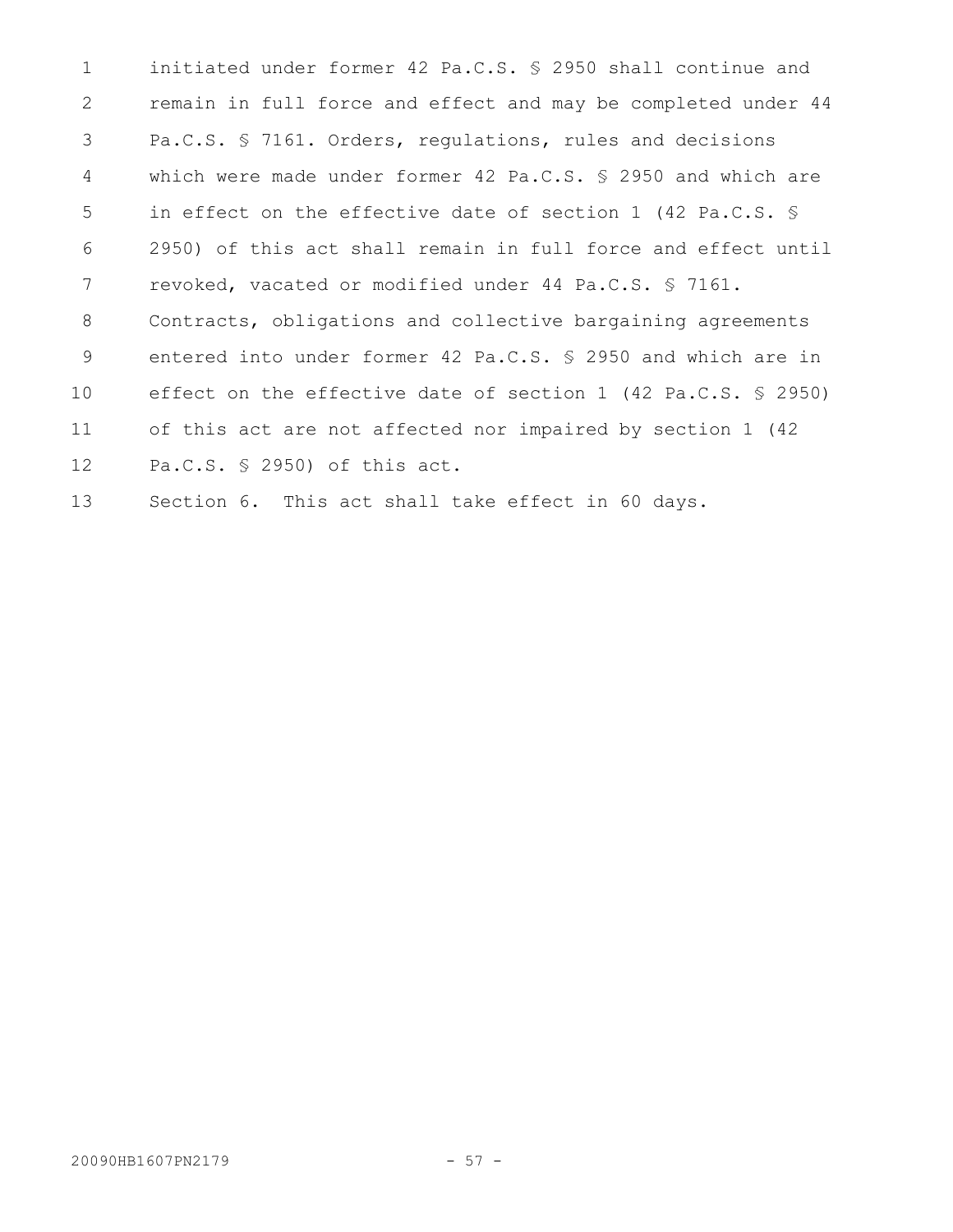initiated under former 42 Pa.C.S. § 2950 shall continue and remain in full force and effect and may be completed under 44 Pa.C.S. § 7161. Orders, regulations, rules and decisions which were made under former 42 Pa.C.S. § 2950 and which are in effect on the effective date of section 1 (42 Pa.C.S. § 2950) of this act shall remain in full force and effect until revoked, vacated or modified under 44 Pa.C.S. § 7161. Contracts, obligations and collective bargaining agreements entered into under former 42 Pa.C.S. § 2950 and which are in effect on the effective date of section 1 (42 Pa.C.S. § 2950) of this act are not affected nor impaired by section 1 (42 Pa.C.S. § 2950) of this act.

Section 6. This act shall take effect in 60 days.